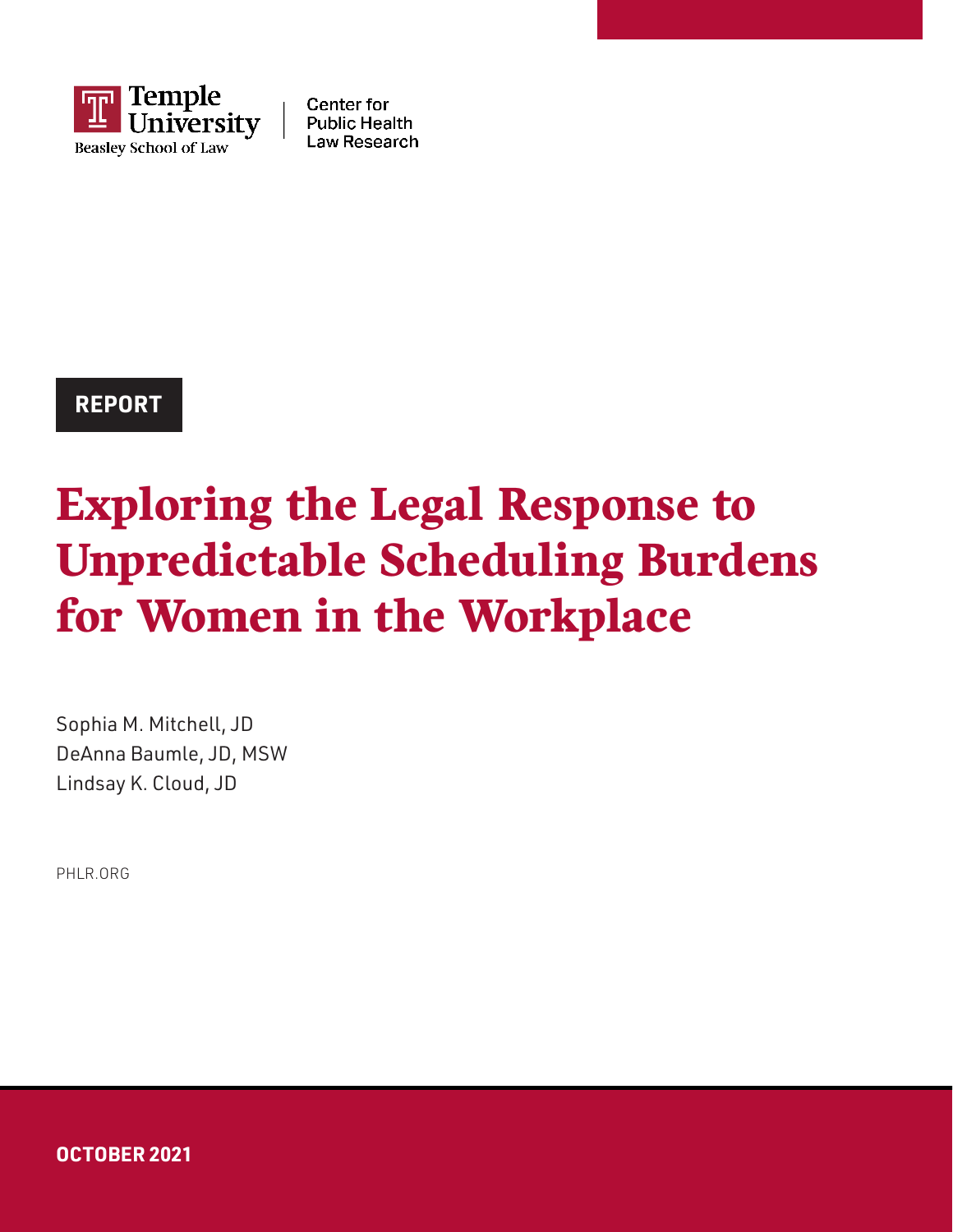Temple University Beasley School of Law

Center for Public Health Law Research

**REPORT**

# Exploring the Legal Response to Unpredictable Scheduling Burdens for Women in the Workplace

Sophia M. Mitchell, JD
DeAnna Baumle, JD, MSW
Lindsay K. Cloud, JD

PHLR.ORG

**OCTOBER 2021**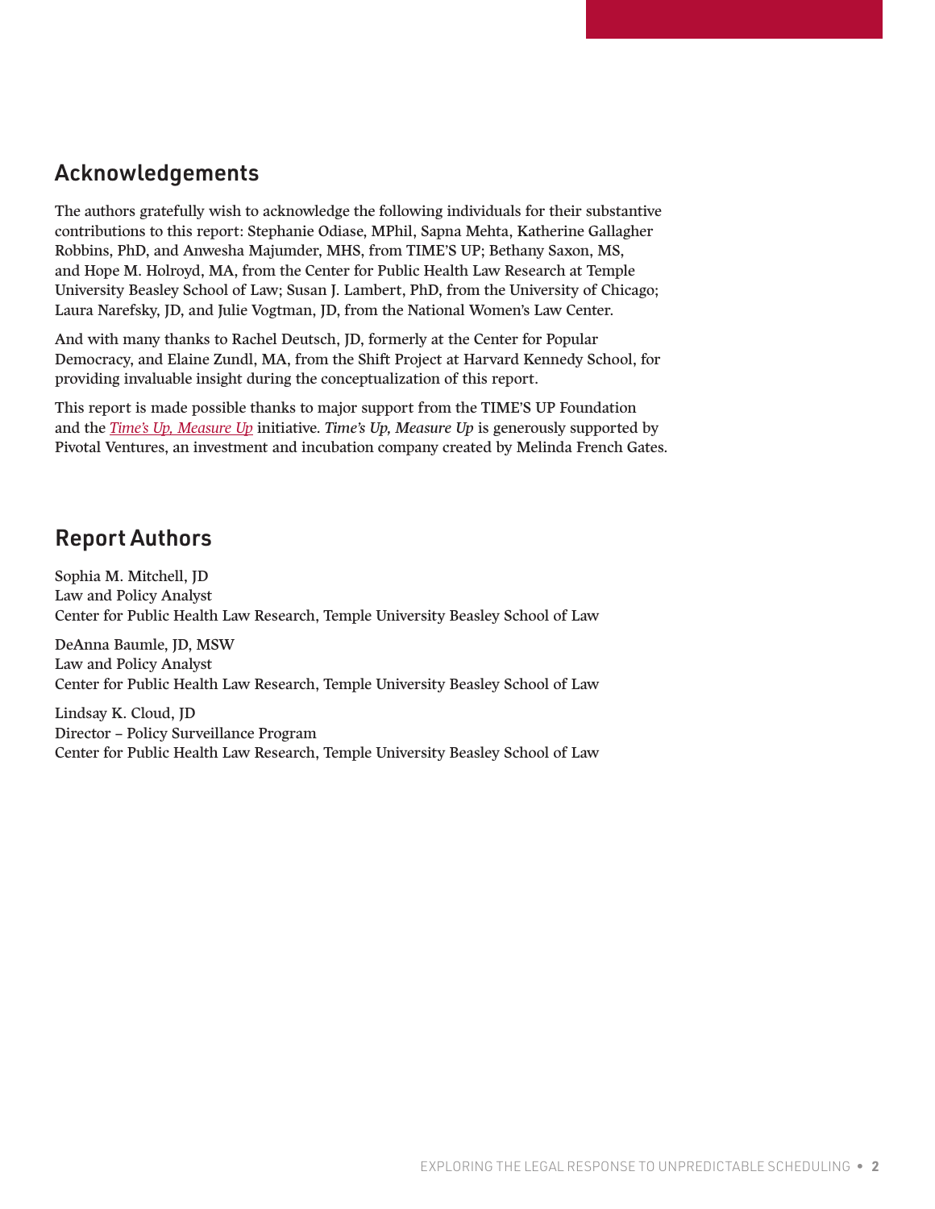## Acknowledgements

The authors gratefully wish to acknowledge the following individuals for their substantive contributions to this report: Stephanie Odiase, MPhil, Sapna Mehta, Katherine Gallagher Robbins, PhD, and Anwesha Majumder, MHS, from TIME'S UP; Bethany Saxon, MS, and Hope M. Holroyd, MA, from the Center for Public Health Law Research at Temple University Beasley School of Law; Susan J. Lambert, PhD, from the University of Chicago; Laura Narefsky, JD, and Julie Vogtman, JD, from the National Women's Law Center.

And with many thanks to Rachel Deutsch, JD, formerly at the Center for Popular Democracy, and Elaine Zundl, MA, from the Shift Project at Harvard Kennedy School, for providing invaluable insight during the conceptualization of this report.

This report is made possible thanks to major support from the TIME'S UP Foundation and the *Time's Up, Measure Up* initiative. ***Time's Up, Measure Up*** is generously supported by Pivotal Ventures, an investment and incubation company created by Melinda French Gates.

## Report Authors

Sophia M. Mitchell, JD
Law and Policy Analyst
Center for Public Health Law Research, Temple University Beasley School of Law

DeAnna Baumle, JD, MSW
Law and Policy Analyst
Center for Public Health Law Research, Temple University Beasley School of Law

Lindsay K. Cloud, JD
Director – Policy Surveillance Program
Center for Public Health Law Research, Temple University Beasley School of Law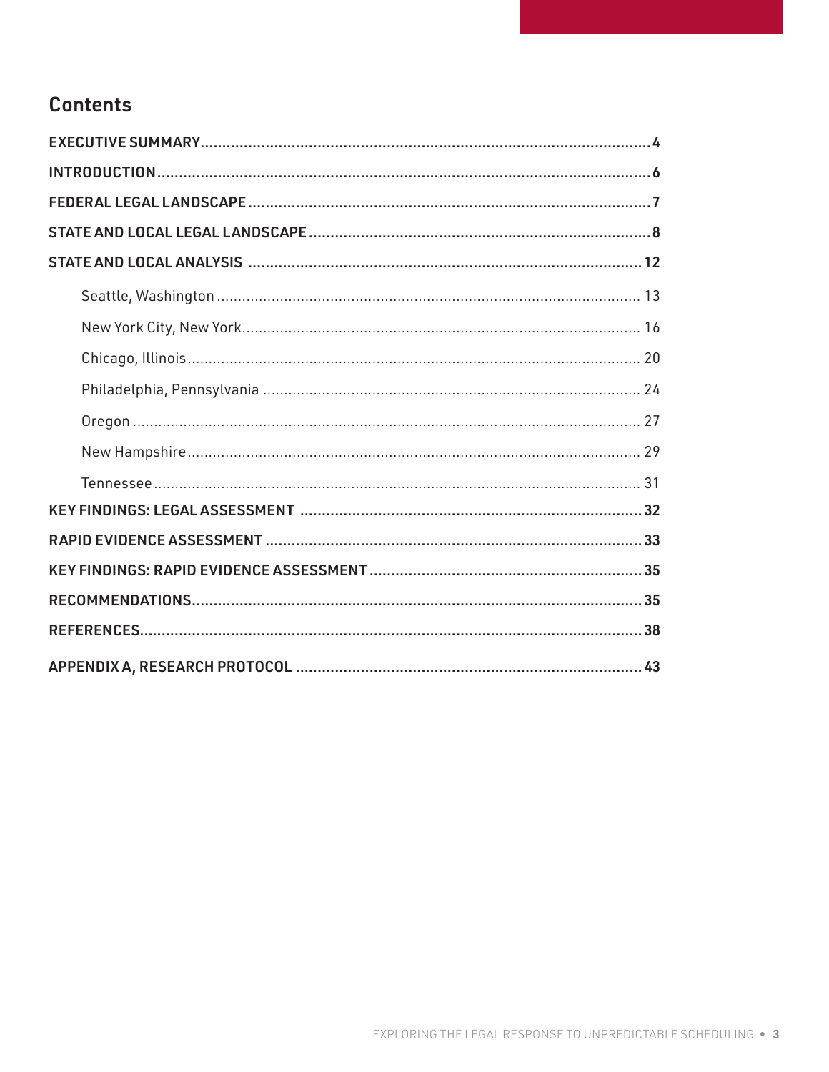## Contents

EXECUTIVE SUMMARY .......... 4
INTRODUCTION .......... 6
FEDERAL LEGAL LANDSCAPE .......... 7
STATE AND LOCAL LEGAL LANDSCAPE .......... 8
STATE AND LOCAL ANALYSIS .......... 12
- Seattle, Washington .......... 13
- New York City, New York .......... 16
- Chicago, Illinois .......... 20
- Philadelphia, Pennsylvania .......... 24
- Oregon .......... 27
- New Hampshire .......... 29
- Tennessee .......... 31

KEY FINDINGS: LEGAL ASSESSMENT .......... 32
RAPID EVIDENCE ASSESSMENT .......... 33
KEY FINDINGS: RAPID EVIDENCE ASSESSMENT .......... 35
RECOMMENDATIONS .......... 35
REFERENCES .......... 38
APPENDIX A, RESEARCH PROTOCOL .......... 43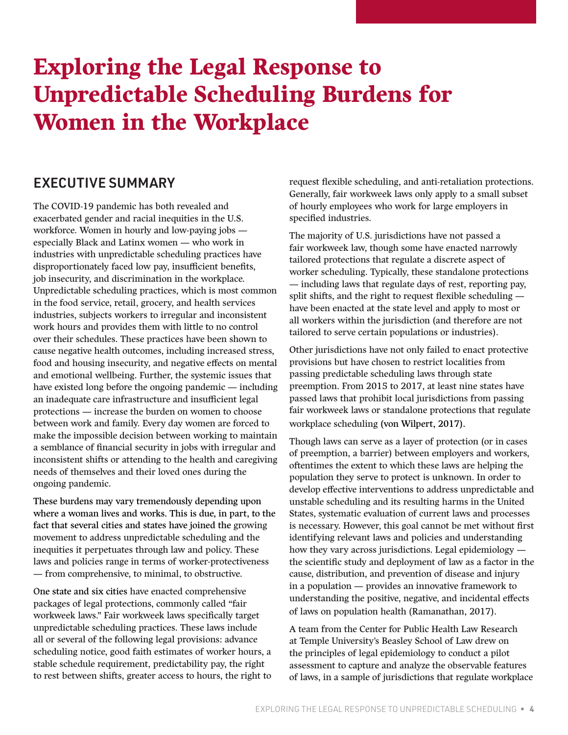# Exploring the Legal Response to Unpredictable Scheduling Burdens for Women in the Workplace

## EXECUTIVE SUMMARY

The COVID-19 pandemic has both revealed and exacerbated gender and racial inequities in the U.S. workforce. Women in hourly and low-paying jobs — especially Black and Latinx women — who work in industries with unpredictable scheduling practices have disproportionately faced low pay, insufficient benefits, job insecurity, and discrimination in the workplace. Unpredictable scheduling practices, which is most common in the food service, retail, grocery, and health services industries, subjects workers to irregular and inconsistent work hours and provides them with little to no control over their schedules. These practices have been shown to cause negative health outcomes, including increased stress, food and housing insecurity, and negative effects on mental and emotional wellbeing. Further, the systemic issues that have existed long before the ongoing pandemic — including an inadequate care infrastructure and insufficient legal protections — increase the burden on women to choose between work and family. Every day women are forced to make the impossible decision between working to maintain a semblance of financial security in jobs with irregular and inconsistent shifts or attending to the health and caregiving needs of themselves and their loved ones during the ongoing pandemic.

These burdens may vary tremendously depending upon where a woman lives and works. This is due, in part, to the fact that several cities and states have joined the growing movement to address unpredictable scheduling and the inequities it perpetuates through law and policy. These laws and policies range in terms of worker-protectiveness — from comprehensive, to minimal, to obstructive.

One state and six cities have enacted comprehensive packages of legal protections, commonly called "fair workweek laws." Fair workweek laws specifically target unpredictable scheduling practices. These laws include all or several of the following legal provisions: advance scheduling notice, good faith estimates of worker hours, a stable schedule requirement, predictability pay, the right to rest between shifts, greater access to hours, the right to request flexible scheduling, and anti-retaliation protections. Generally, fair workweek laws only apply to a small subset of hourly employees who work for large employers in specified industries.

The majority of U.S. jurisdictions have not passed a fair workweek law, though some have enacted narrowly tailored protections that regulate a discrete aspect of worker scheduling. Typically, these standalone protections — including laws that regulate days of rest, reporting pay, split shifts, and the right to request flexible scheduling — have been enacted at the state level and apply to most or all workers within the jurisdiction (and therefore are not tailored to serve certain populations or industries).

Other jurisdictions have not only failed to enact protective provisions but have chosen to restrict localities from passing predictable scheduling laws through state preemption. From 2015 to 2017, at least nine states have passed laws that prohibit local jurisdictions from passing fair workweek laws or standalone protections that regulate workplace scheduling (von Wilpert, 2017).

Though laws can serve as a layer of protection (or in cases of preemption, a barrier) between employers and workers, oftentimes the extent to which these laws are helping the population they serve to protect is unknown. In order to develop effective interventions to address unpredictable and unstable scheduling and its resulting harms in the United States, systematic evaluation of current laws and processes is necessary. However, this goal cannot be met without first identifying relevant laws and policies and understanding how they vary across jurisdictions. Legal epidemiology — the scientific study and deployment of law as a factor in the cause, distribution, and prevention of disease and injury in a population — provides an innovative framework to understanding the positive, negative, and incidental effects of laws on population health (Ramanathan, 2017).

A team from the Center for Public Health Law Research at Temple University's Beasley School of Law drew on the principles of legal epidemiology to conduct a pilot assessment to capture and analyze the observable features of laws, in a sample of jurisdictions that regulate workplace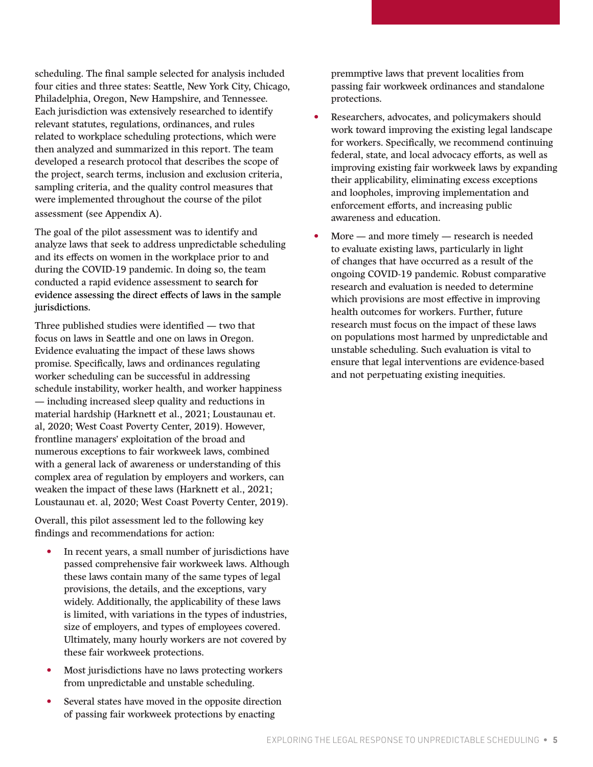scheduling. The final sample selected for analysis included four cities and three states: Seattle, New York City, Chicago, Philadelphia, Oregon, New Hampshire, and Tennessee. Each jurisdiction was extensively researched to identify relevant statutes, regulations, ordinances, and rules related to workplace scheduling protections, which were then analyzed and summarized in this report. The team developed a research protocol that describes the scope of the project, search terms, inclusion and exclusion criteria, sampling criteria, and the quality control measures that were implemented throughout the course of the pilot assessment (see Appendix A).

The goal of the pilot assessment was to identify and analyze laws that seek to address unpredictable scheduling and its effects on women in the workplace prior to and during the COVID-19 pandemic. In doing so, the team conducted a rapid evidence assessment to search for evidence assessing the direct effects of laws in the sample jurisdictions.

Three published studies were identified — two that focus on laws in Seattle and one on laws in Oregon. Evidence evaluating the impact of these laws shows promise. Specifically, laws and ordinances regulating worker scheduling can be successful in addressing schedule instability, worker health, and worker happiness — including increased sleep quality and reductions in material hardship (Harknett et al., 2021; Loustaunau et. al, 2020; West Coast Poverty Center, 2019). However, frontline managers' exploitation of the broad and numerous exceptions to fair workweek laws, combined with a general lack of awareness or understanding of this complex area of regulation by employers and workers, can weaken the impact of these laws (Harknett et al., 2021; Loustaunau et. al, 2020; West Coast Poverty Center, 2019).

Overall, this pilot assessment led to the following key findings and recommendations for action:

- In recent years, a small number of jurisdictions have passed comprehensive fair workweek laws. Although these laws contain many of the same types of legal provisions, the details, and the exceptions, vary widely. Additionally, the applicability of these laws is limited, with variations in the types of industries, size of employers, and types of employees covered. Ultimately, many hourly workers are not covered by these fair workweek protections.
- Most jurisdictions have no laws protecting workers from unpredictable and unstable scheduling.
- Several states have moved in the opposite direction of passing fair workweek protections by enacting premmptive laws that prevent localities from passing fair workweek ordinances and standalone protections.
- Researchers, advocates, and policymakers should work toward improving the existing legal landscape for workers. Specifically, we recommend continuing federal, state, and local advocacy efforts, as well as improving existing fair workweek laws by expanding their applicability, eliminating excess exceptions and loopholes, improving implementation and enforcement efforts, and increasing public awareness and education.
- More — and more timely — research is needed to evaluate existing laws, particularly in light of changes that have occurred as a result of the ongoing COVID-19 pandemic. Robust comparative research and evaluation is needed to determine which provisions are most effective in improving health outcomes for workers. Further, future research must focus on the impact of these laws on populations most harmed by unpredictable and unstable scheduling. Such evaluation is vital to ensure that legal interventions are evidence-based and not perpetuating existing inequities.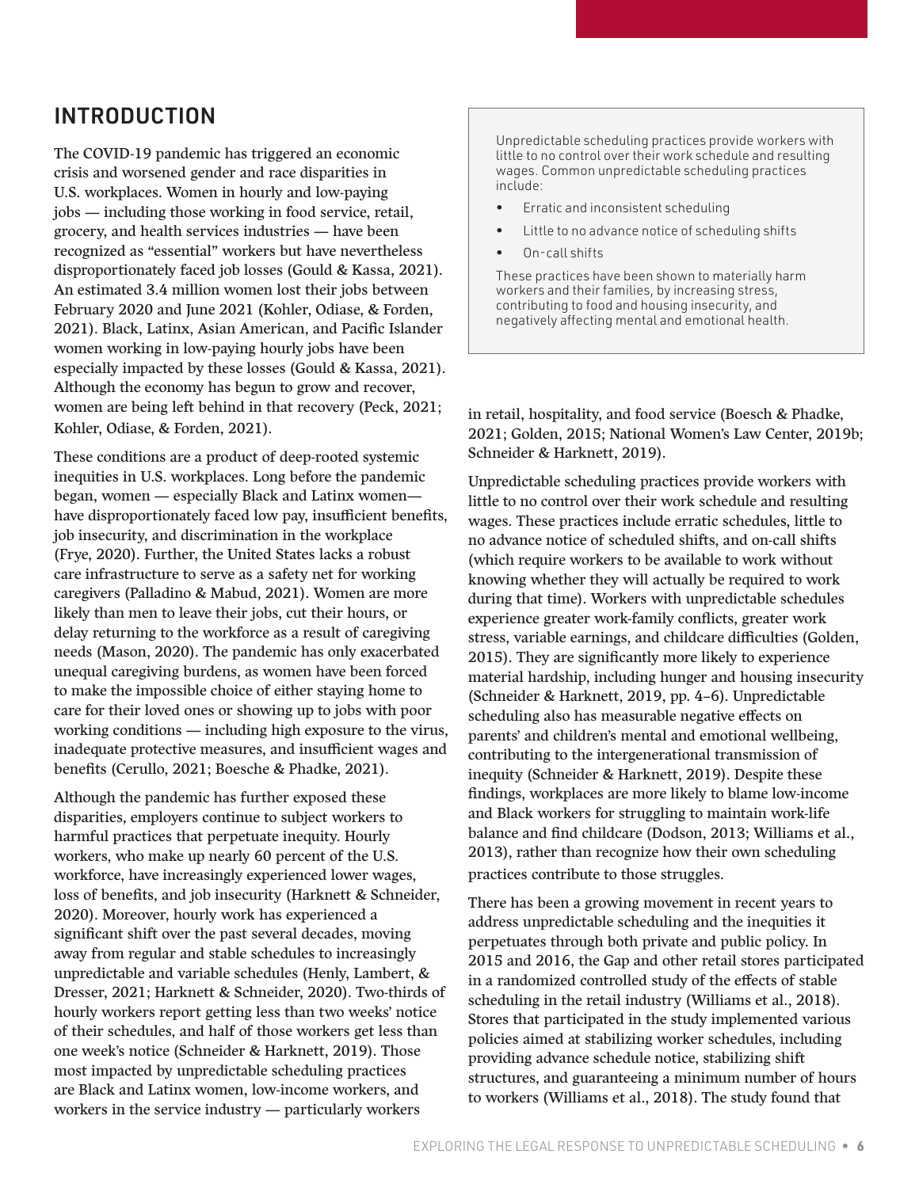## INTRODUCTION

The COVID-19 pandemic has triggered an economic crisis and worsened gender and race disparities in U.S. workplaces. Women in hourly and low-paying jobs — including those working in food service, retail, grocery, and health services industries — have been recognized as "essential" workers but have nevertheless disproportionately faced job losses (Gould & Kassa, 2021). An estimated 3.4 million women lost their jobs between February 2020 and June 2021 (Kohler, Odiase, & Forden, 2021). Black, Latinx, Asian American, and Pacific Islander women working in low-paying hourly jobs have been especially impacted by these losses (Gould & Kassa, 2021). Although the economy has begun to grow and recover, women are being left behind in that recovery (Peck, 2021; Kohler, Odiase, & Forden, 2021).

These conditions are a product of deep-rooted systemic inequities in U.S. workplaces. Long before the pandemic began, women — especially Black and Latinx women— have disproportionately faced low pay, insufficient benefits, job insecurity, and discrimination in the workplace (Frye, 2020). Further, the United States lacks a robust care infrastructure to serve as a safety net for working caregivers (Palladino & Mabud, 2021). Women are more likely than men to leave their jobs, cut their hours, or delay returning to the workforce as a result of caregiving needs (Mason, 2020). The pandemic has only exacerbated unequal caregiving burdens, as women have been forced to make the impossible choice of either staying home to care for their loved ones or showing up to jobs with poor working conditions — including high exposure to the virus, inadequate protective measures, and insufficient wages and benefits (Cerullo, 2021; Boesche & Phadke, 2021).

Although the pandemic has further exposed these disparities, employers continue to subject workers to harmful practices that perpetuate inequity. Hourly workers, who make up nearly 60 percent of the U.S. workforce, have increasingly experienced lower wages, loss of benefits, and job insecurity (Harknett & Schneider, 2020). Moreover, hourly work has experienced a significant shift over the past several decades, moving away from regular and stable schedules to increasingly unpredictable and variable schedules (Henly, Lambert, & Dresser, 2021; Harknett & Schneider, 2020). Two-thirds of hourly workers report getting less than two weeks' notice of their schedules, and half of those workers get less than one week's notice (Schneider & Harknett, 2019). Those most impacted by unpredictable scheduling practices are Black and Latinx women, low-income workers, and workers in the service industry — particularly workers in retail, hospitality, and food service (Boesch & Phadke, 2021; Golden, 2015; National Women's Law Center, 2019b; Schneider & Harknett, 2019).

> Unpredictable scheduling practices provide workers with little to no control over their work schedule and resulting wages. Common unpredictable scheduling practices include:
>
> - Erratic and inconsistent scheduling
> - Little to no advance notice of scheduling shifts
> - On-call shifts
>
> These practices have been shown to materially harm workers and their families, by increasing stress, contributing to food and housing insecurity, and negatively affecting mental and emotional health.

Unpredictable scheduling practices provide workers with little to no control over their work schedule and resulting wages. These practices include erratic schedules, little to no advance notice of scheduled shifts, and on-call shifts (which require workers to be available to work without knowing whether they will actually be required to work during that time). Workers with unpredictable schedules experience greater work-family conflicts, greater work stress, variable earnings, and childcare difficulties (Golden, 2015). They are significantly more likely to experience material hardship, including hunger and housing insecurity (Schneider & Harknett, 2019, pp. 4–6). Unpredictable scheduling also has measurable negative effects on parents' and children's mental and emotional wellbeing, contributing to the intergenerational transmission of inequity (Schneider & Harknett, 2019). Despite these findings, workplaces are more likely to blame low-income and Black workers for struggling to maintain work-life balance and find childcare (Dodson, 2013; Williams et al., 2013), rather than recognize how their own scheduling practices contribute to those struggles.

There has been a growing movement in recent years to address unpredictable scheduling and the inequities it perpetuates through both private and public policy. In 2015 and 2016, the Gap and other retail stores participated in a randomized controlled study of the effects of stable scheduling in the retail industry (Williams et al., 2018). Stores that participated in the study implemented various policies aimed at stabilizing worker schedules, including providing advance schedule notice, stabilizing shift structures, and guaranteeing a minimum number of hours to workers (Williams et al., 2018). The study found that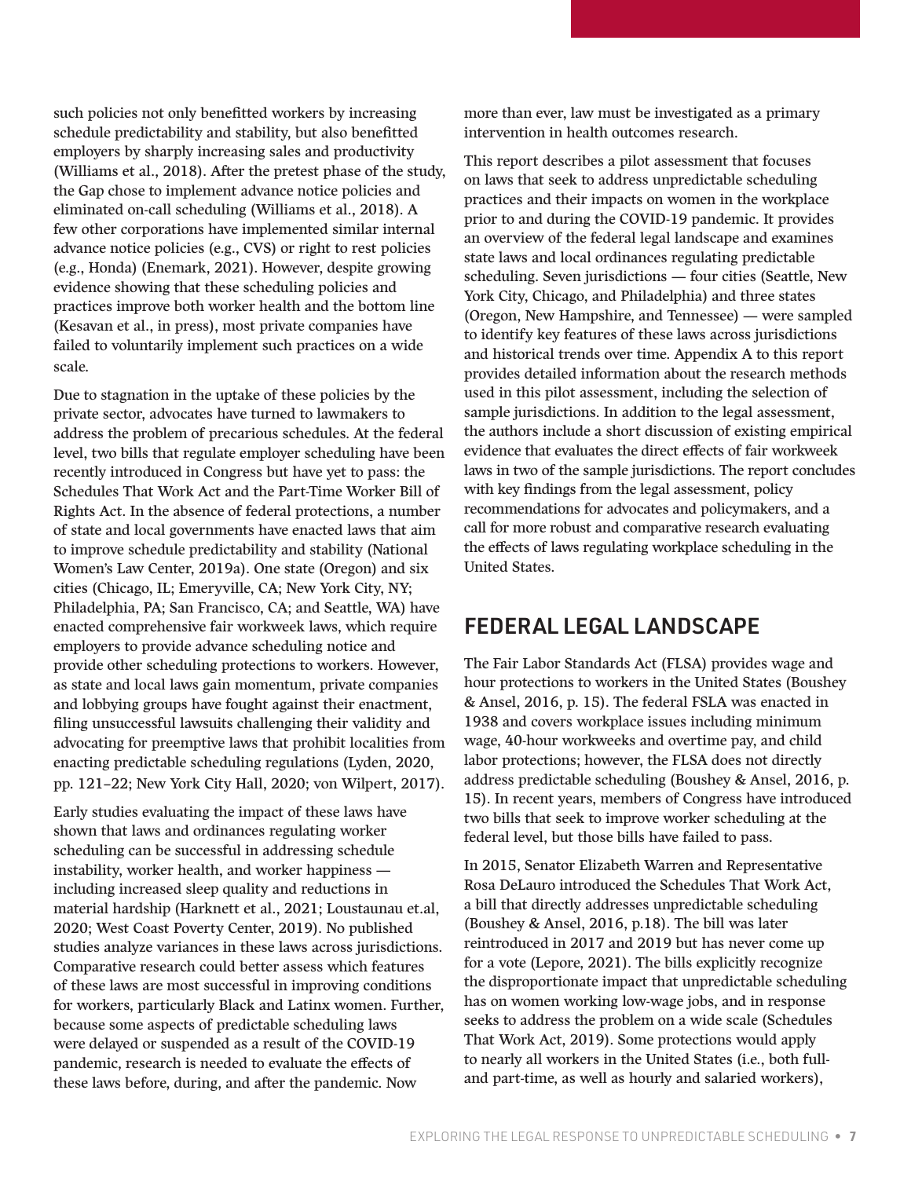such policies not only benefitted workers by increasing schedule predictability and stability, but also benefitted employers by sharply increasing sales and productivity (Williams et al., 2018). After the pretest phase of the study, the Gap chose to implement advance notice policies and eliminated on-call scheduling (Williams et al., 2018). A few other corporations have implemented similar internal advance notice policies (e.g., CVS) or right to rest policies (e.g., Honda) (Enemark, 2021). However, despite growing evidence showing that these scheduling policies and practices improve both worker health and the bottom line (Kesavan et al., in press), most private companies have failed to voluntarily implement such practices on a wide scale.

Due to stagnation in the uptake of these policies by the private sector, advocates have turned to lawmakers to address the problem of precarious schedules. At the federal level, two bills that regulate employer scheduling have been recently introduced in Congress but have yet to pass: the Schedules That Work Act and the Part-Time Worker Bill of Rights Act. In the absence of federal protections, a number of state and local governments have enacted laws that aim to improve schedule predictability and stability (National Women's Law Center, 2019a). One state (Oregon) and six cities (Chicago, IL; Emeryville, CA; New York City, NY; Philadelphia, PA; San Francisco, CA; and Seattle, WA) have enacted comprehensive fair workweek laws, which require employers to provide advance scheduling notice and provide other scheduling protections to workers. However, as state and local laws gain momentum, private companies and lobbying groups have fought against their enactment, filing unsuccessful lawsuits challenging their validity and advocating for preemptive laws that prohibit localities from enacting predictable scheduling regulations (Lyden, 2020, pp. 121–22; New York City Hall, 2020; von Wilpert, 2017).

Early studies evaluating the impact of these laws have shown that laws and ordinances regulating worker scheduling can be successful in addressing schedule instability, worker health, and worker happiness — including increased sleep quality and reductions in material hardship (Harknett et al., 2021; Loustaunau et.al, 2020; West Coast Poverty Center, 2019). No published studies analyze variances in these laws across jurisdictions. Comparative research could better assess which features of these laws are most successful in improving conditions for workers, particularly Black and Latinx women. Further, because some aspects of predictable scheduling laws were delayed or suspended as a result of the COVID-19 pandemic, research is needed to evaluate the effects of these laws before, during, and after the pandemic. Now more than ever, law must be investigated as a primary intervention in health outcomes research.

This report describes a pilot assessment that focuses on laws that seek to address unpredictable scheduling practices and their impacts on women in the workplace prior to and during the COVID-19 pandemic. It provides an overview of the federal legal landscape and examines state laws and local ordinances regulating predictable scheduling. Seven jurisdictions — four cities (Seattle, New York City, Chicago, and Philadelphia) and three states (Oregon, New Hampshire, and Tennessee) — were sampled to identify key features of these laws across jurisdictions and historical trends over time. Appendix A to this report provides detailed information about the research methods used in this pilot assessment, including the selection of sample jurisdictions. In addition to the legal assessment, the authors include a short discussion of existing empirical evidence that evaluates the direct effects of fair workweek laws in two of the sample jurisdictions. The report concludes with key findings from the legal assessment, policy recommendations for advocates and policymakers, and a call for more robust and comparative research evaluating the effects of laws regulating workplace scheduling in the United States.

## FEDERAL LEGAL LANDSCAPE

The Fair Labor Standards Act (FLSA) provides wage and hour protections to workers in the United States (Boushey & Ansel, 2016, p. 15). The federal FSLA was enacted in 1938 and covers workplace issues including minimum wage, 40-hour workweeks and overtime pay, and child labor protections; however, the FLSA does not directly address predictable scheduling (Boushey & Ansel, 2016, p. 15). In recent years, members of Congress have introduced two bills that seek to improve worker scheduling at the federal level, but those bills have failed to pass.

In 2015, Senator Elizabeth Warren and Representative Rosa DeLauro introduced the Schedules That Work Act, a bill that directly addresses unpredictable scheduling (Boushey & Ansel, 2016, p.18). The bill was later reintroduced in 2017 and 2019 but has never come up for a vote (Lepore, 2021). The bills explicitly recognize the disproportionate impact that unpredictable scheduling has on women working low-wage jobs, and in response seeks to address the problem on a wide scale (Schedules That Work Act, 2019). Some protections would apply to nearly all workers in the United States (i.e., both full- and part-time, as well as hourly and salaried workers),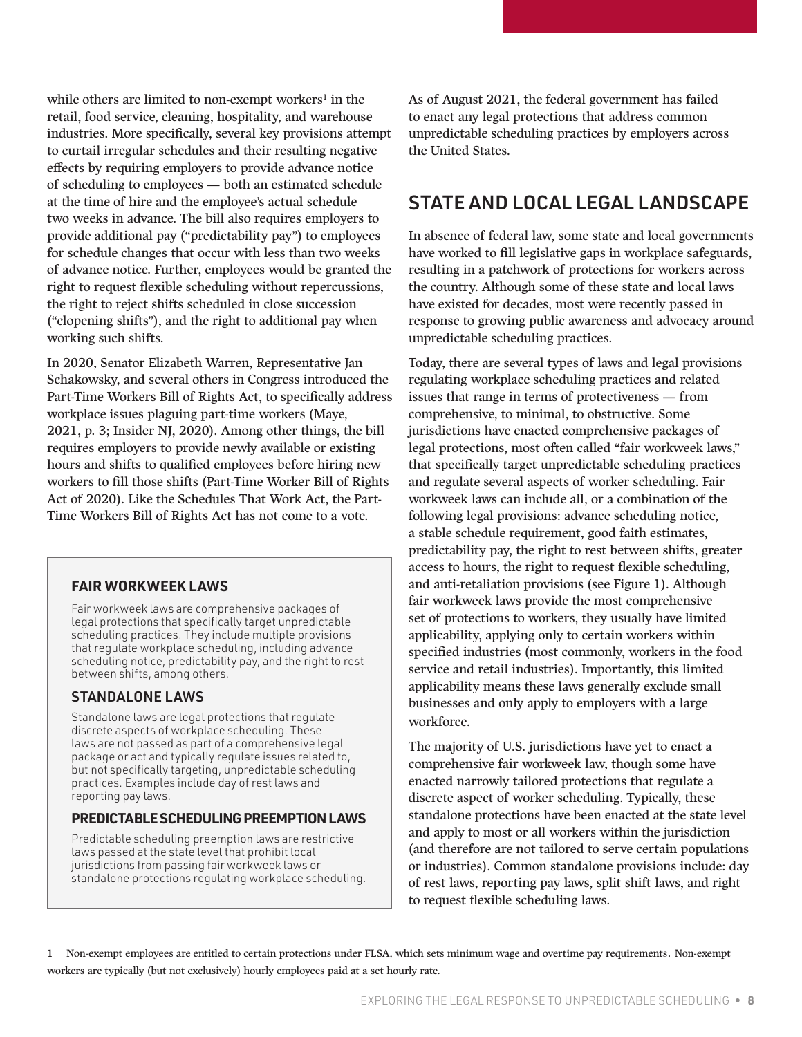while others are limited to non-exempt workers[1] in the retail, food service, cleaning, hospitality, and warehouse industries. More specifically, several key provisions attempt to curtail irregular schedules and their resulting negative effects by requiring employers to provide advance notice of scheduling to employees — both an estimated schedule at the time of hire and the employee's actual schedule two weeks in advance. The bill also requires employers to provide additional pay ("predictability pay") to employees for schedule changes that occur with less than two weeks of advance notice. Further, employees would be granted the right to request flexible scheduling without repercussions, the right to reject shifts scheduled in close succession ("clopening shifts"), and the right to additional pay when working such shifts.

In 2020, Senator Elizabeth Warren, Representative Jan Schakowsky, and several others in Congress introduced the Part-Time Workers Bill of Rights Act, to specifically address workplace issues plaguing part-time workers (Maye, 2021, p. 3; Insider NJ, 2020). Among other things, the bill requires employers to provide newly available or existing hours and shifts to qualified employees before hiring new workers to fill those shifts (Part-Time Worker Bill of Rights Act of 2020). Like the Schedules That Work Act, the Part-Time Workers Bill of Rights Act has not come to a vote.

> **FAIR WORKWEEK LAWS**
>
> Fair workweek laws are comprehensive packages of legal protections that specifically target unpredictable scheduling practices. They include multiple provisions that regulate workplace scheduling, including advance scheduling notice, predictability pay, and the right to rest between shifts, among others.
>
> **STANDALONE LAWS**
>
> Standalone laws are legal protections that regulate discrete aspects of workplace scheduling. These laws are not passed as part of a comprehensive legal package or act and typically regulate issues related to, but not specifically targeting, unpredictable scheduling practices. Examples include day of rest laws and reporting pay laws.
>
> **PREDICTABLE SCHEDULING PREEMPTION LAWS**
>
> Predictable scheduling preemption laws are restrictive laws passed at the state level that prohibit local jurisdictions from passing fair workweek laws or standalone protections regulating workplace scheduling.

As of August 2021, the federal government has failed to enact any legal protections that address common unpredictable scheduling practices by employers across the United States.

## STATE AND LOCAL LEGAL LANDSCAPE

In absence of federal law, some state and local governments have worked to fill legislative gaps in workplace safeguards, resulting in a patchwork of protections for workers across the country. Although some of these state and local laws have existed for decades, most were recently passed in response to growing public awareness and advocacy around unpredictable scheduling practices.

Today, there are several types of laws and legal provisions regulating workplace scheduling practices and related issues that range in terms of protectiveness — from comprehensive, to minimal, to obstructive. Some jurisdictions have enacted comprehensive packages of legal protections, most often called "fair workweek laws," that specifically target unpredictable scheduling practices and regulate several aspects of worker scheduling. Fair workweek laws can include all, or a combination of the following legal provisions: advance scheduling notice, a stable schedule requirement, good faith estimates, predictability pay, the right to rest between shifts, greater access to hours, the right to request flexible scheduling, and anti-retaliation provisions (see Figure 1). Although fair workweek laws provide the most comprehensive set of protections to workers, they usually have limited applicability, applying only to certain workers within specified industries (most commonly, workers in the food service and retail industries). Importantly, this limited applicability means these laws generally exclude small businesses and only apply to employers with a large workforce.

The majority of U.S. jurisdictions have yet to enact a comprehensive fair workweek law, though some have enacted narrowly tailored protections that regulate a discrete aspect of worker scheduling. Typically, these standalone protections have been enacted at the state level and apply to most or all workers within the jurisdiction (and therefore are not tailored to serve certain populations or industries). Common standalone provisions include: day of rest laws, reporting pay laws, split shift laws, and right to request flexible scheduling laws.

---

[1] Non-exempt employees are entitled to certain protections under FLSA, which sets minimum wage and overtime pay requirements. Non-exempt workers are typically (but not exclusively) hourly employees paid at a set hourly rate.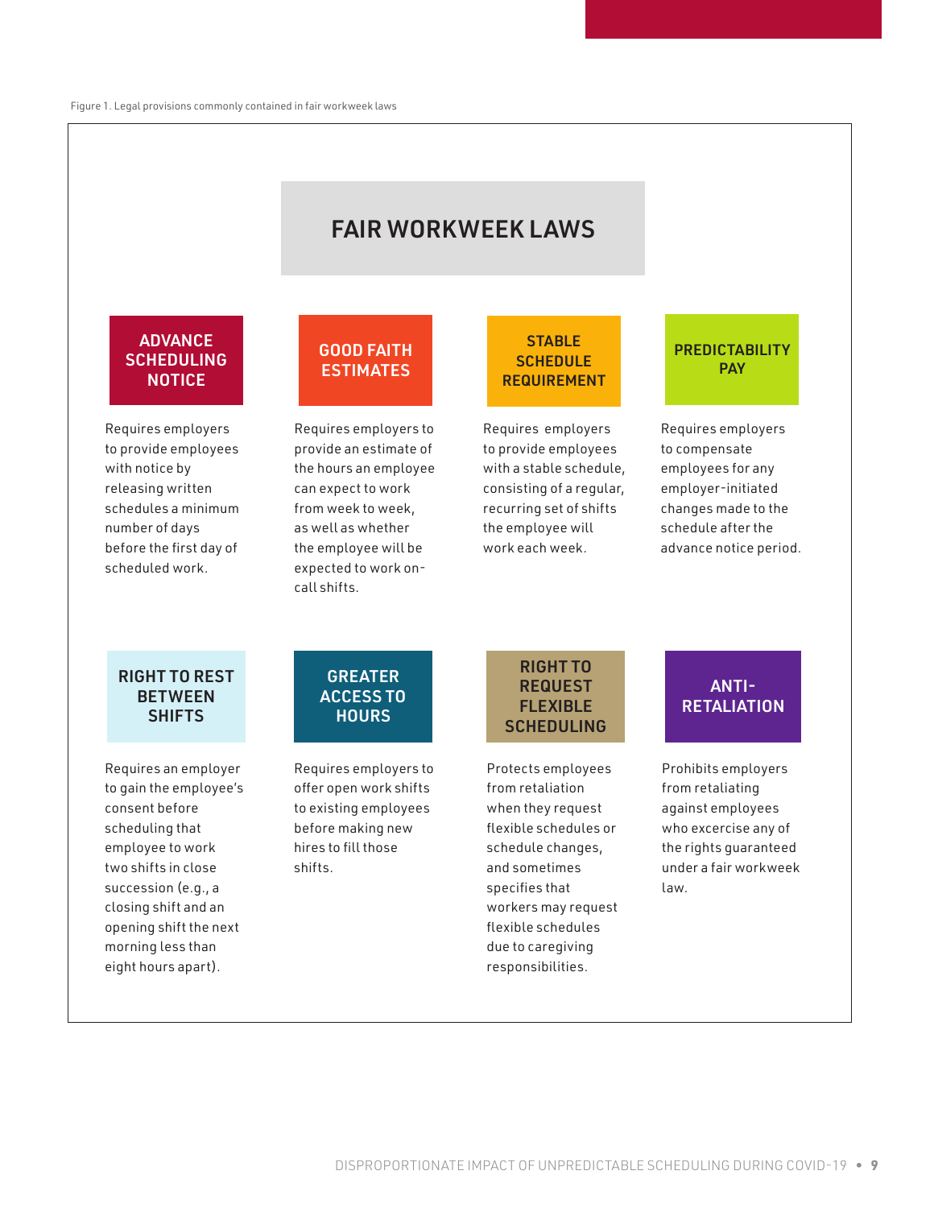Figure 1. Legal provisions commonly contained in fair workweek laws

# FAIR WORKWEEK LAWS

### ADVANCE SCHEDULING NOTICE

Requires employers to provide employees with notice by releasing written schedules a minimum number of days before the first day of scheduled work.

### GOOD FAITH ESTIMATES

Requires employers to provide an estimate of the hours an employee can expect to work from week to week, as well as whether the employee will be expected to work on-call shifts.

### STABLE SCHEDULE REQUIREMENT

Requires employers to provide employees with a stable schedule, consisting of a regular, recurring set of shifts the employee will work each week.

### PREDICTABILITY PAY

Requires employers to compensate employees for any employer-initiated changes made to the schedule after the advance notice period.

### RIGHT TO REST BETWEEN SHIFTS

Requires an employer to gain the employee's consent before scheduling that employee to work two shifts in close succession (e.g., a closing shift and an opening shift the next morning less than eight hours apart).

### GREATER ACCESS TO HOURS

Requires employers to offer open work shifts to existing employees before making new hires to fill those shifts.

### RIGHT TO REQUEST FLEXIBLE SCHEDULING

Protects employees from retaliation when they request flexible schedules or schedule changes, and sometimes specifies that workers may request flexible schedules due to caregiving responsibilities.

### ANTI-RETALIATION

Prohibits employers from retaliating against employees who excercise any of the rights guaranteed under a fair workweek law.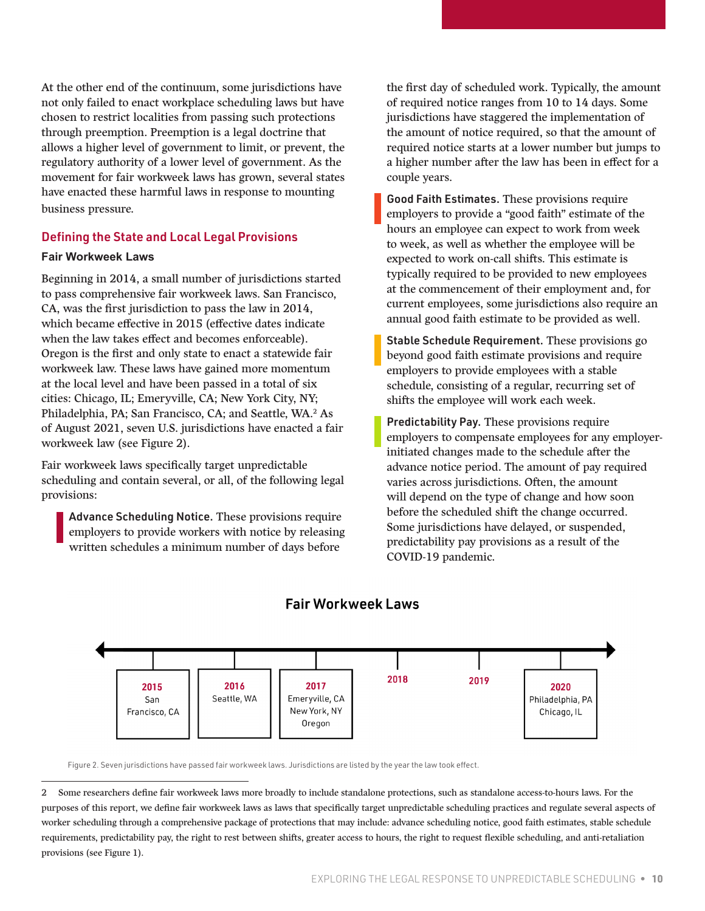At the other end of the continuum, some jurisdictions have not only failed to enact workplace scheduling laws but have chosen to restrict localities from passing such protections through preemption. Preemption is a legal doctrine that allows a higher level of government to limit, or prevent, the regulatory authority of a lower level of government. As the movement for fair workweek laws has grown, several states have enacted these harmful laws in response to mounting business pressure.

## Defining the State and Local Legal Provisions

### Fair Workweek Laws

Beginning in 2014, a small number of jurisdictions started to pass comprehensive fair workweek laws. San Francisco, CA, was the first jurisdiction to pass the law in 2014, which became effective in 2015 (effective dates indicate when the law takes effect and becomes enforceable). Oregon is the first and only state to enact a statewide fair workweek law. These laws have gained more momentum at the local level and have been passed in a total of six cities: Chicago, IL; Emeryville, CA; New York City, NY; Philadelphia, PA; San Francisco, CA; and Seattle, WA.[2] As of August 2021, seven U.S. jurisdictions have enacted a fair workweek law (see Figure 2).

Fair workweek laws specifically target unpredictable scheduling and contain several, or all, of the following legal provisions:

**Advance Scheduling Notice.** These provisions require employers to provide workers with notice by releasing written schedules a minimum number of days before the first day of scheduled work. Typically, the amount of required notice ranges from 10 to 14 days. Some jurisdictions have staggered the implementation of the amount of notice required, so that the amount of required notice starts at a lower number but jumps to a higher number after the law has been in effect for a couple years.

**Good Faith Estimates.** These provisions require employers to provide a "good faith" estimate of the hours an employee can expect to work from week to week, as well as whether the employee will be expected to work on-call shifts. This estimate is typically required to be provided to new employees at the commencement of their employment and, for current employees, some jurisdictions also require an annual good faith estimate to be provided as well.

**Stable Schedule Requirement.** These provisions go beyond good faith estimate provisions and require employers to provide employees with a stable schedule, consisting of a regular, recurring set of shifts the employee will work each week.

**Predictability Pay.** These provisions require employers to compensate employees for any employer-initiated changes made to the schedule after the advance notice period. The amount of pay required varies across jurisdictions. Often, the amount will depend on the type of change and how soon before the scheduled shift the change occurred. Some jurisdictions have delayed, or suspended, predictability pay provisions as a result of the COVID-19 pandemic.

**Fair Workweek Laws**

| Year | Jurisdictions |
|---|---|
| 2015 | San Francisco, CA |
| 2016 | Seattle, WA |
| 2017 | Emeryville, CA; New York, NY; Oregon |
| 2018 | |
| 2019 | |
| 2020 | Philadelphia, PA; Chicago, IL |

Figure 2. Seven jurisdictions have passed fair workweek laws. Jurisdictions are listed by the year the law took effect.

---

2 Some researchers define fair workweek laws more broadly to include standalone protections, such as standalone access-to-hours laws. For the purposes of this report, we define fair workweek laws as laws that specifically target unpredictable scheduling practices and regulate several aspects of worker scheduling through a comprehensive package of protections that may include: advance scheduling notice, good faith estimates, stable schedule requirements, predictability pay, the right to rest between shifts, greater access to hours, the right to request flexible scheduling, and anti-retaliation provisions (see Figure 1).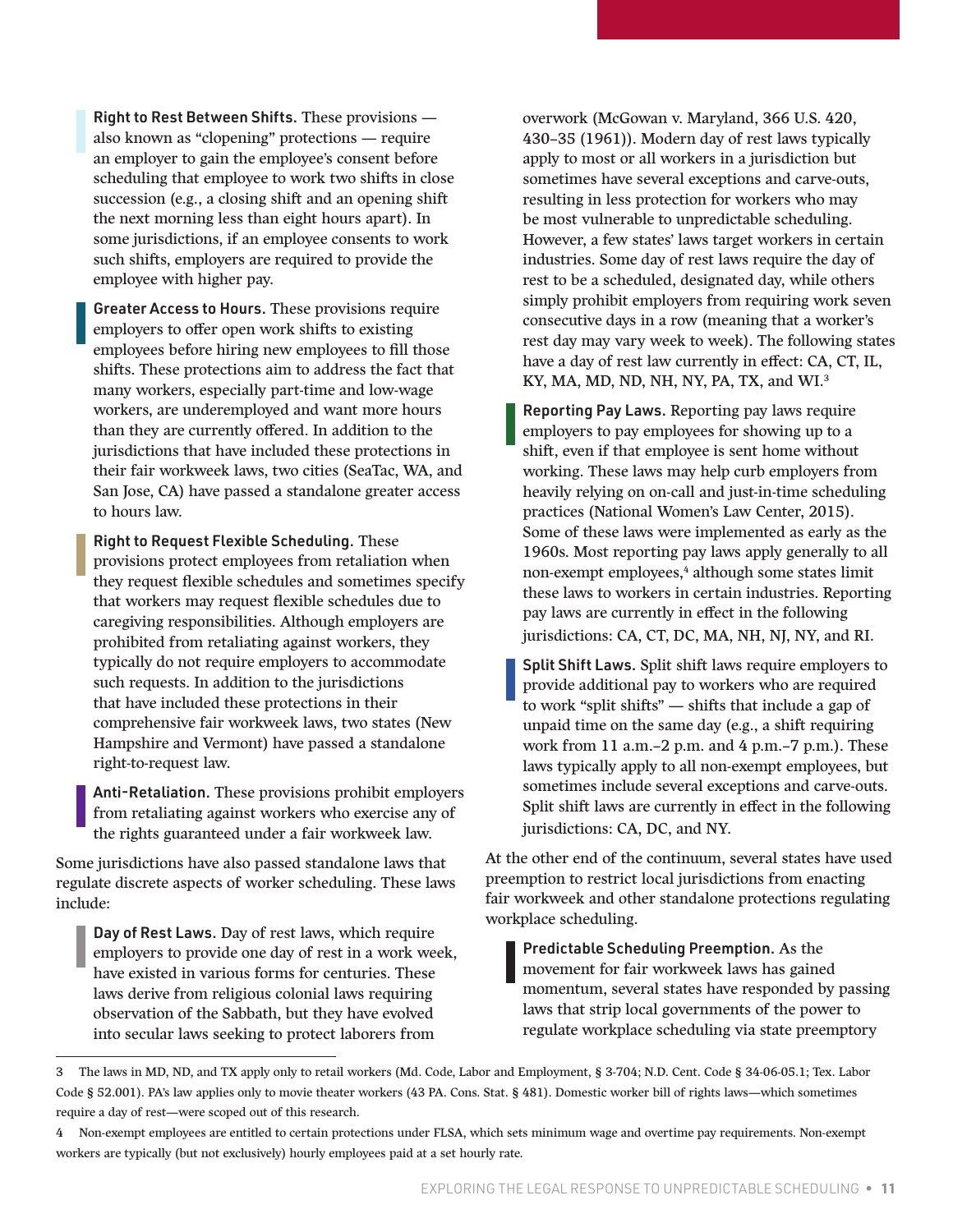**Right to Rest Between Shifts.** These provisions — also known as "clopening" protections — require an employer to gain the employee's consent before scheduling that employee to work two shifts in close succession (e.g., a closing shift and an opening shift the next morning less than eight hours apart). In some jurisdictions, if an employee consents to work such shifts, employers are required to provide the employee with higher pay.

**Greater Access to Hours.** These provisions require employers to offer open work shifts to existing employees before hiring new employees to fill those shifts. These protections aim to address the fact that many workers, especially part-time and low-wage workers, are underemployed and want more hours than they are currently offered. In addition to the jurisdictions that have included these protections in their fair workweek laws, two cities (SeaTac, WA, and San Jose, CA) have passed a standalone greater access to hours law.

**Right to Request Flexible Scheduling.** These provisions protect employees from retaliation when they request flexible schedules and sometimes specify that workers may request flexible schedules due to caregiving responsibilities. Although employers are prohibited from retaliating against workers, they typically do not require employers to accommodate such requests. In addition to the jurisdictions that have included these protections in their comprehensive fair workweek laws, two states (New Hampshire and Vermont) have passed a standalone right-to-request law.

**Anti-Retaliation.** These provisions prohibit employers from retaliating against workers who exercise any of the rights guaranteed under a fair workweek law.

Some jurisdictions have also passed standalone laws that regulate discrete aspects of worker scheduling. These laws include:

**Day of Rest Laws.** Day of rest laws, which require employers to provide one day of rest in a work week, have existed in various forms for centuries. These laws derive from religious colonial laws requiring observation of the Sabbath, but they have evolved into secular laws seeking to protect laborers from overwork (McGowan v. Maryland, 366 U.S. 420, 430–35 (1961)). Modern day of rest laws typically apply to most or all workers in a jurisdiction but sometimes have several exceptions and carve-outs, resulting in less protection for workers who may be most vulnerable to unpredictable scheduling. However, a few states' laws target workers in certain industries. Some day of rest laws require the day of rest to be a scheduled, designated day, while others simply prohibit employers from requiring work seven consecutive days in a row (meaning that a worker's rest day may vary week to week). The following states have a day of rest law currently in effect: CA, CT, IL, KY, MA, MD, ND, NH, NY, PA, TX, and WI.[3]

**Reporting Pay Laws.** Reporting pay laws require employers to pay employees for showing up to a shift, even if that employee is sent home without working. These laws may help curb employers from heavily relying on on-call and just-in-time scheduling practices (National Women's Law Center, 2015). Some of these laws were implemented as early as the 1960s. Most reporting pay laws apply generally to all non-exempt employees,[4] although some states limit these laws to workers in certain industries. Reporting pay laws are currently in effect in the following jurisdictions: CA, CT, DC, MA, NH, NJ, NY, and RI.

**Split Shift Laws.** Split shift laws require employers to provide additional pay to workers who are required to work "split shifts" — shifts that include a gap of unpaid time on the same day (e.g., a shift requiring work from 11 a.m.–2 p.m. and 4 p.m.–7 p.m.). These laws typically apply to all non-exempt employees, but sometimes include several exceptions and carve-outs. Split shift laws are currently in effect in the following jurisdictions: CA, DC, and NY.

At the other end of the continuum, several states have used preemption to restrict local jurisdictions from enacting fair workweek and other standalone protections regulating workplace scheduling.

**Predictable Scheduling Preemption.** As the movement for fair workweek laws has gained momentum, several states have responded by passing laws that strip local governments of the power to regulate workplace scheduling via state preemptory

---

3 The laws in MD, ND, and TX apply only to retail workers (Md. Code, Labor and Employment, § 3-704; N.D. Cent. Code § 34-06-05.1; Tex. Labor Code § 52.001). PA's law applies only to movie theater workers (43 PA. Cons. Stat. § 481). Domestic worker bill of rights laws—which sometimes require a day of rest—were scoped out of this research.

4 Non-exempt employees are entitled to certain protections under FLSA, which sets minimum wage and overtime pay requirements. Non-exempt workers are typically (but not exclusively) hourly employees paid at a set hourly rate.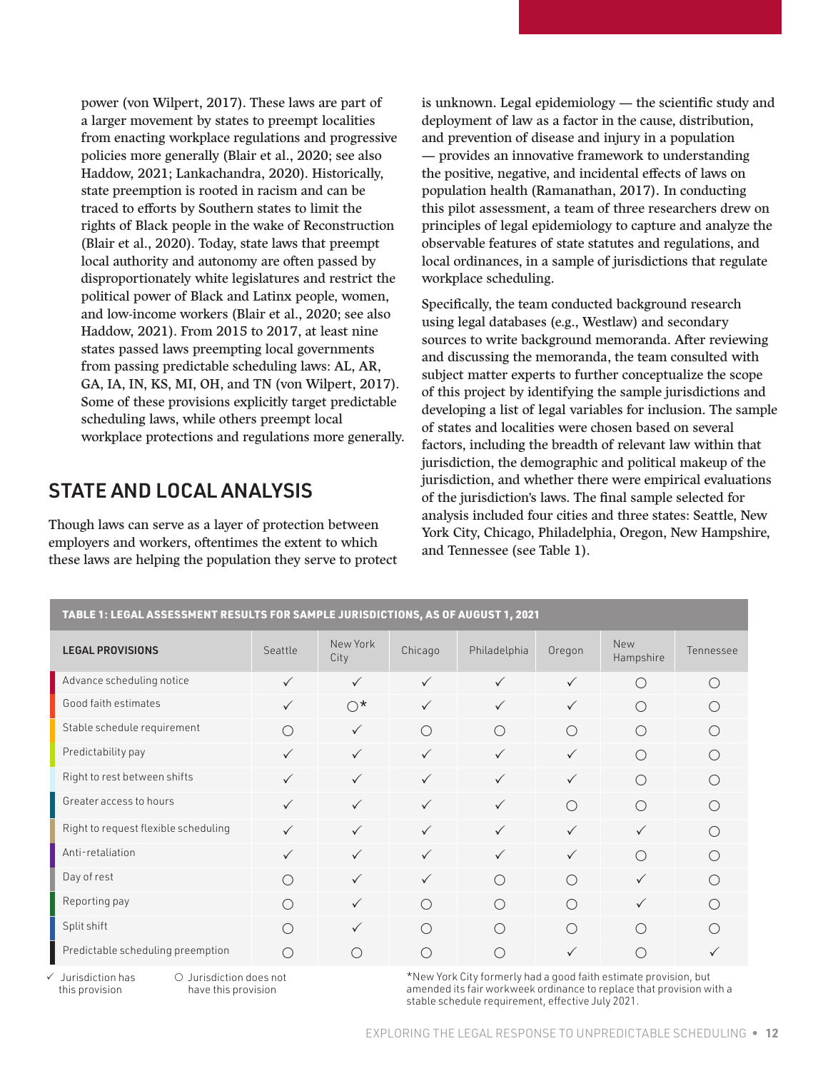power (von Wilpert, 2017). These laws are part of a larger movement by states to preempt localities from enacting workplace regulations and progressive policies more generally (Blair et al., 2020; see also Haddow, 2021; Lankachandra, 2020). Historically, state preemption is rooted in racism and can be traced to efforts by Southern states to limit the rights of Black people in the wake of Reconstruction (Blair et al., 2020). Today, state laws that preempt local authority and autonomy are often passed by disproportionately white legislatures and restrict the political power of Black and Latinx people, women, and low-income workers (Blair et al., 2020; see also Haddow, 2021). From 2015 to 2017, at least nine states passed laws preempting local governments from passing predictable scheduling laws: AL, AR, GA, IA, IN, KS, MI, OH, and TN (von Wilpert, 2017). Some of these provisions explicitly target predictable scheduling laws, while others preempt local workplace protections and regulations more generally.

## STATE AND LOCAL ANALYSIS

Though laws can serve as a layer of protection between employers and workers, oftentimes the extent to which these laws are helping the population they serve to protect is unknown. Legal epidemiology — the scientific study and deployment of law as a factor in the cause, distribution, and prevention of disease and injury in a population — provides an innovative framework to understanding the positive, negative, and incidental effects of laws on population health (Ramanathan, 2017). In conducting this pilot assessment, a team of three researchers drew on principles of legal epidemiology to capture and analyze the observable features of state statutes and regulations, and local ordinances, in a sample of jurisdictions that regulate workplace scheduling.

Specifically, the team conducted background research using legal databases (e.g., Westlaw) and secondary sources to write background memoranda. After reviewing and discussing the memoranda, the team consulted with subject matter experts to further conceptualize the scope of this project by identifying the sample jurisdictions and developing a list of legal variables for inclusion. The sample of states and localities were chosen based on several factors, including the breadth of relevant law within that jurisdiction, the demographic and political makeup of the jurisdiction, and whether there were empirical evaluations of the jurisdiction's laws. The final sample selected for analysis included four cities and three states: Seattle, New York City, Chicago, Philadelphia, Oregon, New Hampshire, and Tennessee (see Table 1).

**TABLE 1: LEGAL ASSESSMENT RESULTS FOR SAMPLE JURISDICTIONS, AS OF AUGUST 1, 2021**

| LEGAL PROVISIONS | Seattle | New York City | Chicago | Philadelphia | Oregon | New Hampshire | Tennessee |
|---|---|---|---|---|---|---|---|
| Advance scheduling notice | ✓ | ✓ | ✓ | ✓ | ✓ | ○ | ○ |
| Good faith estimates | ✓ | ○* | ✓ | ✓ | ✓ | ○ | ○ |
| Stable schedule requirement | ○ | ✓ | ○ | ○ | ○ | ○ | ○ |
| Predictability pay | ✓ | ✓ | ✓ | ✓ | ✓ | ○ | ○ |
| Right to rest between shifts | ✓ | ✓ | ✓ | ✓ | ✓ | ○ | ○ |
| Greater access to hours | ✓ | ✓ | ✓ | ✓ | ○ | ○ | ○ |
| Right to request flexible scheduling | ✓ | ✓ | ✓ | ✓ | ✓ | ✓ | ○ |
| Anti-retaliation | ✓ | ✓ | ✓ | ✓ | ✓ | ○ | ○ |
| Day of rest | ○ | ✓ | ✓ | ○ | ○ | ✓ | ○ |
| Reporting pay | ○ | ✓ | ○ | ○ | ○ | ✓ | ○ |
| Split shift | ○ | ✓ | ○ | ○ | ○ | ○ | ○ |
| Predictable scheduling preemption | ○ | ○ | ○ | ○ | ✓ | ○ | ✓ |

✓ Jurisdiction has this provision ○ Jurisdiction does not have this provision

*New York City formerly had a good faith estimate provision, but amended its fair workweek ordinance to replace that provision with a stable schedule requirement, effective July 2021.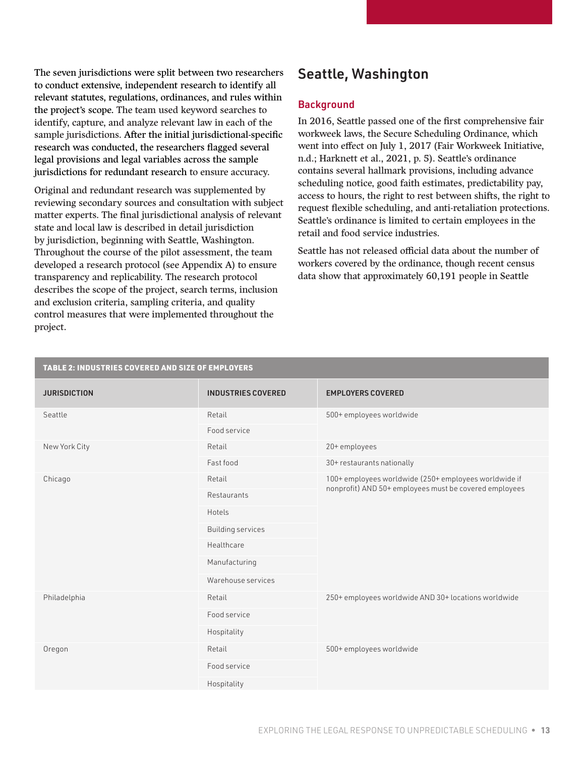The seven jurisdictions were split between two researchers to conduct extensive, independent research to identify all relevant statutes, regulations, ordinances, and rules within the project's scope. The team used keyword searches to identify, capture, and analyze relevant law in each of the sample jurisdictions. After the initial jurisdictional-specific research was conducted, the researchers flagged several legal provisions and legal variables across the sample jurisdictions for redundant research to ensure accuracy.

Original and redundant research was supplemented by reviewing secondary sources and consultation with subject matter experts. The final jurisdictional analysis of relevant state and local law is described in detail jurisdiction by jurisdiction, beginning with Seattle, Washington. Throughout the course of the pilot assessment, the team developed a research protocol (see Appendix A) to ensure transparency and replicability. The research protocol describes the scope of the project, search terms, inclusion and exclusion criteria, sampling criteria, and quality control measures that were implemented throughout the project.

## Seattle, Washington

### Background

In 2016, Seattle passed one of the first comprehensive fair workweek laws, the Secure Scheduling Ordinance, which went into effect on July 1, 2017 (Fair Workweek Initiative, n.d.; Harknett et al., 2021, p. 5). Seattle's ordinance contains several hallmark provisions, including advance scheduling notice, good faith estimates, predictability pay, access to hours, the right to rest between shifts, the right to request flexible scheduling, and anti-retaliation protections. Seattle's ordinance is limited to certain employees in the retail and food service industries.

Seattle has not released official data about the number of workers covered by the ordinance, though recent census data show that approximately 60,191 people in Seattle

**TABLE 2: INDUSTRIES COVERED AND SIZE OF EMPLOYERS**

| JURISDICTION | INDUSTRIES COVERED | EMPLOYERS COVERED |
|---|---|---|
| Seattle | Retail | 500+ employees worldwide |
| | Food service | |
| New York City | Retail | 20+ employees |
| | Fast food | 30+ restaurants nationally |
| Chicago | Retail | 100+ employees worldwide (250+ employees worldwide if nonprofit) AND 50+ employees must be covered employees |
| | Restaurants | |
| | Hotels | |
| | Building services | |
| | Healthcare | |
| | Manufacturing | |
| | Warehouse services | |
| Philadelphia | Retail | 250+ employees worldwide AND 30+ locations worldwide |
| | Food service | |
| | Hospitality | |
| Oregon | Retail | 500+ employees worldwide |
| | Food service | |
| | Hospitality | |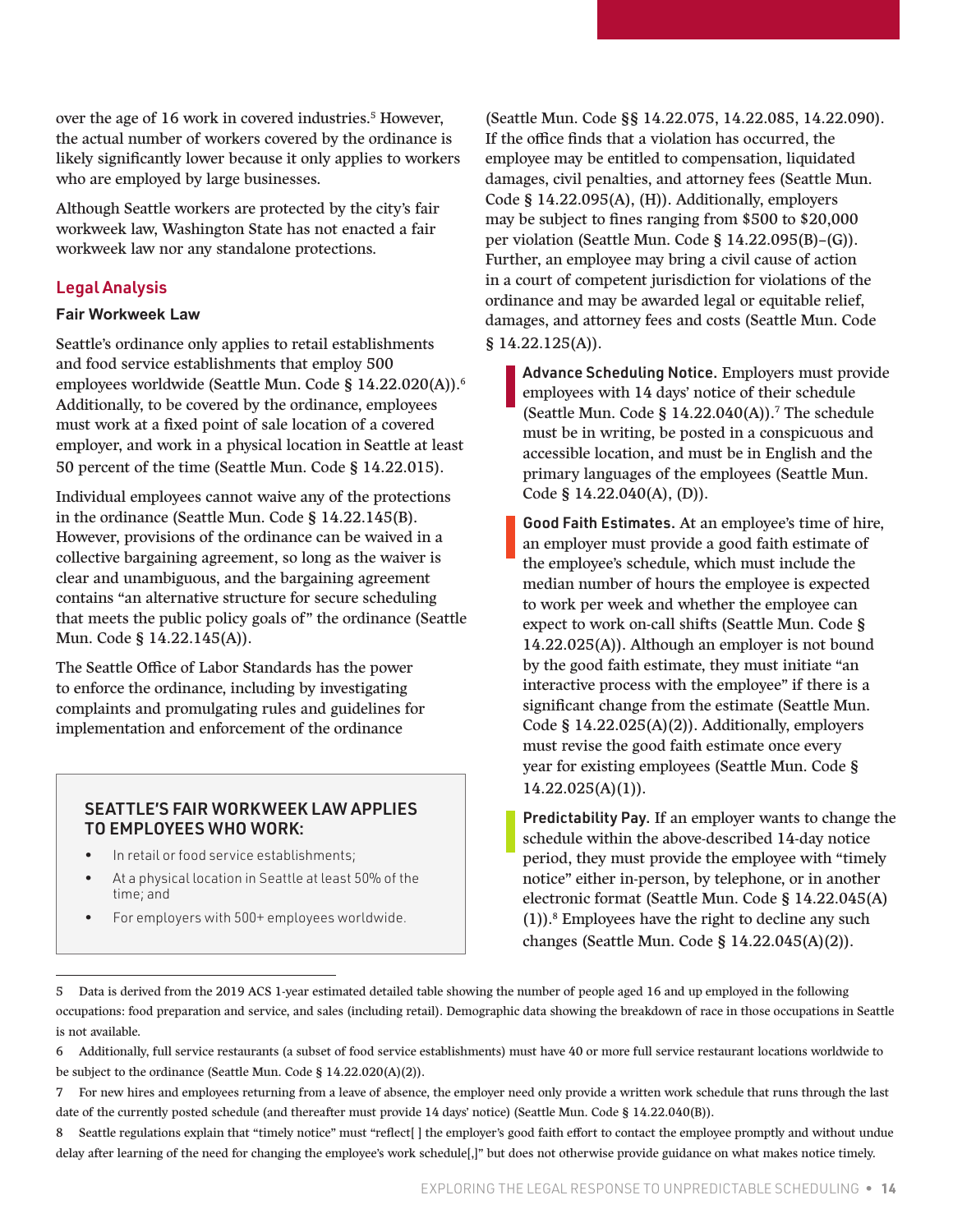over the age of 16 work in covered industries.[5] However, the actual number of workers covered by the ordinance is likely significantly lower because it only applies to workers who are employed by large businesses.

Although Seattle workers are protected by the city's fair workweek law, Washington State has not enacted a fair workweek law nor any standalone protections.

## Legal Analysis

### Fair Workweek Law

Seattle's ordinance only applies to retail establishments and food service establishments that employ 500 employees worldwide (Seattle Mun. Code § 14.22.020(A)).[6] Additionally, to be covered by the ordinance, employees must work at a fixed point of sale location of a covered employer, and work in a physical location in Seattle at least 50 percent of the time (Seattle Mun. Code § 14.22.015).

Individual employees cannot waive any of the protections in the ordinance (Seattle Mun. Code § 14.22.145(B). However, provisions of the ordinance can be waived in a collective bargaining agreement, so long as the waiver is clear and unambiguous, and the bargaining agreement contains "an alternative structure for secure scheduling that meets the public policy goals of" the ordinance (Seattle Mun. Code § 14.22.145(A)).

The Seattle Office of Labor Standards has the power to enforce the ordinance, including by investigating complaints and promulgating rules and guidelines for implementation and enforcement of the ordinance (Seattle Mun. Code §§ 14.22.075, 14.22.085, 14.22.090). If the office finds that a violation has occurred, the employee may be entitled to compensation, liquidated damages, civil penalties, and attorney fees (Seattle Mun. Code § 14.22.095(A), (H)). Additionally, employers may be subject to fines ranging from $500 to $20,000 per violation (Seattle Mun. Code § 14.22.095(B)–(G)). Further, an employee may bring a civil cause of action in a court of competent jurisdiction for violations of the ordinance and may be awarded legal or equitable relief, damages, and attorney fees and costs (Seattle Mun. Code § 14.22.125(A)).

**SEATTLE'S FAIR WORKWEEK LAW APPLIES TO EMPLOYEES WHO WORK:**

- In retail or food service establishments;
- At a physical location in Seattle at least 50% of the time; and
- For employers with 500+ employees worldwide.

**Advance Scheduling Notice.** Employers must provide employees with 14 days' notice of their schedule (Seattle Mun. Code § 14.22.040(A)).[7] The schedule must be in writing, be posted in a conspicuous and accessible location, and must be in English and the primary languages of the employees (Seattle Mun. Code § 14.22.040(A), (D)).

**Good Faith Estimates.** At an employee's time of hire, an employer must provide a good faith estimate of the employee's schedule, which must include the median number of hours the employee is expected to work per week and whether the employee can expect to work on-call shifts (Seattle Mun. Code § 14.22.025(A)). Although an employer is not bound by the good faith estimate, they must initiate "an interactive process with the employee" if there is a significant change from the estimate (Seattle Mun. Code § 14.22.025(A)(2)). Additionally, employers must revise the good faith estimate once every year for existing employees (Seattle Mun. Code § 14.22.025(A)(1)).

**Predictability Pay.** If an employer wants to change the schedule within the above-described 14-day notice period, they must provide the employee with "timely notice" either in-person, by telephone, or in another electronic format (Seattle Mun. Code § 14.22.045(A)(1)).[8] Employees have the right to decline any such changes (Seattle Mun. Code § 14.22.045(A)(2)).

---

5 Data is derived from the 2019 ACS 1-year estimated detailed table showing the number of people aged 16 and up employed in the following occupations: food preparation and service, and sales (including retail). Demographic data showing the breakdown of race in those occupations in Seattle is not available.

6 Additionally, full service restaurants (a subset of food service establishments) must have 40 or more full service restaurant locations worldwide to be subject to the ordinance (Seattle Mun. Code § 14.22.020(A)(2)).

7 For new hires and employees returning from a leave of absence, the employer need only provide a written work schedule that runs through the last date of the currently posted schedule (and thereafter must provide 14 days' notice) (Seattle Mun. Code § 14.22.040(B)).

8 Seattle regulations explain that "timely notice" must "reflect[ ] the employer's good faith effort to contact the employee promptly and without undue delay after learning of the need for changing the employee's work schedule[,]" but does not otherwise provide guidance on what makes notice timely.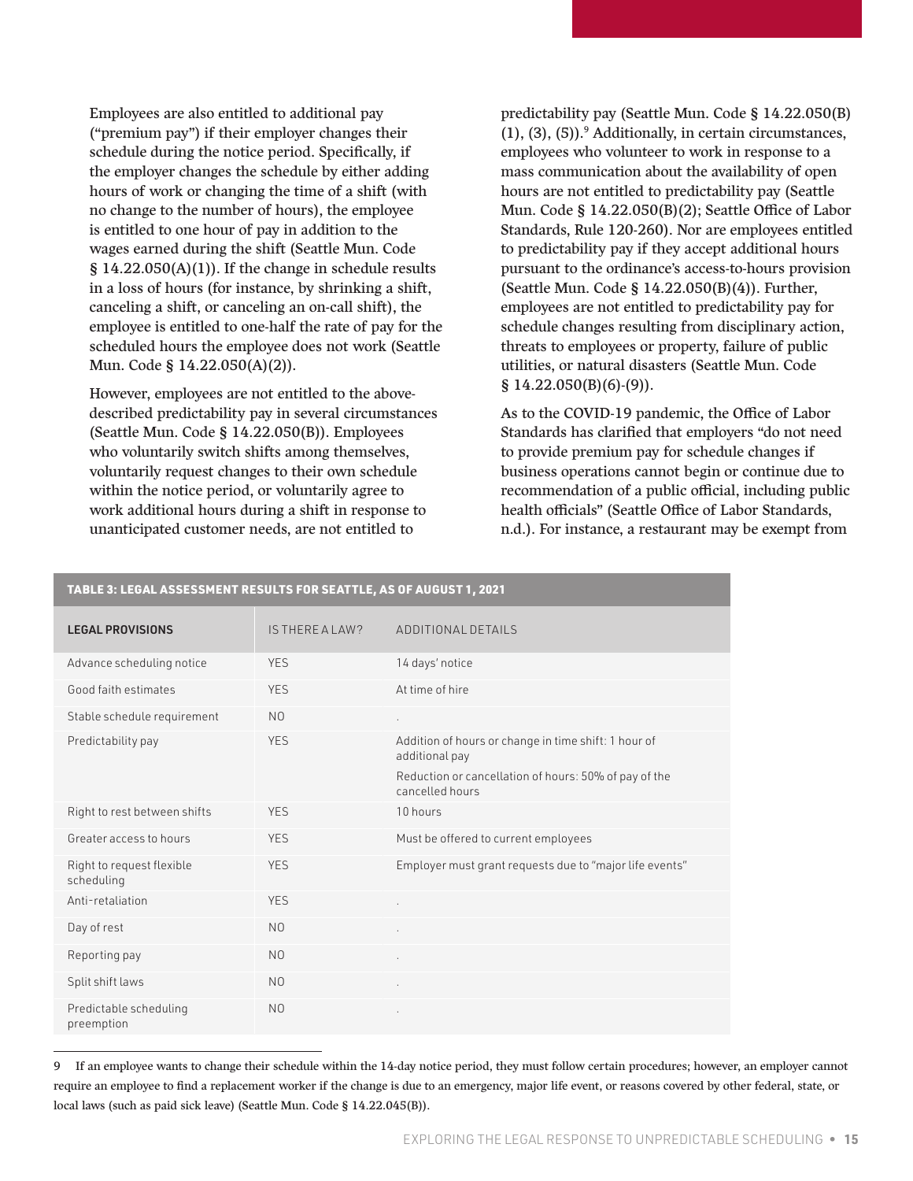Employees are also entitled to additional pay ("premium pay") if their employer changes their schedule during the notice period. Specifically, if the employer changes the schedule by either adding hours of work or changing the time of a shift (with no change to the number of hours), the employee is entitled to one hour of pay in addition to the wages earned during the shift (Seattle Mun. Code § 14.22.050(A)(1)). If the change in schedule results in a loss of hours (for instance, by shrinking a shift, canceling a shift, or canceling an on-call shift), the employee is entitled to one-half the rate of pay for the scheduled hours the employee does not work (Seattle Mun. Code § 14.22.050(A)(2)).

However, employees are not entitled to the above-described predictability pay in several circumstances (Seattle Mun. Code § 14.22.050(B)). Employees who voluntarily switch shifts among themselves, voluntarily request changes to their own schedule within the notice period, or voluntarily agree to work additional hours during a shift in response to unanticipated customer needs, are not entitled to predictability pay (Seattle Mun. Code § 14.22.050(B)(1), (3), (5)).[9] Additionally, in certain circumstances, employees who volunteer to work in response to a mass communication about the availability of open hours are not entitled to predictability pay (Seattle Mun. Code § 14.22.050(B)(2); Seattle Office of Labor Standards, Rule 120-260). Nor are employees entitled to predictability pay if they accept additional hours pursuant to the ordinance's access-to-hours provision (Seattle Mun. Code § 14.22.050(B)(4)). Further, employees are not entitled to predictability pay for schedule changes resulting from disciplinary action, threats to employees or property, failure of public utilities, or natural disasters (Seattle Mun. Code § 14.22.050(B)(6)-(9)).

As to the COVID-19 pandemic, the Office of Labor Standards has clarified that employers "do not need to provide premium pay for schedule changes if business operations cannot begin or continue due to recommendation of a public official, including public health officials" (Seattle Office of Labor Standards, n.d.). For instance, a restaurant may be exempt from

**TABLE 3: LEGAL ASSESSMENT RESULTS FOR SEATTLE, AS OF AUGUST 1, 2021**

| LEGAL PROVISIONS | IS THERE A LAW? | ADDITIONAL DETAILS |
|---|---|---|
| Advance scheduling notice | YES | 14 days' notice |
| Good faith estimates | YES | At time of hire |
| Stable schedule requirement | NO | . |
| Predictability pay | YES | Addition of hours or change in time shift: 1 hour of additional pay<br>Reduction or cancellation of hours: 50% of pay of the cancelled hours |
| Right to rest between shifts | YES | 10 hours |
| Greater access to hours | YES | Must be offered to current employees |
| Right to request flexible scheduling | YES | Employer must grant requests due to "major life events" |
| Anti-retaliation | YES | . |
| Day of rest | NO | . |
| Reporting pay | NO | . |
| Split shift laws | NO | . |
| Predictable scheduling preemption | NO | . |

9 If an employee wants to change their schedule within the 14-day notice period, they must follow certain procedures; however, an employer cannot require an employee to find a replacement worker if the change is due to an emergency, major life event, or reasons covered by other federal, state, or local laws (such as paid sick leave) (Seattle Mun. Code § 14.22.045(B)).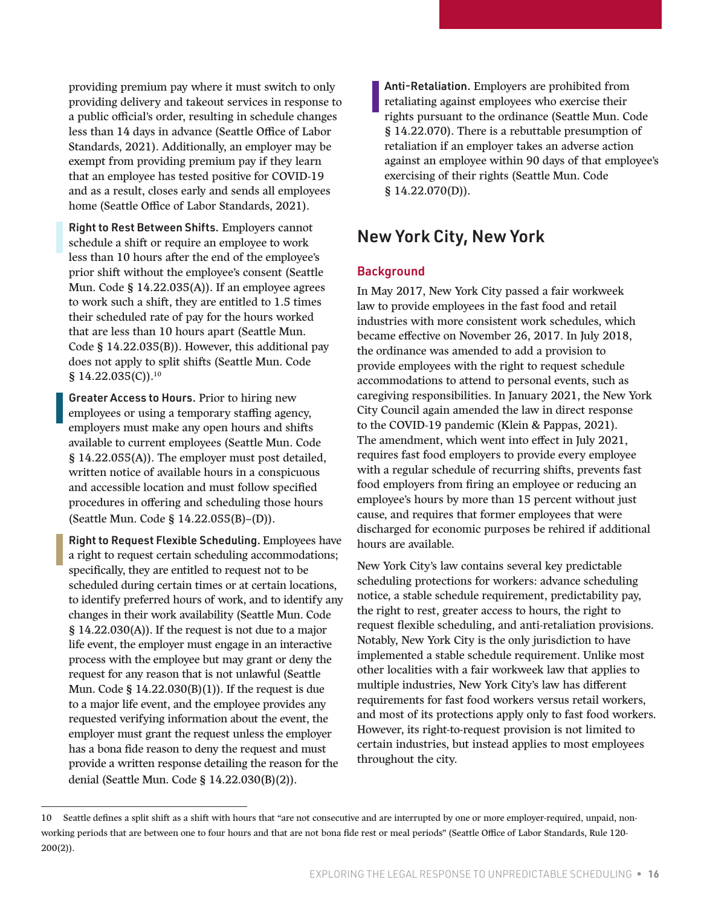providing premium pay where it must switch to only providing delivery and takeout services in response to a public official's order, resulting in schedule changes less than 14 days in advance (Seattle Office of Labor Standards, 2021). Additionally, an employer may be exempt from providing premium pay if they learn that an employee has tested positive for COVID-19 and as a result, closes early and sends all employees home (Seattle Office of Labor Standards, 2021).

**Right to Rest Between Shifts.** Employers cannot schedule a shift or require an employee to work less than 10 hours after the end of the employee's prior shift without the employee's consent (Seattle Mun. Code § 14.22.035(A)). If an employee agrees to work such a shift, they are entitled to 1.5 times their scheduled rate of pay for the hours worked that are less than 10 hours apart (Seattle Mun. Code § 14.22.035(B)). However, this additional pay does not apply to split shifts (Seattle Mun. Code § 14.22.035(C)).[10]

**Greater Access to Hours.** Prior to hiring new employees or using a temporary staffing agency, employers must make any open hours and shifts available to current employees (Seattle Mun. Code § 14.22.055(A)). The employer must post detailed, written notice of available hours in a conspicuous and accessible location and must follow specified procedures in offering and scheduling those hours (Seattle Mun. Code § 14.22.055(B)–(D)).

**Right to Request Flexible Scheduling.** Employees have a right to request certain scheduling accommodations; specifically, they are entitled to request not to be scheduled during certain times or at certain locations, to identify preferred hours of work, and to identify any changes in their work availability (Seattle Mun. Code § 14.22.030(A)). If the request is not due to a major life event, the employer must engage in an interactive process with the employee but may grant or deny the request for any reason that is not unlawful (Seattle Mun. Code § 14.22.030(B)(1)). If the request is due to a major life event, and the employee provides any requested verifying information about the event, the employer must grant the request unless the employer has a bona fide reason to deny the request and must provide a written response detailing the reason for the denial (Seattle Mun. Code § 14.22.030(B)(2)).

**Anti-Retaliation.** Employers are prohibited from retaliating against employees who exercise their rights pursuant to the ordinance (Seattle Mun. Code § 14.22.070). There is a rebuttable presumption of retaliation if an employer takes an adverse action against an employee within 90 days of that employee's exercising of their rights (Seattle Mun. Code § 14.22.070(D)).

## New York City, New York

### Background

In May 2017, New York City passed a fair workweek law to provide employees in the fast food and retail industries with more consistent work schedules, which became effective on November 26, 2017. In July 2018, the ordinance was amended to add a provision to provide employees with the right to request schedule accommodations to attend to personal events, such as caregiving responsibilities. In January 2021, the New York City Council again amended the law in direct response to the COVID-19 pandemic (Klein & Pappas, 2021). The amendment, which went into effect in July 2021, requires fast food employers to provide every employee with a regular schedule of recurring shifts, prevents fast food employers from firing an employee or reducing an employee's hours by more than 15 percent without just cause, and requires that former employees that were discharged for economic purposes be rehired if additional hours are available.

New York City's law contains several key predictable scheduling protections for workers: advance scheduling notice, a stable schedule requirement, predictability pay, the right to rest, greater access to hours, the right to request flexible scheduling, and anti-retaliation provisions. Notably, New York City is the only jurisdiction to have implemented a stable schedule requirement. Unlike most other localities with a fair workweek law that applies to multiple industries, New York City's law has different requirements for fast food workers versus retail workers, and most of its protections apply only to fast food workers. However, its right-to-request provision is not limited to certain industries, but instead applies to most employees throughout the city.

---

[10] Seattle defines a split shift as a shift with hours that "are not consecutive and are interrupted by one or more employer-required, unpaid, non-working periods that are between one to four hours and that are not bona fide rest or meal periods" (Seattle Office of Labor Standards, Rule 120-200(2)).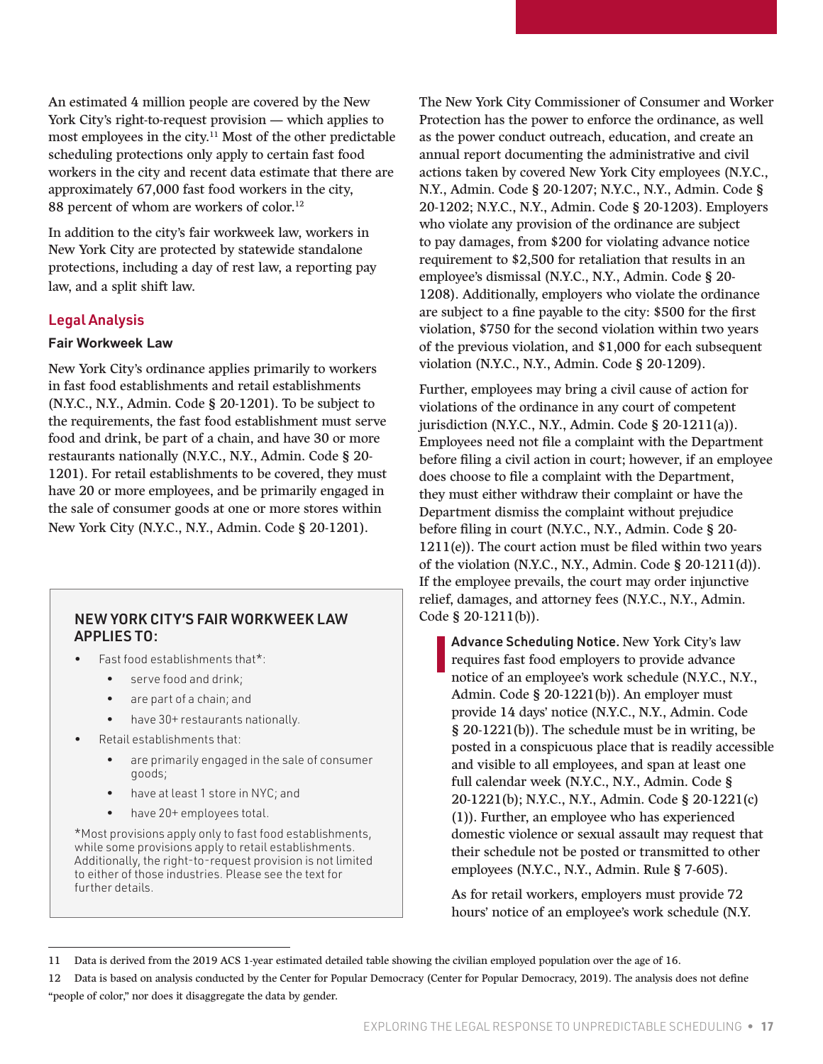An estimated 4 million people are covered by the New York City's right-to-request provision — which applies to most employees in the city.[11] Most of the other predictable scheduling protections only apply to certain fast food workers in the city and recent data estimate that there are approximately 67,000 fast food workers in the city, 88 percent of whom are workers of color.[12]

In addition to the city's fair workweek law, workers in New York City are protected by statewide standalone protections, including a day of rest law, a reporting pay law, and a split shift law.

## Legal Analysis

### Fair Workweek Law

New York City's ordinance applies primarily to workers in fast food establishments and retail establishments (N.Y.C., N.Y., Admin. Code § 20-1201). To be subject to the requirements, the fast food establishment must serve food and drink, be part of a chain, and have 30 or more restaurants nationally (N.Y.C., N.Y., Admin. Code § 20-1201). For retail establishments to be covered, they must have 20 or more employees, and be primarily engaged in the sale of consumer goods at one or more stores within New York City (N.Y.C., N.Y., Admin. Code § 20-1201).

> **NEW YORK CITY'S FAIR WORKWEEK LAW APPLIES TO:**
>
> - Fast food establishments that*:
>   - serve food and drink;
>   - are part of a chain; and
>   - have 30+ restaurants nationally.
> - Retail establishments that:
>   - are primarily engaged in the sale of consumer goods;
>   - have at least 1 store in NYC; and
>   - have 20+ employees total.
>
> *Most provisions apply only to fast food establishments, while some provisions apply to retail establishments. Additionally, the right-to-request provision is not limited to either of those industries. Please see the text for further details.

The New York City Commissioner of Consumer and Worker Protection has the power to enforce the ordinance, as well as the power conduct outreach, education, and create an annual report documenting the administrative and civil actions taken by covered New York City employees (N.Y.C., N.Y., Admin. Code § 20-1207; N.Y.C., N.Y., Admin. Code § 20-1202; N.Y.C., N.Y., Admin. Code § 20-1203). Employers who violate any provision of the ordinance are subject to pay damages, from $200 for violating advance notice requirement to $2,500 for retaliation that results in an employee's dismissal (N.Y.C., N.Y., Admin. Code § 20-1208). Additionally, employers who violate the ordinance are subject to a fine payable to the city: $500 for the first violation, $750 for the second violation within two years of the previous violation, and $1,000 for each subsequent violation (N.Y.C., N.Y., Admin. Code § 20-1209).

Further, employees may bring a civil cause of action for violations of the ordinance in any court of competent jurisdiction (N.Y.C., N.Y., Admin. Code § 20-1211(a)). Employees need not file a complaint with the Department before filing a civil action in court; however, if an employee does choose to file a complaint with the Department, they must either withdraw their complaint or have the Department dismiss the complaint without prejudice before filing in court (N.Y.C., N.Y., Admin. Code § 20-1211(e)). The court action must be filed within two years of the violation (N.Y.C., N.Y., Admin. Code § 20-1211(d)). If the employee prevails, the court may order injunctive relief, damages, and attorney fees (N.Y.C., N.Y., Admin. Code § 20-1211(b)).

**Advance Scheduling Notice.** New York City's law requires fast food employers to provide advance notice of an employee's work schedule (N.Y.C., N.Y., Admin. Code § 20-1221(b)). An employer must provide 14 days' notice (N.Y.C., N.Y., Admin. Code § 20-1221(b)). The schedule must be in writing, be posted in a conspicuous place that is readily accessible and visible to all employees, and span at least one full calendar week (N.Y.C., N.Y., Admin. Code § 20-1221(b); N.Y.C., N.Y., Admin. Code § 20-1221(c)(1)). Further, an employee who has experienced domestic violence or sexual assault may request that their schedule not be posted or transmitted to other employees (N.Y.C., N.Y., Admin. Rule § 7-605).

As for retail workers, employers must provide 72 hours' notice of an employee's work schedule (N.Y.

---

11 Data is derived from the 2019 ACS 1-year estimated detailed table showing the civilian employed population over the age of 16.

12 Data is based on analysis conducted by the Center for Popular Democracy (Center for Popular Democracy, 2019). The analysis does not define "people of color," nor does it disaggregate the data by gender.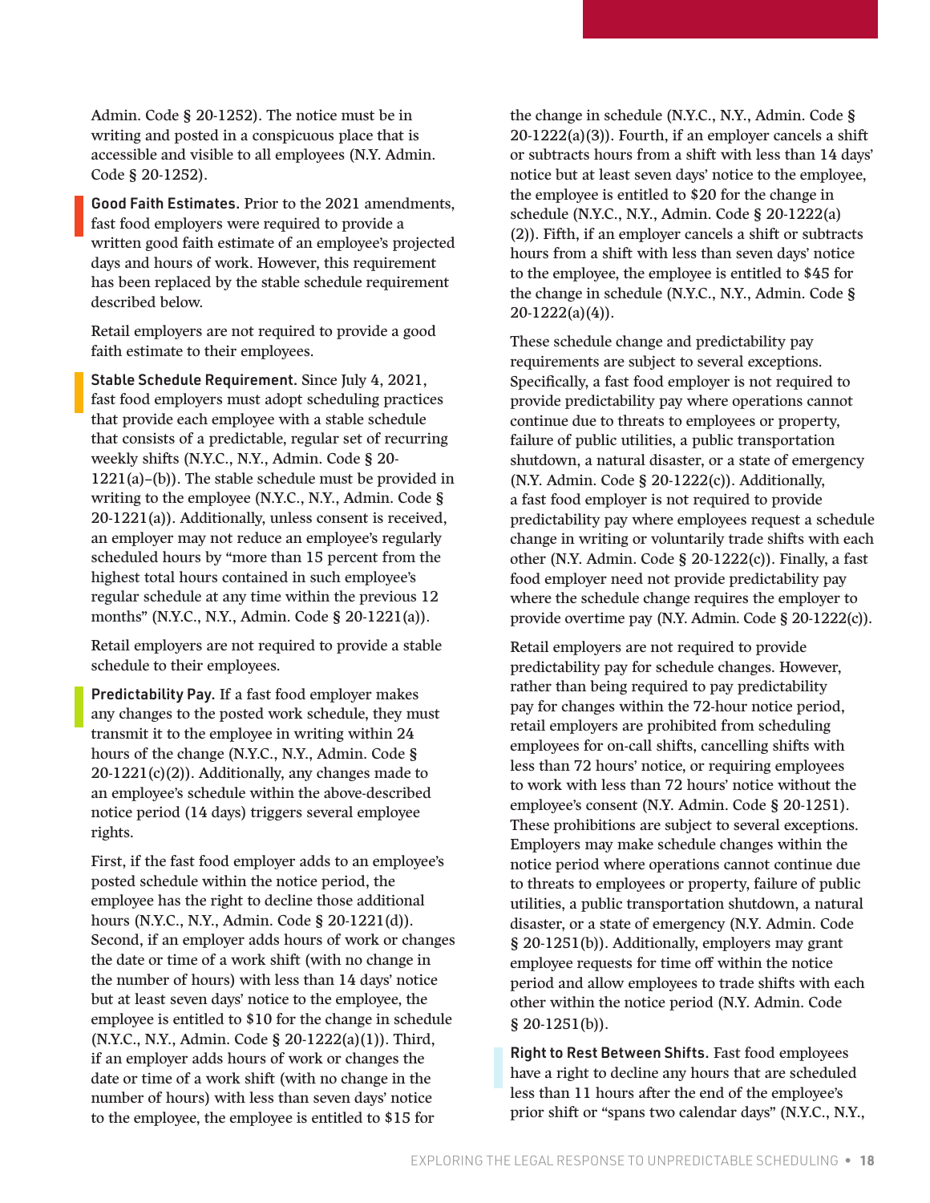Admin. Code § 20-1252). The notice must be in writing and posted in a conspicuous place that is accessible and visible to all employees (N.Y. Admin. Code § 20-1252).

**Good Faith Estimates.** Prior to the 2021 amendments, fast food employers were required to provide a written good faith estimate of an employee's projected days and hours of work. However, this requirement has been replaced by the stable schedule requirement described below.

Retail employers are not required to provide a good faith estimate to their employees.

**Stable Schedule Requirement.** Since July 4, 2021, fast food employers must adopt scheduling practices that provide each employee with a stable schedule that consists of a predictable, regular set of recurring weekly shifts (N.Y.C., N.Y., Admin. Code § 20-1221(a)–(b)). The stable schedule must be provided in writing to the employee (N.Y.C., N.Y., Admin. Code § 20-1221(a)). Additionally, unless consent is received, an employer may not reduce an employee's regularly scheduled hours by "more than 15 percent from the highest total hours contained in such employee's regular schedule at any time within the previous 12 months" (N.Y.C., N.Y., Admin. Code § 20-1221(a)).

Retail employers are not required to provide a stable schedule to their employees.

**Predictability Pay.** If a fast food employer makes any changes to the posted work schedule, they must transmit it to the employee in writing within 24 hours of the change (N.Y.C., N.Y., Admin. Code § 20-1221(c)(2)). Additionally, any changes made to an employee's schedule within the above-described notice period (14 days) triggers several employee rights.

First, if the fast food employer adds to an employee's posted schedule within the notice period, the employee has the right to decline those additional hours (N.Y.C., N.Y., Admin. Code § 20-1221(d)). Second, if an employer adds hours of work or changes the date or time of a work shift (with no change in the number of hours) with less than 14 days' notice but at least seven days' notice to the employee, the employee is entitled to $10 for the change in schedule (N.Y.C., N.Y., Admin. Code § 20-1222(a)(1)). Third, if an employer adds hours of work or changes the date or time of a work shift (with no change in the number of hours) with less than seven days' notice to the employee, the employee is entitled to $15 for the change in schedule (N.Y.C., N.Y., Admin. Code § 20-1222(a)(3)). Fourth, if an employer cancels a shift or subtracts hours from a shift with less than 14 days' notice but at least seven days' notice to the employee, the employee is entitled to $20 for the change in schedule (N.Y.C., N.Y., Admin. Code § 20-1222(a)(2)). Fifth, if an employer cancels a shift or subtracts hours from a shift with less than seven days' notice to the employee, the employee is entitled to $45 for the change in schedule (N.Y.C., N.Y., Admin. Code § 20-1222(a)(4)).

These schedule change and predictability pay requirements are subject to several exceptions. Specifically, a fast food employer is not required to provide predictability pay where operations cannot continue due to threats to employees or property, failure of public utilities, a public transportation shutdown, a natural disaster, or a state of emergency (N.Y. Admin. Code § 20-1222(c)). Additionally, a fast food employer is not required to provide predictability pay where employees request a schedule change in writing or voluntarily trade shifts with each other (N.Y. Admin. Code § 20-1222(c)). Finally, a fast food employer need not provide predictability pay where the schedule change requires the employer to provide overtime pay (N.Y. Admin. Code § 20-1222(c)).

Retail employers are not required to provide predictability pay for schedule changes. However, rather than being required to pay predictability pay for changes within the 72-hour notice period, retail employers are prohibited from scheduling employees for on-call shifts, cancelling shifts with less than 72 hours' notice, or requiring employees to work with less than 72 hours' notice without the employee's consent (N.Y. Admin. Code § 20-1251). These prohibitions are subject to several exceptions. Employers may make schedule changes within the notice period where operations cannot continue due to threats to employees or property, failure of public utilities, a public transportation shutdown, a natural disaster, or a state of emergency (N.Y. Admin. Code § 20-1251(b)). Additionally, employers may grant employee requests for time off within the notice period and allow employees to trade shifts with each other within the notice period (N.Y. Admin. Code § 20-1251(b)).

**Right to Rest Between Shifts.** Fast food employees have a right to decline any hours that are scheduled less than 11 hours after the end of the employee's prior shift or "spans two calendar days" (N.Y.C., N.Y.,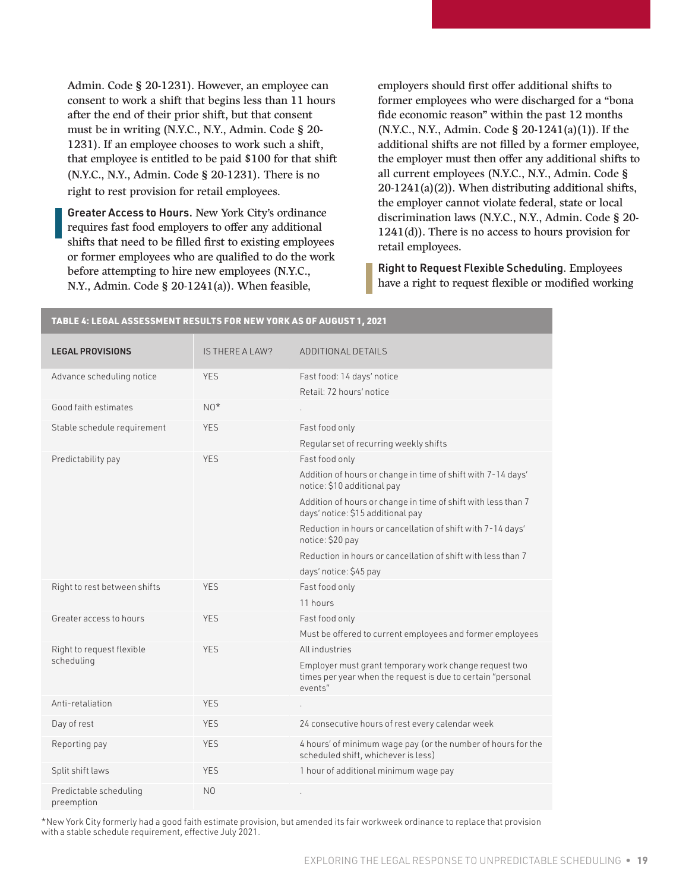Admin. Code § 20-1231). However, an employee can consent to work a shift that begins less than 11 hours after the end of their prior shift, but that consent must be in writing (N.Y.C., N.Y., Admin. Code § 20-1231). If an employee chooses to work such a shift, that employee is entitled to be paid $100 for that shift (N.Y.C., N.Y., Admin. Code § 20-1231). There is no right to rest provision for retail employees.

**Greater Access to Hours.** New York City's ordinance requires fast food employers to offer any additional shifts that need to be filled first to existing employees or former employees who are qualified to do the work before attempting to hire new employees (N.Y.C., N.Y., Admin. Code § 20-1241(a)). When feasible, employers should first offer additional shifts to former employees who were discharged for a "bona fide economic reason" within the past 12 months (N.Y.C., N.Y., Admin. Code § 20-1241(a)(1)). If the additional shifts are not filled by a former employee, the employer must then offer any additional shifts to all current employees (N.Y.C., N.Y., Admin. Code § 20-1241(a)(2)). When distributing additional shifts, the employer cannot violate federal, state or local discrimination laws (N.Y.C., N.Y., Admin. Code § 20-1241(d)). There is no access to hours provision for retail employees.

**Right to Request Flexible Scheduling.** Employees have a right to request flexible or modified working

**TABLE 4: LEGAL ASSESSMENT RESULTS FOR NEW YORK AS OF AUGUST 1, 2021**

| LEGAL PROVISIONS | IS THERE A LAW? | ADDITIONAL DETAILS |
|---|---|---|
| Advance scheduling notice | YES | Fast food: 14 days' notice<br>Retail: 72 hours' notice |
| Good faith estimates | NO* | . |
| Stable schedule requirement | YES | Fast food only<br>Regular set of recurring weekly shifts |
| Predictability pay | YES | Fast food only<br>Addition of hours or change in time of shift with 7-14 days' notice: $10 additional pay<br>Addition of hours or change in time of shift with less than 7 days' notice: $15 additional pay<br>Reduction in hours or cancellation of shift with 7-14 days' notice: $20 pay<br>Reduction in hours or cancellation of shift with less than 7 days' notice: $45 pay |
| Right to rest between shifts | YES | Fast food only<br>11 hours |
| Greater access to hours | YES | Fast food only<br>Must be offered to current employees and former employees |
| Right to request flexible scheduling | YES | All industries<br>Employer must grant temporary work change request two times per year when the request is due to certain "personal events" |
| Anti-retaliation | YES | . |
| Day of rest | YES | 24 consecutive hours of rest every calendar week |
| Reporting pay | YES | 4 hours' of minimum wage pay (or the number of hours for the scheduled shift, whichever is less) |
| Split shift laws | YES | 1 hour of additional minimum wage pay |
| Predictable scheduling preemption | NO | . |

*New York City formerly had a good faith estimate provision, but amended its fair workweek ordinance to replace that provision with a stable schedule requirement, effective July 2021.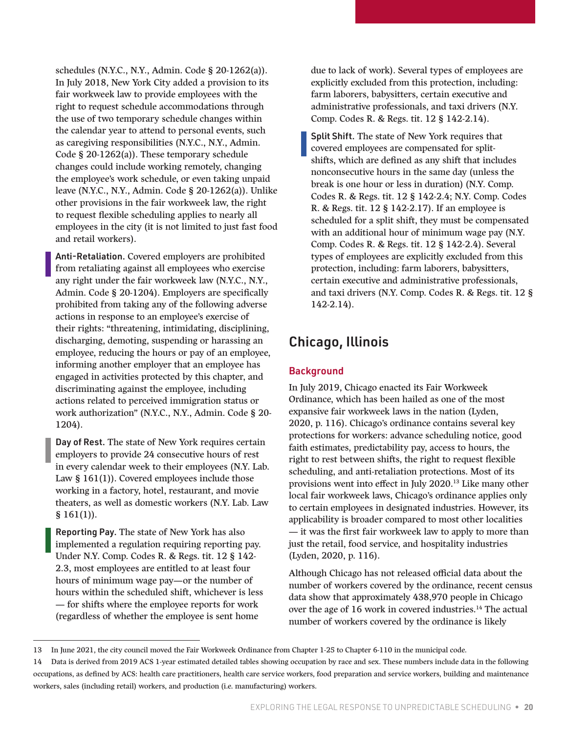schedules (N.Y.C., N.Y., Admin. Code § 20-1262(a)). In July 2018, New York City added a provision to its fair workweek law to provide employees with the right to request schedule accommodations through the use of two temporary schedule changes within the calendar year to attend to personal events, such as caregiving responsibilities (N.Y.C., N.Y., Admin. Code § 20-1262(a)). These temporary schedule changes could include working remotely, changing the employee's work schedule, or even taking unpaid leave (N.Y.C., N.Y., Admin. Code § 20-1262(a)). Unlike other provisions in the fair workweek law, the right to request flexible scheduling applies to nearly all employees in the city (it is not limited to just fast food and retail workers).

**Anti-Retaliation.** Covered employers are prohibited from retaliating against all employees who exercise any right under the fair workweek law (N.Y.C., N.Y., Admin. Code § 20-1204). Employers are specifically prohibited from taking any of the following adverse actions in response to an employee's exercise of their rights: "threatening, intimidating, disciplining, discharging, demoting, suspending or harassing an employee, reducing the hours or pay of an employee, informing another employer that an employee has engaged in activities protected by this chapter, and discriminating against the employee, including actions related to perceived immigration status or work authorization" (N.Y.C., N.Y., Admin. Code § 20-1204).

**Day of Rest.** The state of New York requires certain employers to provide 24 consecutive hours of rest in every calendar week to their employees (N.Y. Lab. Law § 161(1)). Covered employees include those working in a factory, hotel, restaurant, and movie theaters, as well as domestic workers (N.Y. Lab. Law § 161(1)).

**Reporting Pay.** The state of New York has also implemented a regulation requiring reporting pay. Under N.Y. Comp. Codes R. & Regs. tit. 12 § 142-2.3, most employees are entitled to at least four hours of minimum wage pay—or the number of hours within the scheduled shift, whichever is less — for shifts where the employee reports for work (regardless of whether the employee is sent home due to lack of work). Several types of employees are explicitly excluded from this protection, including: farm laborers, babysitters, certain executive and administrative professionals, and taxi drivers (N.Y. Comp. Codes R. & Regs. tit. 12 § 142-2.14).

**Split Shift.** The state of New York requires that covered employees are compensated for split-shifts, which are defined as any shift that includes nonconsecutive hours in the same day (unless the break is one hour or less in duration) (N.Y. Comp. Codes R. & Regs. tit. 12 § 142-2.4; N.Y. Comp. Codes R. & Regs. tit. 12 § 142-2.17). If an employee is scheduled for a split shift, they must be compensated with an additional hour of minimum wage pay (N.Y. Comp. Codes R. & Regs. tit. 12 § 142-2.4). Several types of employees are explicitly excluded from this protection, including: farm laborers, babysitters, certain executive and administrative professionals, and taxi drivers (N.Y. Comp. Codes R. & Regs. tit. 12 § 142-2.14).

## Chicago, Illinois

### Background

In July 2019, Chicago enacted its Fair Workweek Ordinance, which has been hailed as one of the most expansive fair workweek laws in the nation (Lyden, 2020, p. 116). Chicago's ordinance contains several key protections for workers: advance scheduling notice, good faith estimates, predictability pay, access to hours, the right to rest between shifts, the right to request flexible scheduling, and anti-retaliation protections. Most of its provisions went into effect in July 2020.[13] Like many other local fair workweek laws, Chicago's ordinance applies only to certain employees in designated industries. However, its applicability is broader compared to most other localities — it was the first fair workweek law to apply to more than just the retail, food service, and hospitality industries (Lyden, 2020, p. 116).

Although Chicago has not released official data about the number of workers covered by the ordinance, recent census data show that approximately 438,970 people in Chicago over the age of 16 work in covered industries.[14] The actual number of workers covered by the ordinance is likely

---

13 In June 2021, the city council moved the Fair Workweek Ordinance from Chapter 1-25 to Chapter 6-110 in the municipal code.

14 Data is derived from 2019 ACS 1-year estimated detailed tables showing occupation by race and sex. These numbers include data in the following occupations, as defined by ACS: health care practitioners, health care service workers, food preparation and service workers, building and maintenance workers, sales (including retail) workers, and production (i.e. manufacturing) workers.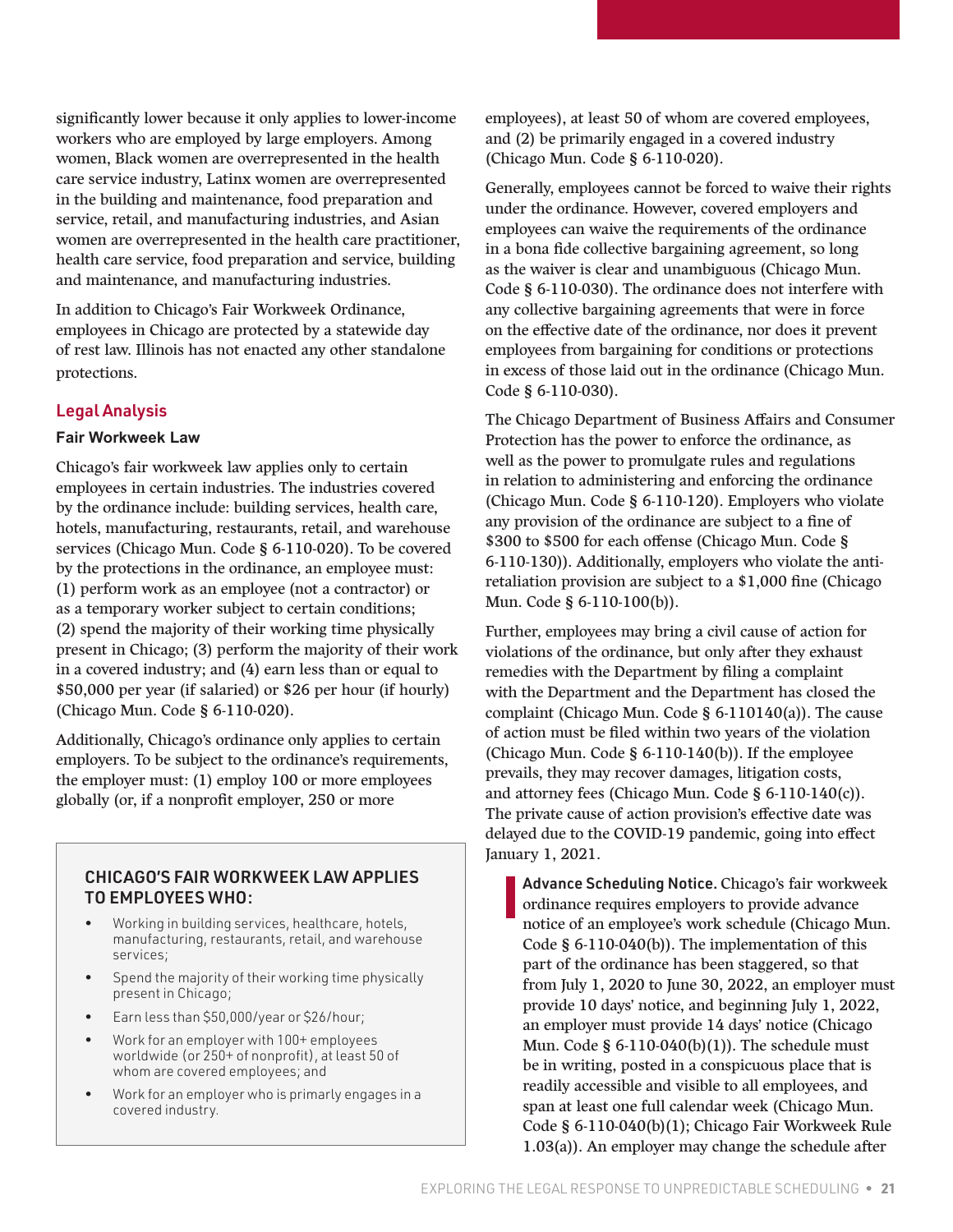significantly lower because it only applies to lower-income workers who are employed by large employers. Among women, Black women are overrepresented in the health care service industry, Latinx women are overrepresented in the building and maintenance, food preparation and service, retail, and manufacturing industries, and Asian women are overrepresented in the health care practitioner, health care service, food preparation and service, building and maintenance, and manufacturing industries.

In addition to Chicago's Fair Workweek Ordinance, employees in Chicago are protected by a statewide day of rest law. Illinois has not enacted any other standalone protections.

## Legal Analysis

### Fair Workweek Law

Chicago's fair workweek law applies only to certain employees in certain industries. The industries covered by the ordinance include: building services, health care, hotels, manufacturing, restaurants, retail, and warehouse services (Chicago Mun. Code § 6-110-020). To be covered by the protections in the ordinance, an employee must: (1) perform work as an employee (not a contractor) or as a temporary worker subject to certain conditions; (2) spend the majority of their working time physically present in Chicago; (3) perform the majority of their work in a covered industry; and (4) earn less than or equal to $50,000 per year (if salaried) or $26 per hour (if hourly) (Chicago Mun. Code § 6-110-020).

Additionally, Chicago's ordinance only applies to certain employers. To be subject to the ordinance's requirements, the employer must: (1) employ 100 or more employees globally (or, if a nonprofit employer, 250 or more employees), at least 50 of whom are covered employees, and (2) be primarily engaged in a covered industry (Chicago Mun. Code § 6-110-020).

> **CHICAGO'S FAIR WORKWEEK LAW APPLIES TO EMPLOYEES WHO:**
>
> - Working in building services, healthcare, hotels, manufacturing, restaurants, retail, and warehouse services;
> - Spend the majority of their working time physically present in Chicago;
> - Earn less than $50,000/year or $26/hour;
> - Work for an employer with 100+ employees worldwide (or 250+ of nonprofit), at least 50 of whom are covered employees; and
> - Work for an employer who is primarly engages in a covered industry.

Generally, employees cannot be forced to waive their rights under the ordinance. However, covered employers and employees can waive the requirements of the ordinance in a bona fide collective bargaining agreement, so long as the waiver is clear and unambiguous (Chicago Mun. Code § 6-110-030). The ordinance does not interfere with any collective bargaining agreements that were in force on the effective date of the ordinance, nor does it prevent employees from bargaining for conditions or protections in excess of those laid out in the ordinance (Chicago Mun. Code § 6-110-030).

The Chicago Department of Business Affairs and Consumer Protection has the power to enforce the ordinance, as well as the power to promulgate rules and regulations in relation to administering and enforcing the ordinance (Chicago Mun. Code § 6-110-120). Employers who violate any provision of the ordinance are subject to a fine of $300 to $500 for each offense (Chicago Mun. Code § 6-110-130)). Additionally, employers who violate the anti-retaliation provision are subject to a $1,000 fine (Chicago Mun. Code § 6-110-100(b)).

Further, employees may bring a civil cause of action for violations of the ordinance, but only after they exhaust remedies with the Department by filing a complaint with the Department and the Department has closed the complaint (Chicago Mun. Code § 6-110140(a)). The cause of action must be filed within two years of the violation (Chicago Mun. Code § 6-110-140(b)). If the employee prevails, they may recover damages, litigation costs, and attorney fees (Chicago Mun. Code § 6-110-140(c)). The private cause of action provision's effective date was delayed due to the COVID-19 pandemic, going into effect January 1, 2021.

**Advance Scheduling Notice.** Chicago's fair workweek ordinance requires employers to provide advance notice of an employee's work schedule (Chicago Mun. Code § 6-110-040(b)). The implementation of this part of the ordinance has been staggered, so that from July 1, 2020 to June 30, 2022, an employer must provide 10 days' notice, and beginning July 1, 2022, an employer must provide 14 days' notice (Chicago Mun. Code § 6-110-040(b)(1)). The schedule must be in writing, posted in a conspicuous place that is readily accessible and visible to all employees, and span at least one full calendar week (Chicago Mun. Code § 6-110-040(b)(1); Chicago Fair Workweek Rule 1.03(a)). An employer may change the schedule after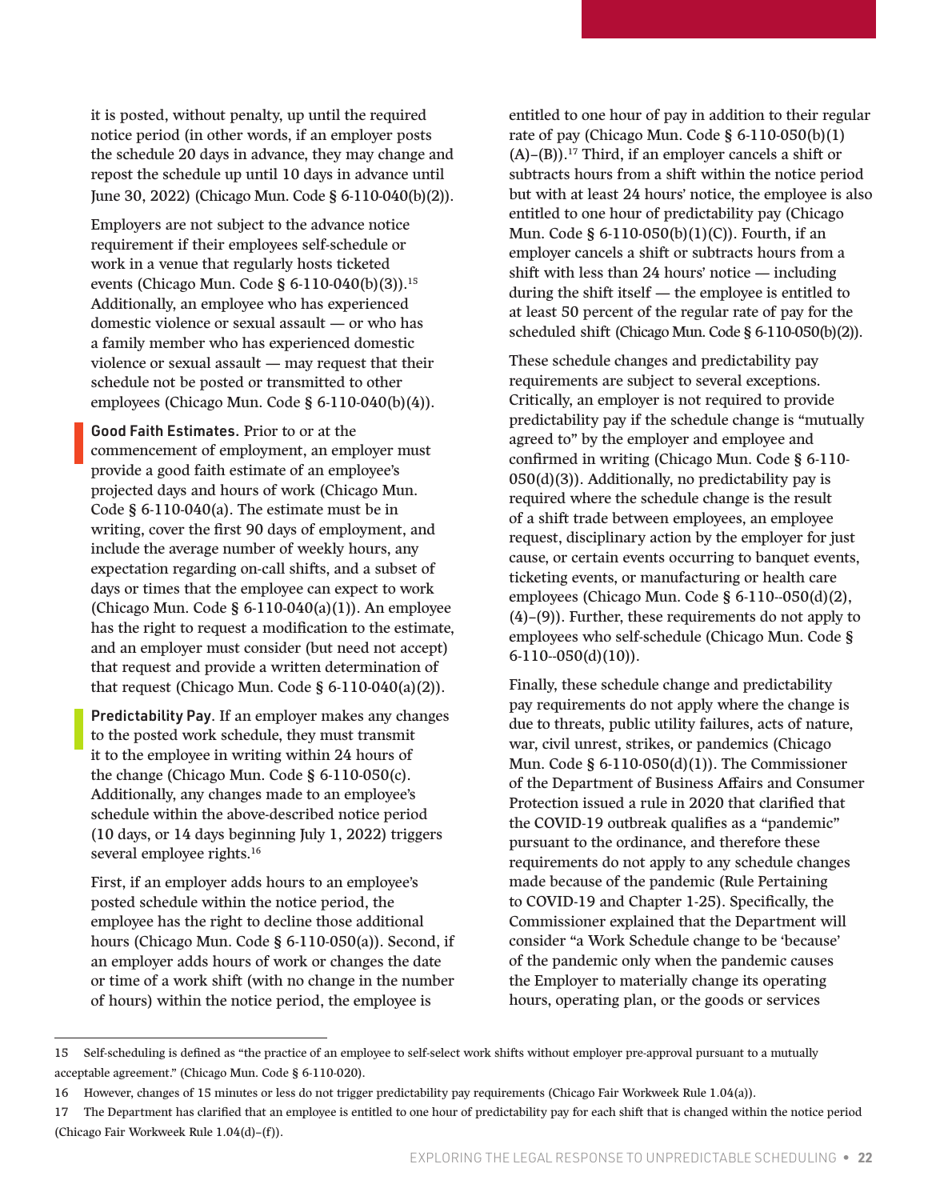it is posted, without penalty, up until the required notice period (in other words, if an employer posts the schedule 20 days in advance, they may change and repost the schedule up until 10 days in advance until June 30, 2022) (Chicago Mun. Code § 6-110-040(b)(2)).

Employers are not subject to the advance notice requirement if their employees self-schedule or work in a venue that regularly hosts ticketed events (Chicago Mun. Code § 6-110-040(b)(3)).[15] Additionally, an employee who has experienced domestic violence or sexual assault — or who has a family member who has experienced domestic violence or sexual assault — may request that their schedule not be posted or transmitted to other employees (Chicago Mun. Code § 6-110-040(b)(4)).

**Good Faith Estimates.** Prior to or at the commencement of employment, an employer must provide a good faith estimate of an employee's projected days and hours of work (Chicago Mun. Code § 6-110-040(a). The estimate must be in writing, cover the first 90 days of employment, and include the average number of weekly hours, any expectation regarding on-call shifts, and a subset of days or times that the employee can expect to work (Chicago Mun. Code § 6-110-040(a)(1)). An employee has the right to request a modification to the estimate, and an employer must consider (but need not accept) that request and provide a written determination of that request (Chicago Mun. Code § 6-110-040(a)(2)).

**Predictability Pay.** If an employer makes any changes to the posted work schedule, they must transmit it to the employee in writing within 24 hours of the change (Chicago Mun. Code § 6-110-050(c). Additionally, any changes made to an employee's schedule within the above-described notice period (10 days, or 14 days beginning July 1, 2022) triggers several employee rights.[16]

First, if an employer adds hours to an employee's posted schedule within the notice period, the employee has the right to decline those additional hours (Chicago Mun. Code § 6-110-050(a)). Second, if an employer adds hours of work or changes the date or time of a work shift (with no change in the number of hours) within the notice period, the employee is entitled to one hour of pay in addition to their regular rate of pay (Chicago Mun. Code § 6-110-050(b)(1)(A)–(B)).[17] Third, if an employer cancels a shift or subtracts hours from a shift within the notice period but with at least 24 hours' notice, the employee is also entitled to one hour of predictability pay (Chicago Mun. Code § 6-110-050(b)(1)(C)). Fourth, if an employer cancels a shift or subtracts hours from a shift with less than 24 hours' notice — including during the shift itself — the employee is entitled to at least 50 percent of the regular rate of pay for the scheduled shift (Chicago Mun. Code § 6-110-050(b)(2)).

These schedule changes and predictability pay requirements are subject to several exceptions. Critically, an employer is not required to provide predictability pay if the schedule change is "mutually agreed to" by the employer and employee and confirmed in writing (Chicago Mun. Code § 6-110-050(d)(3)). Additionally, no predictability pay is required where the schedule change is the result of a shift trade between employees, an employee request, disciplinary action by the employer for just cause, or certain events occurring to banquet events, ticketing events, or manufacturing or health care employees (Chicago Mun. Code § 6-110--050(d)(2), (4)–(9)). Further, these requirements do not apply to employees who self-schedule (Chicago Mun. Code § 6-110--050(d)(10)).

Finally, these schedule change and predictability pay requirements do not apply where the change is due to threats, public utility failures, acts of nature, war, civil unrest, strikes, or pandemics (Chicago Mun. Code § 6-110-050(d)(1)). The Commissioner of the Department of Business Affairs and Consumer Protection issued a rule in 2020 that clarified that the COVID-19 outbreak qualifies as a "pandemic" pursuant to the ordinance, and therefore these requirements do not apply to any schedule changes made because of the pandemic (Rule Pertaining to COVID-19 and Chapter 1-25). Specifically, the Commissioner explained that the Department will consider "a Work Schedule change to be 'because' of the pandemic only when the pandemic causes the Employer to materially change its operating hours, operating plan, or the goods or services

---

15 Self-scheduling is defined as "the practice of an employee to self-select work shifts without employer pre-approval pursuant to a mutually acceptable agreement." (Chicago Mun. Code § 6-110-020).

16 However, changes of 15 minutes or less do not trigger predictability pay requirements (Chicago Fair Workweek Rule 1.04(a)).

17 The Department has clarified that an employee is entitled to one hour of predictability pay for each shift that is changed within the notice period (Chicago Fair Workweek Rule 1.04(d)–(f)).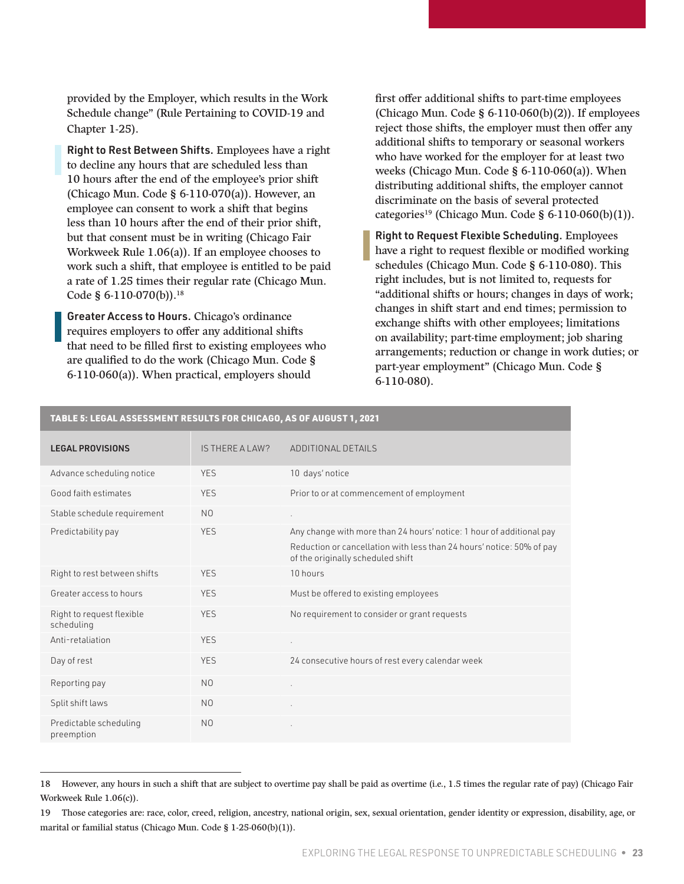provided by the Employer, which results in the Work Schedule change" (Rule Pertaining to COVID-19 and Chapter 1-25).

**Right to Rest Between Shifts.** Employees have a right to decline any hours that are scheduled less than 10 hours after the end of the employee's prior shift (Chicago Mun. Code § 6-110-070(a)). However, an employee can consent to work a shift that begins less than 10 hours after the end of their prior shift, but that consent must be in writing (Chicago Fair Workweek Rule 1.06(a)). If an employee chooses to work such a shift, that employee is entitled to be paid a rate of 1.25 times their regular rate (Chicago Mun. Code § 6-110-070(b)).[18]

**Greater Access to Hours.** Chicago's ordinance requires employers to offer any additional shifts that need to be filled first to existing employees who are qualified to do the work (Chicago Mun. Code § 6-110-060(a)). When practical, employers should first offer additional shifts to part-time employees (Chicago Mun. Code § 6-110-060(b)(2)). If employees reject those shifts, the employer must then offer any additional shifts to temporary or seasonal workers who have worked for the employer for at least two weeks (Chicago Mun. Code § 6-110-060(a)). When distributing additional shifts, the employer cannot discriminate on the basis of several protected categories[19] (Chicago Mun. Code § 6-110-060(b)(1)).

**Right to Request Flexible Scheduling.** Employees have a right to request flexible or modified working schedules (Chicago Mun. Code § 6-110-080). This right includes, but is not limited to, requests for "additional shifts or hours; changes in days of work; changes in shift start and end times; permission to exchange shifts with other employees; limitations on availability; part-time employment; job sharing arrangements; reduction or change in work duties; or part-year employment" (Chicago Mun. Code § 6-110-080).

**TABLE 5: LEGAL ASSESSMENT RESULTS FOR CHICAGO, AS OF AUGUST 1, 2021**

| LEGAL PROVISIONS | IS THERE A LAW? | ADDITIONAL DETAILS |
|---|---|---|
| Advance scheduling notice | YES | 10 days' notice |
| Good faith estimates | YES | Prior to or at commencement of employment |
| Stable schedule requirement | NO | . |
| Predictability pay | YES | Any change with more than 24 hours' notice: 1 hour of additional pay<br>Reduction or cancellation with less than 24 hours' notice: 50% of pay of the originally scheduled shift |
| Right to rest between shifts | YES | 10 hours |
| Greater access to hours | YES | Must be offered to existing employees |
| Right to request flexible scheduling | YES | No requirement to consider or grant requests |
| Anti-retaliation | YES | . |
| Day of rest | YES | 24 consecutive hours of rest every calendar week |
| Reporting pay | NO | . |
| Split shift laws | NO | . |
| Predictable scheduling preemption | NO | . |

18 However, any hours in such a shift that are subject to overtime pay shall be paid as overtime (i.e., 1.5 times the regular rate of pay) (Chicago Fair Workweek Rule 1.06(c)).

19 Those categories are: race, color, creed, religion, ancestry, national origin, sex, sexual orientation, gender identity or expression, disability, age, or marital or familial status (Chicago Mun. Code § 1-25-060(b)(1)).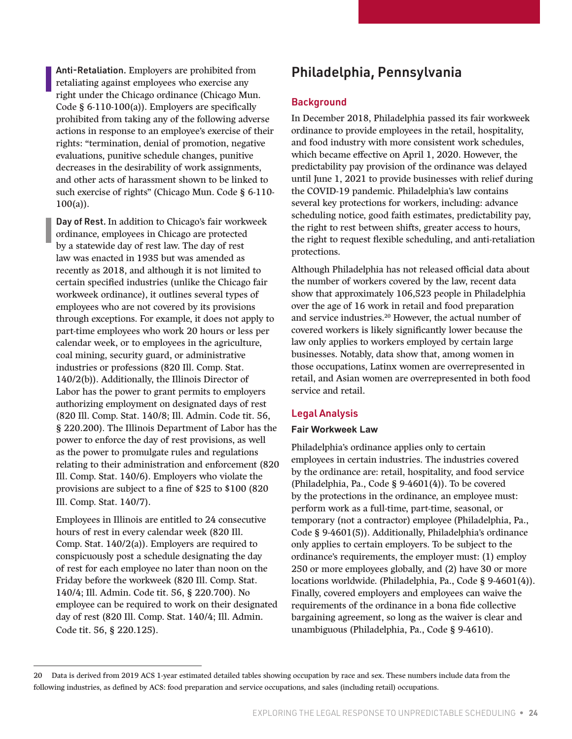**Anti-Retaliation.** Employers are prohibited from retaliating against employees who exercise any right under the Chicago ordinance (Chicago Mun. Code § 6-110-100(a)). Employers are specifically prohibited from taking any of the following adverse actions in response to an employee's exercise of their rights: "termination, denial of promotion, negative evaluations, punitive schedule changes, punitive decreases in the desirability of work assignments, and other acts of harassment shown to be linked to such exercise of rights" (Chicago Mun. Code § 6-110-100(a)).

**Day of Rest.** In addition to Chicago's fair workweek ordinance, employees in Chicago are protected by a statewide day of rest law. The day of rest law was enacted in 1935 but was amended as recently as 2018, and although it is not limited to certain specified industries (unlike the Chicago fair workweek ordinance), it outlines several types of employees who are not covered by its provisions through exceptions. For example, it does not apply to part-time employees who work 20 hours or less per calendar week, or to employees in the agriculture, coal mining, security guard, or administrative industries or professions (820 Ill. Comp. Stat. 140/2(b)). Additionally, the Illinois Director of Labor has the power to grant permits to employers authorizing employment on designated days of rest (820 Ill. Comp. Stat. 140/8; Ill. Admin. Code tit. 56, § 220.200). The Illinois Department of Labor has the power to enforce the day of rest provisions, as well as the power to promulgate rules and regulations relating to their administration and enforcement (820 Ill. Comp. Stat. 140/6). Employers who violate the provisions are subject to a fine of $25 to $100 (820 Ill. Comp. Stat. 140/7).

Employees in Illinois are entitled to 24 consecutive hours of rest in every calendar week (820 Ill. Comp. Stat. 140/2(a)). Employers are required to conspicuously post a schedule designating the day of rest for each employee no later than noon on the Friday before the workweek (820 Ill. Comp. Stat. 140/4; Ill. Admin. Code tit. 56, § 220.700). No employee can be required to work on their designated day of rest (820 Ill. Comp. Stat. 140/4; Ill. Admin. Code tit. 56, § 220.125).

## Philadelphia, Pennsylvania

### Background

In December 2018, Philadelphia passed its fair workweek ordinance to provide employees in the retail, hospitality, and food industry with more consistent work schedules, which became effective on April 1, 2020. However, the predictability pay provision of the ordinance was delayed until June 1, 2021 to provide businesses with relief during the COVID-19 pandemic. Philadelphia's law contains several key protections for workers, including: advance scheduling notice, good faith estimates, predictability pay, the right to rest between shifts, greater access to hours, the right to request flexible scheduling, and anti-retaliation protections.

Although Philadelphia has not released official data about the number of workers covered by the law, recent data show that approximately 106,523 people in Philadelphia over the age of 16 work in retail and food preparation and service industries.[20] However, the actual number of covered workers is likely significantly lower because the law only applies to workers employed by certain large businesses. Notably, data show that, among women in those occupations, Latinx women are overrepresented in retail, and Asian women are overrepresented in both food service and retail.

### Legal Analysis

#### Fair Workweek Law

Philadelphia's ordinance applies only to certain employees in certain industries. The industries covered by the ordinance are: retail, hospitality, and food service (Philadelphia, Pa., Code § 9-4601(4)). To be covered by the protections in the ordinance, an employee must: perform work as a full-time, part-time, seasonal, or temporary (not a contractor) employee (Philadelphia, Pa., Code § 9-4601(5)). Additionally, Philadelphia's ordinance only applies to certain employers. To be subject to the ordinance's requirements, the employer must: (1) employ 250 or more employees globally, and (2) have 30 or more locations worldwide. (Philadelphia, Pa., Code § 9-4601(4)). Finally, covered employers and employees can waive the requirements of the ordinance in a bona fide collective bargaining agreement, so long as the waiver is clear and unambiguous (Philadelphia, Pa., Code § 9-4610).

---

20 Data is derived from 2019 ACS 1-year estimated detailed tables showing occupation by race and sex. These numbers include data from the following industries, as defined by ACS: food preparation and service occupations, and sales (including retail) occupations.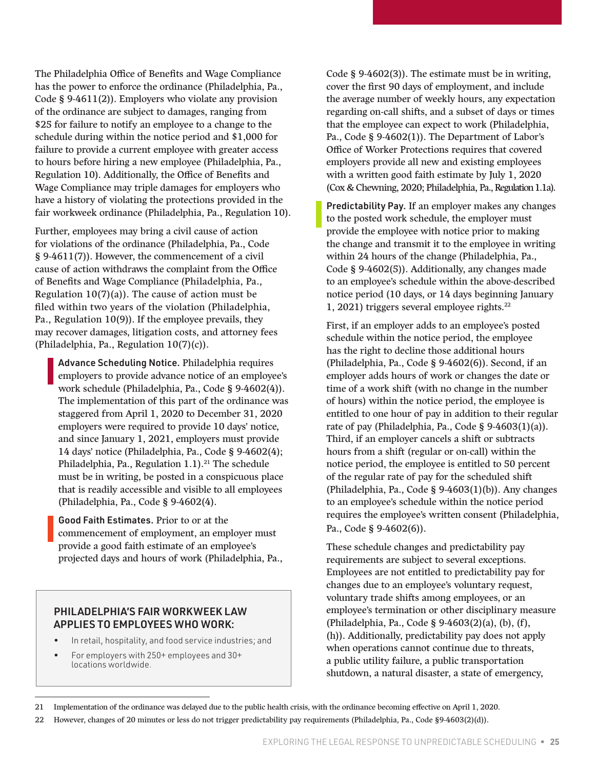The Philadelphia Office of Benefits and Wage Compliance has the power to enforce the ordinance (Philadelphia, Pa., Code § 9-4611(2)). Employers who violate any provision of the ordinance are subject to damages, ranging from $25 for failure to notify an employee to a change to the schedule during within the notice period and $1,000 for failure to provide a current employee with greater access to hours before hiring a new employee (Philadelphia, Pa., Regulation 10). Additionally, the Office of Benefits and Wage Compliance may triple damages for employers who have a history of violating the protections provided in the fair workweek ordinance (Philadelphia, Pa., Regulation 10).

Further, employees may bring a civil cause of action for violations of the ordinance (Philadelphia, Pa., Code § 9-4611(7)). However, the commencement of a civil cause of action withdraws the complaint from the Office of Benefits and Wage Compliance (Philadelphia, Pa., Regulation 10(7)(a)). The cause of action must be filed within two years of the violation (Philadelphia, Pa., Regulation 10(9)). If the employee prevails, they may recover damages, litigation costs, and attorney fees (Philadelphia, Pa., Regulation 10(7)(c)).

**Advance Scheduling Notice.** Philadelphia requires employers to provide advance notice of an employee's work schedule (Philadelphia, Pa., Code § 9-4602(4)). The implementation of this part of the ordinance was staggered from April 1, 2020 to December 31, 2020 employers were required to provide 10 days' notice, and since January 1, 2021, employers must provide 14 days' notice (Philadelphia, Pa., Code § 9-4602(4); Philadelphia, Pa., Regulation 1.1).[21] The schedule must be in writing, be posted in a conspicuous place that is readily accessible and visible to all employees (Philadelphia, Pa., Code § 9-4602(4).

**Good Faith Estimates.** Prior to or at the commencement of employment, an employer must provide a good faith estimate of an employee's projected days and hours of work (Philadelphia, Pa., Code § 9-4602(3)). The estimate must be in writing, cover the first 90 days of employment, and include the average number of weekly hours, any expectation regarding on-call shifts, and a subset of days or times that the employee can expect to work (Philadelphia, Pa., Code § 9-4602(1)). The Department of Labor's Office of Worker Protections requires that covered employers provide all new and existing employees with a written good faith estimate by July 1, 2020 (Cox & Chewning, 2020; Philadelphia, Pa., Regulation 1.1a).

> **PHILADELPHIA'S FAIR WORKWEEK LAW APPLIES TO EMPLOYEES WHO WORK:**
>
> - In retail, hospitality, and food service industries; and
> - For employers with 250+ employees and 30+ locations worldwide.

**Predictability Pay.** If an employer makes any changes to the posted work schedule, the employer must provide the employee with notice prior to making the change and transmit it to the employee in writing within 24 hours of the change (Philadelphia, Pa., Code § 9-4602(5)). Additionally, any changes made to an employee's schedule within the above-described notice period (10 days, or 14 days beginning January 1, 2021) triggers several employee rights.[22]

First, if an employer adds to an employee's posted schedule within the notice period, the employee has the right to decline those additional hours (Philadelphia, Pa., Code § 9-4602(6)). Second, if an employer adds hours of work or changes the date or time of a work shift (with no change in the number of hours) within the notice period, the employee is entitled to one hour of pay in addition to their regular rate of pay (Philadelphia, Pa., Code § 9-4603(1)(a)). Third, if an employer cancels a shift or subtracts hours from a shift (regular or on-call) within the notice period, the employee is entitled to 50 percent of the regular rate of pay for the scheduled shift (Philadelphia, Pa., Code § 9-4603(1)(b)). Any changes to an employee's schedule within the notice period requires the employee's written consent (Philadelphia, Pa., Code § 9-4602(6)).

These schedule changes and predictability pay requirements are subject to several exceptions. Employees are not entitled to predictability pay for changes due to an employee's voluntary request, voluntary trade shifts among employees, or an employee's termination or other disciplinary measure (Philadelphia, Pa., Code § 9-4603(2)(a), (b), (f), (h)). Additionally, predictability pay does not apply when operations cannot continue due to threats, a public utility failure, a public transportation shutdown, a natural disaster, a state of emergency,

---

21 Implementation of the ordinance was delayed due to the public health crisis, with the ordinance becoming effective on April 1, 2020.

22 However, changes of 20 minutes or less do not trigger predictability pay requirements (Philadelphia, Pa., Code §9-4603(2)(d)).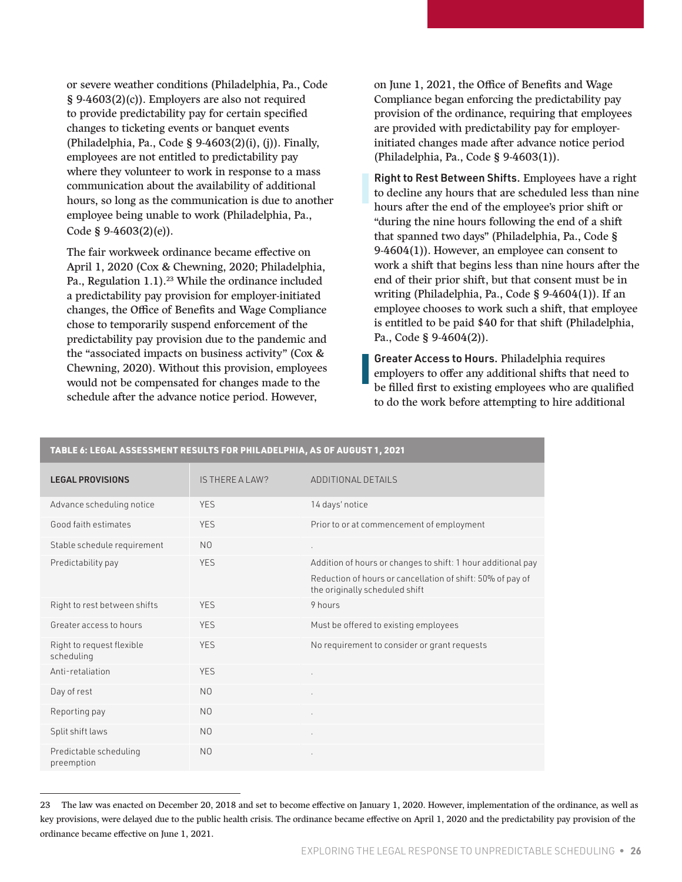or severe weather conditions (Philadelphia, Pa., Code § 9-4603(2)(c)). Employers are also not required to provide predictability pay for certain specified changes to ticketing events or banquet events (Philadelphia, Pa., Code § 9-4603(2)(i), (j)). Finally, employees are not entitled to predictability pay where they volunteer to work in response to a mass communication about the availability of additional hours, so long as the communication is due to another employee being unable to work (Philadelphia, Pa., Code § 9-4603(2)(e)).

The fair workweek ordinance became effective on April 1, 2020 (Cox & Chewning, 2020; Philadelphia, Pa., Regulation 1.1).[23] While the ordinance included a predictability pay provision for employer-initiated changes, the Office of Benefits and Wage Compliance chose to temporarily suspend enforcement of the predictability pay provision due to the pandemic and the "associated impacts on business activity" (Cox & Chewning, 2020). Without this provision, employees would not be compensated for changes made to the schedule after the advance notice period. However, on June 1, 2021, the Office of Benefits and Wage Compliance began enforcing the predictability pay provision of the ordinance, requiring that employees are provided with predictability pay for employer-initiated changes made after advance notice period (Philadelphia, Pa., Code § 9-4603(1)).

**Right to Rest Between Shifts.** Employees have a right to decline any hours that are scheduled less than nine hours after the end of the employee's prior shift or "during the nine hours following the end of a shift that spanned two days" (Philadelphia, Pa., Code § 9-4604(1)). However, an employee can consent to work a shift that begins less than nine hours after the end of their prior shift, but that consent must be in writing (Philadelphia, Pa., Code § 9-4604(1)). If an employee chooses to work such a shift, that employee is entitled to be paid $40 for that shift (Philadelphia, Pa., Code § 9-4604(2)).

**Greater Access to Hours.** Philadelphia requires employers to offer any additional shifts that need to be filled first to existing employees who are qualified to do the work before attempting to hire additional

**TABLE 6: LEGAL ASSESSMENT RESULTS FOR PHILADELPHIA, AS OF AUGUST 1, 2021**

| LEGAL PROVISIONS | IS THERE A LAW? | ADDITIONAL DETAILS |
|---|---|---|
| Advance scheduling notice | YES | 14 days' notice |
| Good faith estimates | YES | Prior to or at commencement of employment |
| Stable schedule requirement | NO | . |
| Predictability pay | YES | Addition of hours or changes to shift: 1 hour additional pay<br>Reduction of hours or cancellation of shift: 50% of pay of the originally scheduled shift |
| Right to rest between shifts | YES | 9 hours |
| Greater access to hours | YES | Must be offered to existing employees |
| Right to request flexible scheduling | YES | No requirement to consider or grant requests |
| Anti-retaliation | YES | . |
| Day of rest | NO | . |
| Reporting pay | NO | . |
| Split shift laws | NO | . |
| Predictable scheduling preemption | NO | . |

23 The law was enacted on December 20, 2018 and set to become effective on January 1, 2020. However, implementation of the ordinance, as well as key provisions, were delayed due to the public health crisis. The ordinance became effective on April 1, 2020 and the predictability pay provision of the ordinance became effective on June 1, 2021.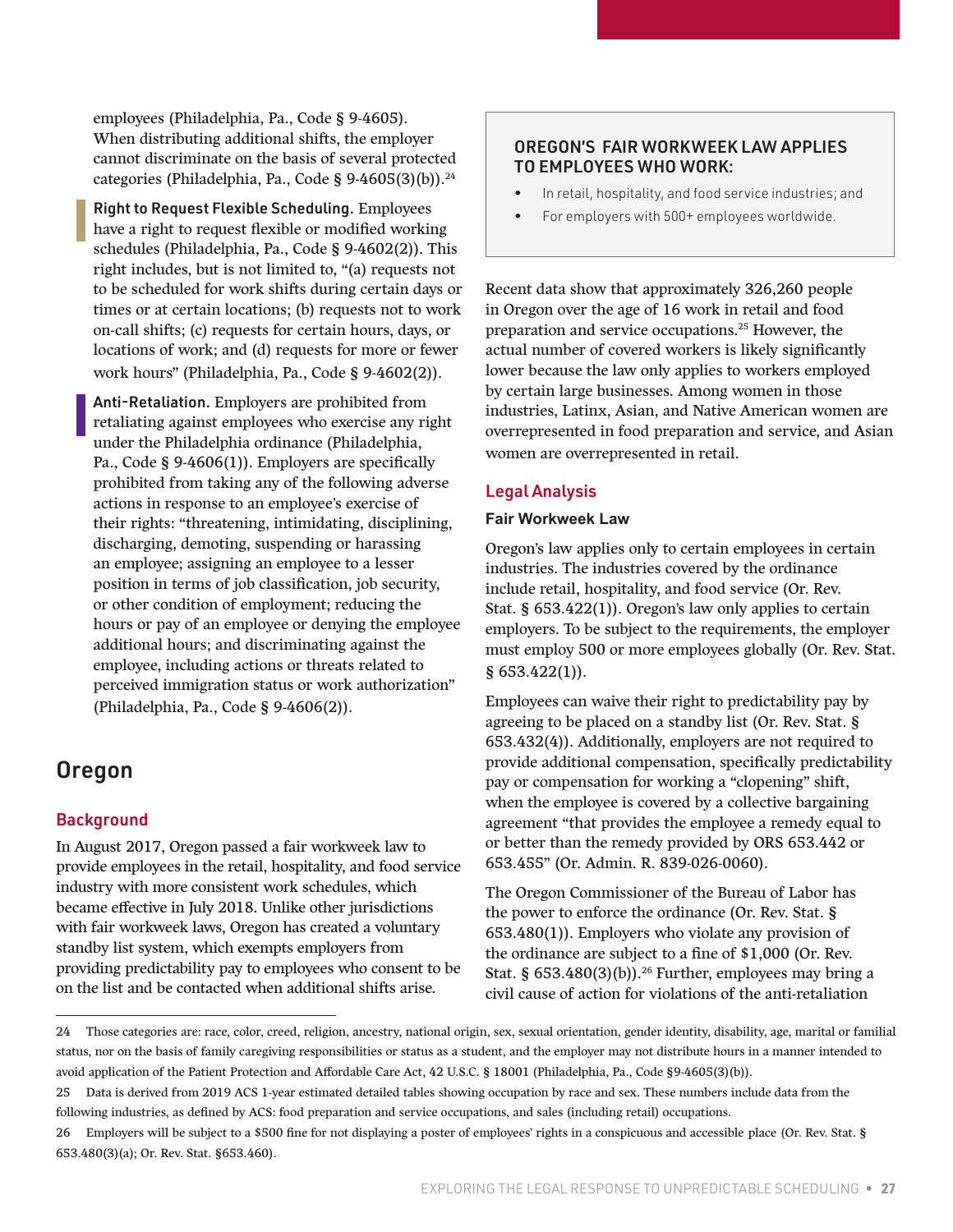employees (Philadelphia, Pa., Code § 9-4605). When distributing additional shifts, the employer cannot discriminate on the basis of several protected categories (Philadelphia, Pa., Code § 9-4605(3)(b)).[24]

**Right to Request Flexible Scheduling.** Employees have a right to request flexible or modified working schedules (Philadelphia, Pa., Code § 9-4602(2)). This right includes, but is not limited to, "(a) requests not to be scheduled for work shifts during certain days or times or at certain locations; (b) requests not to work on-call shifts; (c) requests for certain hours, days, or locations of work; and (d) requests for more or fewer work hours" (Philadelphia, Pa., Code § 9-4602(2)).

**Anti-Retaliation.** Employers are prohibited from retaliating against employees who exercise any right under the Philadelphia ordinance (Philadelphia, Pa., Code § 9-4606(1)). Employers are specifically prohibited from taking any of the following adverse actions in response to an employee's exercise of their rights: "threatening, intimidating, disciplining, discharging, demoting, suspending or harassing an employee; assigning an employee to a lesser position in terms of job classification, job security, or other condition of employment; reducing the hours or pay of an employee or denying the employee additional hours; and discriminating against the employee, including actions or threats related to perceived immigration status or work authorization" (Philadelphia, Pa., Code § 9-4606(2)).

## Oregon

### Background

In August 2017, Oregon passed a fair workweek law to provide employees in the retail, hospitality, and food service industry with more consistent work schedules, which became effective in July 2018. Unlike other jurisdictions with fair workweek laws, Oregon has created a voluntary standby list system, which exempts employers from providing predictability pay to employees who consent to be on the list and be contacted when additional shifts arise.

**OREGON'S FAIR WORKWEEK LAW APPLIES TO EMPLOYEES WHO WORK:**

- In retail, hospitality, and food service industries; and
- For employers with 500+ employees worldwide.

Recent data show that approximately 326,260 people in Oregon over the age of 16 work in retail and food preparation and service occupations.[25] However, the actual number of covered workers is likely significantly lower because the law only applies to workers employed by certain large businesses. Among women in those industries, Latinx, Asian, and Native American women are overrepresented in food preparation and service, and Asian women are overrepresented in retail.

### Legal Analysis

#### Fair Workweek Law

Oregon's law applies only to certain employees in certain industries. The industries covered by the ordinance include retail, hospitality, and food service (Or. Rev. Stat. § 653.422(1)). Oregon's law only applies to certain employers. To be subject to the requirements, the employer must employ 500 or more employees globally (Or. Rev. Stat. § 653.422(1)).

Employees can waive their right to predictability pay by agreeing to be placed on a standby list (Or. Rev. Stat. § 653.432(4)). Additionally, employers are not required to provide additional compensation, specifically predictability pay or compensation for working a "clopening" shift, when the employee is covered by a collective bargaining agreement "that provides the employee a remedy equal to or better than the remedy provided by ORS 653.442 or 653.455" (Or. Admin. R. 839-026-0060).

The Oregon Commissioner of the Bureau of Labor has the power to enforce the ordinance (Or. Rev. Stat. § 653.480(1)). Employers who violate any provision of the ordinance are subject to a fine of $1,000 (Or. Rev. Stat. § 653.480(3)(b)).[26] Further, employees may bring a civil cause of action for violations of the anti-retaliation

---

24 Those categories are: race, color, creed, religion, ancestry, national origin, sex, sexual orientation, gender identity, disability, age, marital or familial status, nor on the basis of family caregiving responsibilities or status as a student, and the employer may not distribute hours in a manner intended to avoid application of the Patient Protection and Affordable Care Act, 42 U.S.C. § 18001 (Philadelphia, Pa., Code §9-4605(3)(b)).

25 Data is derived from 2019 ACS 1-year estimated detailed tables showing occupation by race and sex. These numbers include data from the following industries, as defined by ACS: food preparation and service occupations, and sales (including retail) occupations.

26 Employers will be subject to a $500 fine for not displaying a poster of employees' rights in a conspicuous and accessible place (Or. Rev. Stat. § 653.480(3)(a); Or. Rev. Stat. §653.460).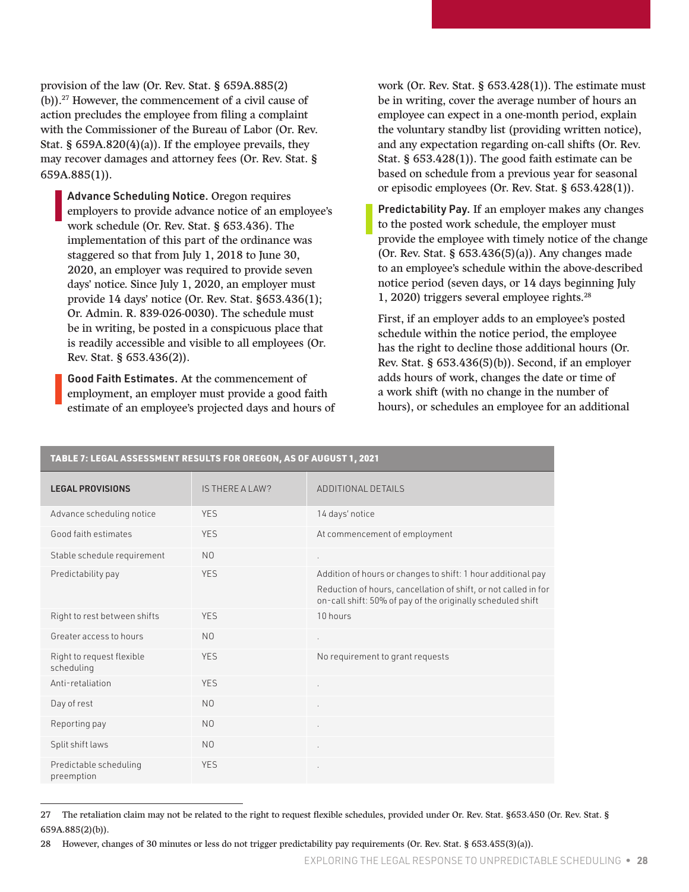provision of the law (Or. Rev. Stat. § 659A.885(2)(b)).[27] However, the commencement of a civil cause of action precludes the employee from filing a complaint with the Commissioner of the Bureau of Labor (Or. Rev. Stat. § 659A.820(4)(a)). If the employee prevails, they may recover damages and attorney fees (Or. Rev. Stat. § 659A.885(1)).

**Advance Scheduling Notice.** Oregon requires employers to provide advance notice of an employee's work schedule (Or. Rev. Stat. § 653.436). The implementation of this part of the ordinance was staggered so that from July 1, 2018 to June 30, 2020, an employer was required to provide seven days' notice. Since July 1, 2020, an employer must provide 14 days' notice (Or. Rev. Stat. §653.436(1); Or. Admin. R. 839-026-0030). The schedule must be in writing, be posted in a conspicuous place that is readily accessible and visible to all employees (Or. Rev. Stat. § 653.436(2)).

**Good Faith Estimates.** At the commencement of employment, an employer must provide a good faith estimate of an employee's projected days and hours of work (Or. Rev. Stat. § 653.428(1)). The estimate must be in writing, cover the average number of hours an employee can expect in a one-month period, explain the voluntary standby list (providing written notice), and any expectation regarding on-call shifts (Or. Rev. Stat. § 653.428(1)). The good faith estimate can be based on schedule from a previous year for seasonal or episodic employees (Or. Rev. Stat. § 653.428(1)).

**Predictability Pay.** If an employer makes any changes to the posted work schedule, the employer must provide the employee with timely notice of the change (Or. Rev. Stat. § 653.436(5)(a)). Any changes made to an employee's schedule within the above-described notice period (seven days, or 14 days beginning July 1, 2020) triggers several employee rights.[28]

First, if an employer adds to an employee's posted schedule within the notice period, the employee has the right to decline those additional hours (Or. Rev. Stat. § 653.436(5)(b)). Second, if an employer adds hours of work, changes the date or time of a work shift (with no change in the number of hours), or schedules an employee for an additional

**TABLE 7: LEGAL ASSESSMENT RESULTS FOR OREGON, AS OF AUGUST 1, 2021**

| LEGAL PROVISIONS | IS THERE A LAW? | ADDITIONAL DETAILS |
|---|---|---|
| Advance scheduling notice | YES | 14 days' notice |
| Good faith estimates | YES | At commencement of employment |
| Stable schedule requirement | NO | . |
| Predictability pay | YES | Addition of hours or changes to shift: 1 hour additional pay<br>Reduction of hours, cancellation of shift, or not called in for on-call shift: 50% of pay of the originally scheduled shift |
| Right to rest between shifts | YES | 10 hours |
| Greater access to hours | NO | . |
| Right to request flexible scheduling | YES | No requirement to grant requests |
| Anti-retaliation | YES | . |
| Day of rest | NO | . |
| Reporting pay | NO | . |
| Split shift laws | NO | . |
| Predictable scheduling preemption | YES | . |

27 The retaliation claim may not be related to the right to request flexible schedules, provided under Or. Rev. Stat. §653.450 (Or. Rev. Stat. § 659A.885(2)(b)).

28 However, changes of 30 minutes or less do not trigger predictability pay requirements (Or. Rev. Stat. § 653.455(3)(a)).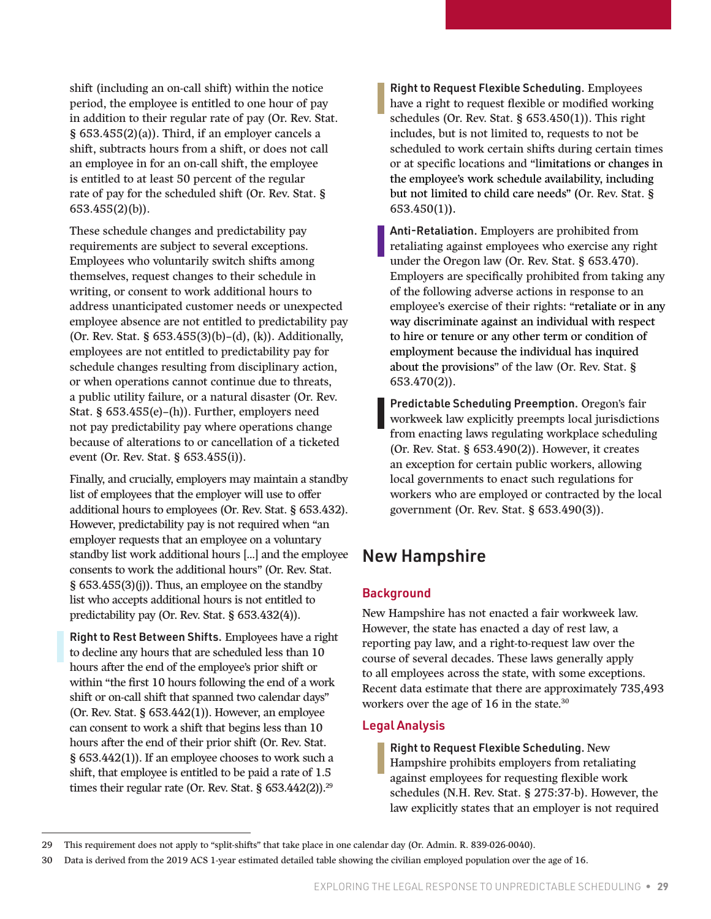shift (including an on-call shift) within the notice period, the employee is entitled to one hour of pay in addition to their regular rate of pay (Or. Rev. Stat. § 653.455(2)(a)). Third, if an employer cancels a shift, subtracts hours from a shift, or does not call an employee in for an on-call shift, the employee is entitled to at least 50 percent of the regular rate of pay for the scheduled shift (Or. Rev. Stat. § 653.455(2)(b)).

These schedule changes and predictability pay requirements are subject to several exceptions. Employees who voluntarily switch shifts among themselves, request changes to their schedule in writing, or consent to work additional hours to address unanticipated customer needs or unexpected employee absence are not entitled to predictability pay (Or. Rev. Stat. § 653.455(3)(b)–(d), (k)). Additionally, employees are not entitled to predictability pay for schedule changes resulting from disciplinary action, or when operations cannot continue due to threats, a public utility failure, or a natural disaster (Or. Rev. Stat. § 653.455(e)–(h)). Further, employers need not pay predictability pay where operations change because of alterations to or cancellation of a ticketed event (Or. Rev. Stat. § 653.455(i)).

Finally, and crucially, employers may maintain a standby list of employees that the employer will use to offer additional hours to employees (Or. Rev. Stat. § 653.432). However, predictability pay is not required when "an employer requests that an employee on a voluntary standby list work additional hours [...] and the employee consents to work the additional hours" (Or. Rev. Stat. § 653.455(3)(j)). Thus, an employee on the standby list who accepts additional hours is not entitled to predictability pay (Or. Rev. Stat. § 653.432(4)).

**Right to Rest Between Shifts.** Employees have a right to decline any hours that are scheduled less than 10 hours after the end of the employee's prior shift or within "the first 10 hours following the end of a work shift or on-call shift that spanned two calendar days" (Or. Rev. Stat. § 653.442(1)). However, an employee can consent to work a shift that begins less than 10 hours after the end of their prior shift (Or. Rev. Stat. § 653.442(1)). If an employee chooses to work such a shift, that employee is entitled to be paid a rate of 1.5 times their regular rate (Or. Rev. Stat. § 653.442(2)).[29]

**Right to Request Flexible Scheduling.** Employees have a right to request flexible or modified working schedules (Or. Rev. Stat. § 653.450(1)). This right includes, but is not limited to, requests to not be scheduled to work certain shifts during certain times or at specific locations and "limitations or changes in the employee's work schedule availability, including but not limited to child care needs" (Or. Rev. Stat. § 653.450(1)).

**Anti-Retaliation.** Employers are prohibited from retaliating against employees who exercise any right under the Oregon law (Or. Rev. Stat. § 653.470). Employers are specifically prohibited from taking any of the following adverse actions in response to an employee's exercise of their rights: "retaliate or in any way discriminate against an individual with respect to hire or tenure or any other term or condition of employment because the individual has inquired about the provisions" of the law (Or. Rev. Stat. § 653.470(2)).

**Predictable Scheduling Preemption.** Oregon's fair workweek law explicitly preempts local jurisdictions from enacting laws regulating workplace scheduling (Or. Rev. Stat. § 653.490(2)). However, it creates an exception for certain public workers, allowing local governments to enact such regulations for workers who are employed or contracted by the local government (Or. Rev. Stat. § 653.490(3)).

## New Hampshire

### Background

New Hampshire has not enacted a fair workweek law. However, the state has enacted a day of rest law, a reporting pay law, and a right-to-request law over the course of several decades. These laws generally apply to all employees across the state, with some exceptions. Recent data estimate that there are approximately 735,493 workers over the age of 16 in the state.[30]

### Legal Analysis

**Right to Request Flexible Scheduling.** New Hampshire prohibits employers from retaliating against employees for requesting flexible work schedules (N.H. Rev. Stat. § 275:37-b). However, the law explicitly states that an employer is not required

---

29 This requirement does not apply to "split-shifts" that take place in one calendar day (Or. Admin. R. 839-026-0040).

30 Data is derived from the 2019 ACS 1-year estimated detailed table showing the civilian employed population over the age of 16.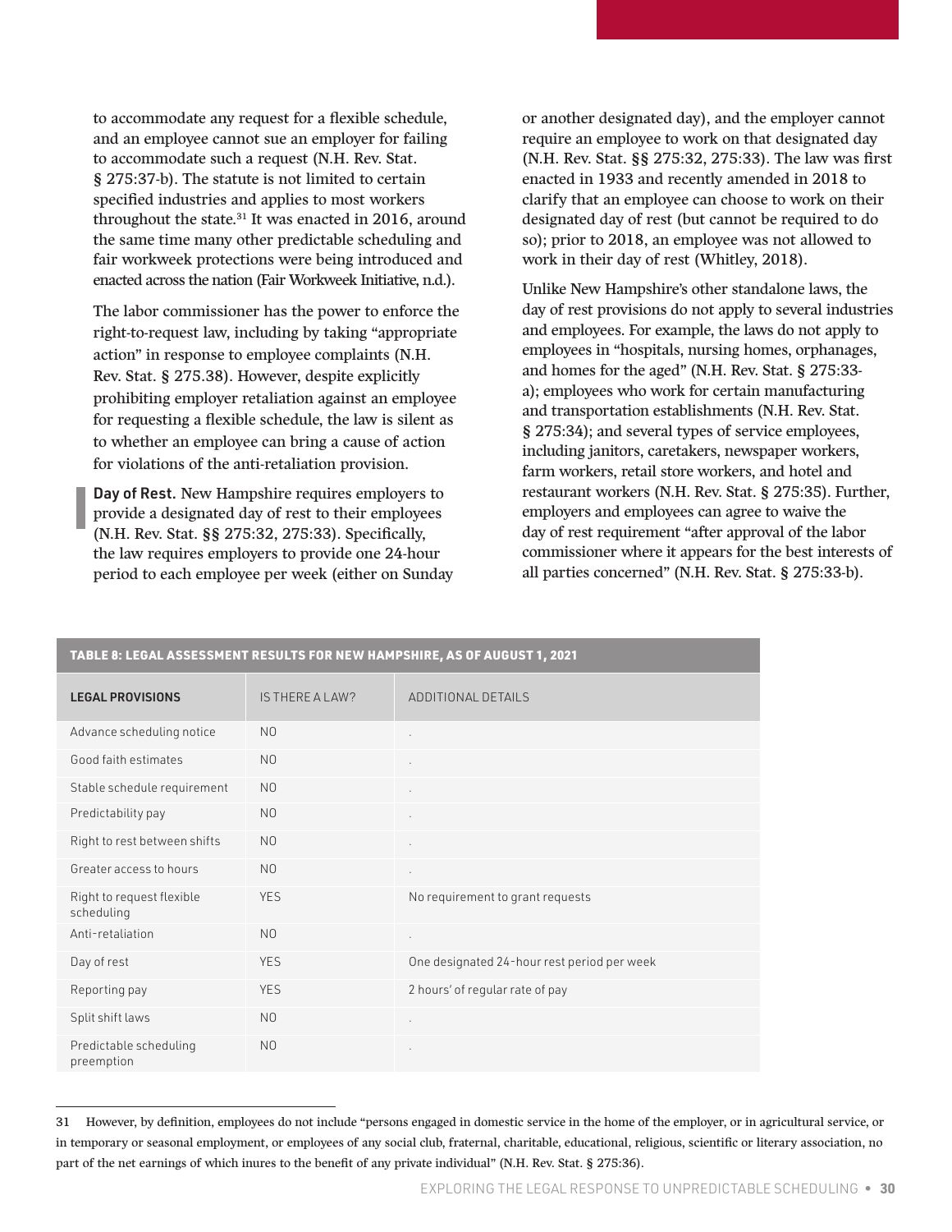to accommodate any request for a flexible schedule, and an employee cannot sue an employer for failing to accommodate such a request (N.H. Rev. Stat. § 275:37-b). The statute is not limited to certain specified industries and applies to most workers throughout the state.[31] It was enacted in 2016, around the same time many other predictable scheduling and fair workweek protections were being introduced and enacted across the nation (Fair Workweek Initiative, n.d.).

The labor commissioner has the power to enforce the right-to-request law, including by taking "appropriate action" in response to employee complaints (N.H. Rev. Stat. § 275.38). However, despite explicitly prohibiting employer retaliation against an employee for requesting a flexible schedule, the law is silent as to whether an employee can bring a cause of action for violations of the anti-retaliation provision.

**Day of Rest.** New Hampshire requires employers to provide a designated day of rest to their employees (N.H. Rev. Stat. §§ 275:32, 275:33). Specifically, the law requires employers to provide one 24-hour period to each employee per week (either on Sunday or another designated day), and the employer cannot require an employee to work on that designated day (N.H. Rev. Stat. §§ 275:32, 275:33). The law was first enacted in 1933 and recently amended in 2018 to clarify that an employee can choose to work on their designated day of rest (but cannot be required to do so); prior to 2018, an employee was not allowed to work in their day of rest (Whitley, 2018).

Unlike New Hampshire's other standalone laws, the day of rest provisions do not apply to several industries and employees. For example, the laws do not apply to employees in "hospitals, nursing homes, orphanages, and homes for the aged" (N.H. Rev. Stat. § 275:33-a); employees who work for certain manufacturing and transportation establishments (N.H. Rev. Stat. § 275:34); and several types of service employees, including janitors, caretakers, newspaper workers, farm workers, retail store workers, and hotel and restaurant workers (N.H. Rev. Stat. § 275:35). Further, employers and employees can agree to waive the day of rest requirement "after approval of the labor commissioner where it appears for the best interests of all parties concerned" (N.H. Rev. Stat. § 275:33-b).

**TABLE 8: LEGAL ASSESSMENT RESULTS FOR NEW HAMPSHIRE, AS OF AUGUST 1, 2021**

| LEGAL PROVISIONS | IS THERE A LAW? | ADDITIONAL DETAILS |
|---|---|---|
| Advance scheduling notice | NO | . |
| Good faith estimates | NO | . |
| Stable schedule requirement | NO | . |
| Predictability pay | NO | . |
| Right to rest between shifts | NO | . |
| Greater access to hours | NO | . |
| Right to request flexible scheduling | YES | No requirement to grant requests |
| Anti-retaliation | NO | . |
| Day of rest | YES | One designated 24-hour rest period per week |
| Reporting pay | YES | 2 hours' of regular rate of pay |
| Split shift laws | NO | . |
| Predictable scheduling preemption | NO | . |

31 However, by definition, employees do not include "persons engaged in domestic service in the home of the employer, or in agricultural service, or in temporary or seasonal employment, or employees of any social club, fraternal, charitable, educational, religious, scientific or literary association, no part of the net earnings of which inures to the benefit of any private individual" (N.H. Rev. Stat. § 275:36).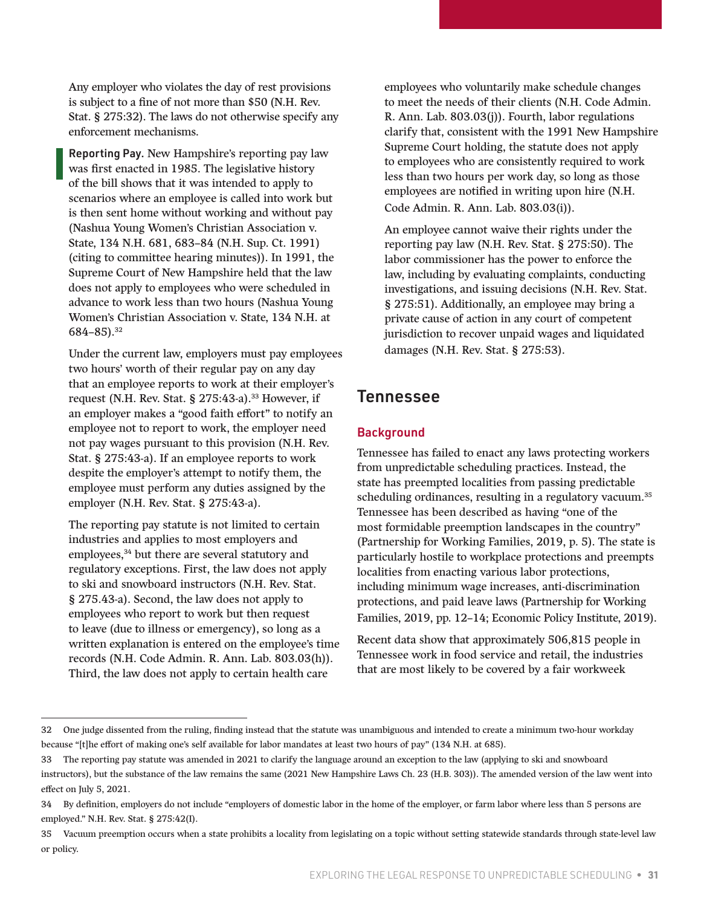Any employer who violates the day of rest provisions is subject to a fine of not more than $50 (N.H. Rev. Stat. § 275:32). The laws do not otherwise specify any enforcement mechanisms.

**Reporting Pay.** New Hampshire's reporting pay law was first enacted in 1985. The legislative history of the bill shows that it was intended to apply to scenarios where an employee is called into work but is then sent home without working and without pay (Nashua Young Women's Christian Association v. State, 134 N.H. 681, 683–84 (N.H. Sup. Ct. 1991) (citing to committee hearing minutes)). In 1991, the Supreme Court of New Hampshire held that the law does not apply to employees who were scheduled in advance to work less than two hours (Nashua Young Women's Christian Association v. State, 134 N.H. at 684–85).[32]

Under the current law, employers must pay employees two hours' worth of their regular pay on any day that an employee reports to work at their employer's request (N.H. Rev. Stat. § 275:43-a).[33] However, if an employer makes a "good faith effort" to notify an employee not to report to work, the employer need not pay wages pursuant to this provision (N.H. Rev. Stat. § 275:43-a). If an employee reports to work despite the employer's attempt to notify them, the employee must perform any duties assigned by the employer (N.H. Rev. Stat. § 275:43-a).

The reporting pay statute is not limited to certain industries and applies to most employers and employees,[34] but there are several statutory and regulatory exceptions. First, the law does not apply to ski and snowboard instructors (N.H. Rev. Stat. § 275.43-a). Second, the law does not apply to employees who report to work but then request to leave (due to illness or emergency), so long as a written explanation is entered on the employee's time records (N.H. Code Admin. R. Ann. Lab. 803.03(h)). Third, the law does not apply to certain health care employees who voluntarily make schedule changes to meet the needs of their clients (N.H. Code Admin. R. Ann. Lab. 803.03(j)). Fourth, labor regulations clarify that, consistent with the 1991 New Hampshire Supreme Court holding, the statute does not apply to employees who are consistently required to work less than two hours per work day, so long as those employees are notified in writing upon hire (N.H. Code Admin. R. Ann. Lab. 803.03(i)).

An employee cannot waive their rights under the reporting pay law (N.H. Rev. Stat. § 275:50). The labor commissioner has the power to enforce the law, including by evaluating complaints, conducting investigations, and issuing decisions (N.H. Rev. Stat. § 275:51). Additionally, an employee may bring a private cause of action in any court of competent jurisdiction to recover unpaid wages and liquidated damages (N.H. Rev. Stat. § 275:53).

## Tennessee

### Background

Tennessee has failed to enact any laws protecting workers from unpredictable scheduling practices. Instead, the state has preempted localities from passing predictable scheduling ordinances, resulting in a regulatory vacuum.[35] Tennessee has been described as having "one of the most formidable preemption landscapes in the country" (Partnership for Working Families, 2019, p. 5). The state is particularly hostile to workplace protections and preempts localities from enacting various labor protections, including minimum wage increases, anti-discrimination protections, and paid leave laws (Partnership for Working Families, 2019, pp. 12–14; Economic Policy Institute, 2019).

Recent data show that approximately 506,815 people in Tennessee work in food service and retail, the industries that are most likely to be covered by a fair workweek

---

32 One judge dissented from the ruling, finding instead that the statute was unambiguous and intended to create a minimum two-hour workday because "[t]he effort of making one's self available for labor mandates at least two hours of pay" (134 N.H. at 685).

33 The reporting pay statute was amended in 2021 to clarify the language around an exception to the law (applying to ski and snowboard instructors), but the substance of the law remains the same (2021 New Hampshire Laws Ch. 23 (H.B. 303)). The amended version of the law went into effect on July 5, 2021.

34 By definition, employers do not include "employers of domestic labor in the home of the employer, or farm labor where less than 5 persons are employed." N.H. Rev. Stat. § 275:42(I).

35 Vacuum preemption occurs when a state prohibits a locality from legislating on a topic without setting statewide standards through state-level law or policy.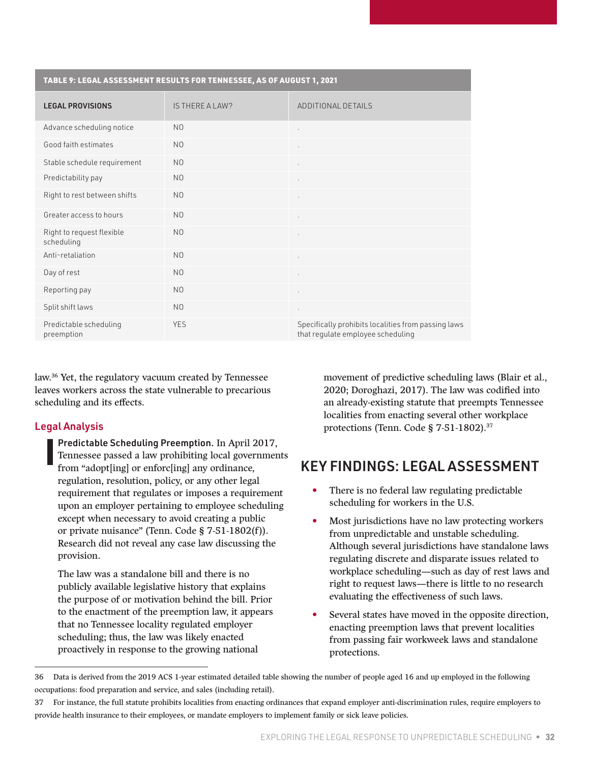**TABLE 9: LEGAL ASSESSMENT RESULTS FOR TENNESSEE, AS OF AUGUST 1, 2021**

| LEGAL PROVISIONS | IS THERE A LAW? | ADDITIONAL DETAILS |
|---|---|---|
| Advance scheduling notice | NO | . |
| Good faith estimates | NO | . |
| Stable schedule requirement | NO | . |
| Predictability pay | NO | . |
| Right to rest between shifts | NO | . |
| Greater access to hours | NO | . |
| Right to request flexible scheduling | NO | . |
| Anti-retaliation | NO | . |
| Day of rest | NO | . |
| Reporting pay | NO | . |
| Split shift laws | NO | . |
| Predictable scheduling preemption | YES | Specifically prohibits localities from passing laws that regulate employee scheduling |

law.[36] Yet, the regulatory vacuum created by Tennessee leaves workers across the state vulnerable to precarious scheduling and its effects.

## Legal Analysis

**Predictable Scheduling Preemption.** In April 2017, Tennessee passed a law prohibiting local governments from "adopt[ing] or enforc[ing] any ordinance, regulation, resolution, policy, or any other legal requirement that regulates or imposes a requirement upon an employer pertaining to employee scheduling except when necessary to avoid creating a public or private nuisance" (Tenn. Code § 7-51-1802(f)). Research did not reveal any case law discussing the provision.

The law was a standalone bill and there is no publicly available legislative history that explains the purpose of or motivation behind the bill. Prior to the enactment of the preemption law, it appears that no Tennessee locality regulated employer scheduling; thus, the law was likely enacted proactively in response to the growing national movement of predictive scheduling laws (Blair et al., 2020; Doroghazi, 2017). The law was codified into an already-existing statute that preempts Tennessee localities from enacting several other workplace protections (Tenn. Code § 7-51-1802).[37]

# KEY FINDINGS: LEGAL ASSESSMENT

- There is no federal law regulating predictable scheduling for workers in the U.S.
- Most jurisdictions have no law protecting workers from unpredictable and unstable scheduling. Although several jurisdictions have standalone laws regulating discrete and disparate issues related to workplace scheduling—such as day of rest laws and right to request laws—there is little to no research evaluating the effectiveness of such laws.
- Several states have moved in the opposite direction, enacting preemption laws that prevent localities from passing fair workweek laws and standalone protections.

---

36 Data is derived from the 2019 ACS 1-year estimated detailed table showing the number of people aged 16 and up employed in the following occupations: food preparation and service, and sales (including retail).

37 For instance, the full statute prohibits localities from enacting ordinances that expand employer anti-discrimination rules, require employers to provide health insurance to their employees, or mandate employers to implement family or sick leave policies.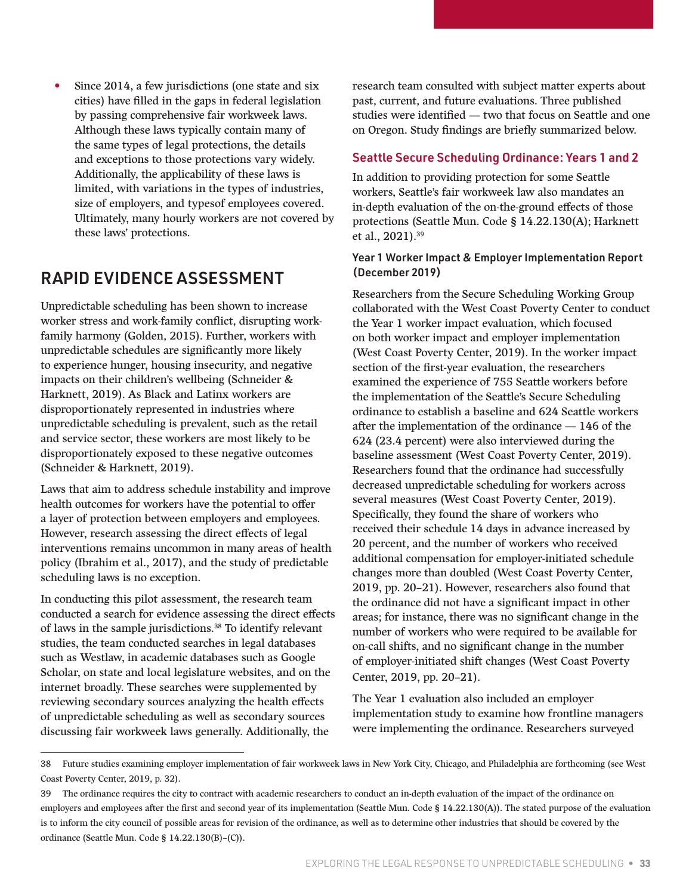- Since 2014, a few jurisdictions (one state and six cities) have filled in the gaps in federal legislation by passing comprehensive fair workweek laws. Although these laws typically contain many of the same types of legal protections, the details and exceptions to those protections vary widely. Additionally, the applicability of these laws is limited, with variations in the types of industries, size of employers, and typesof employees covered. Ultimately, many hourly workers are not covered by these laws' protections.

## RAPID EVIDENCE ASSESSMENT

Unpredictable scheduling has been shown to increase worker stress and work-family conflict, disrupting work-family harmony (Golden, 2015). Further, workers with unpredictable schedules are significantly more likely to experience hunger, housing insecurity, and negative impacts on their children's wellbeing (Schneider & Harknett, 2019). As Black and Latinx workers are disproportionately represented in industries where unpredictable scheduling is prevalent, such as the retail and service sector, these workers are most likely to be disproportionately exposed to these negative outcomes (Schneider & Harknett, 2019).

Laws that aim to address schedule instability and improve health outcomes for workers have the potential to offer a layer of protection between employers and employees. However, research assessing the direct effects of legal interventions remains uncommon in many areas of health policy (Ibrahim et al., 2017), and the study of predictable scheduling laws is no exception.

In conducting this pilot assessment, the research team conducted a search for evidence assessing the direct effects of laws in the sample jurisdictions.[38] To identify relevant studies, the team conducted searches in legal databases such as Westlaw, in academic databases such as Google Scholar, on state and local legislature websites, and on the internet broadly. These searches were supplemented by reviewing secondary sources analyzing the health effects of unpredictable scheduling as well as secondary sources discussing fair workweek laws generally. Additionally, the research team consulted with subject matter experts about past, current, and future evaluations. Three published studies were identified — two that focus on Seattle and one on Oregon. Study findings are briefly summarized below.

### Seattle Secure Scheduling Ordinance: Years 1 and 2

In addition to providing protection for some Seattle workers, Seattle's fair workweek law also mandates an in-depth evaluation of the on-the-ground effects of those protections (Seattle Mun. Code § 14.22.130(A); Harknett et al., 2021).[39]

#### Year 1 Worker Impact & Employer Implementation Report (December 2019)

Researchers from the Secure Scheduling Working Group collaborated with the West Coast Poverty Center to conduct the Year 1 worker impact evaluation, which focused on both worker impact and employer implementation (West Coast Poverty Center, 2019). In the worker impact section of the first-year evaluation, the researchers examined the experience of 755 Seattle workers before the implementation of the Seattle's Secure Scheduling ordinance to establish a baseline and 624 Seattle workers after the implementation of the ordinance — 146 of the 624 (23.4 percent) were also interviewed during the baseline assessment (West Coast Poverty Center, 2019). Researchers found that the ordinance had successfully decreased unpredictable scheduling for workers across several measures (West Coast Poverty Center, 2019). Specifically, they found the share of workers who received their schedule 14 days in advance increased by 20 percent, and the number of workers who received additional compensation for employer-initiated schedule changes more than doubled (West Coast Poverty Center, 2019, pp. 20–21). However, researchers also found that the ordinance did not have a significant impact in other areas; for instance, there was no significant change in the number of workers who were required to be available for on-call shifts, and no significant change in the number of employer-initiated shift changes (West Coast Poverty Center, 2019, pp. 20–21).

The Year 1 evaluation also included an employer implementation study to examine how frontline managers were implementing the ordinance. Researchers surveyed

38 Future studies examining employer implementation of fair workweek laws in New York City, Chicago, and Philadelphia are forthcoming (see West Coast Poverty Center, 2019, p. 32).

39 The ordinance requires the city to contract with academic researchers to conduct an in-depth evaluation of the impact of the ordinance on employers and employees after the first and second year of its implementation (Seattle Mun. Code § 14.22.130(A)). The stated purpose of the evaluation is to inform the city council of possible areas for revision of the ordinance, as well as to determine other industries that should be covered by the ordinance (Seattle Mun. Code § 14.22.130(B)–(C)).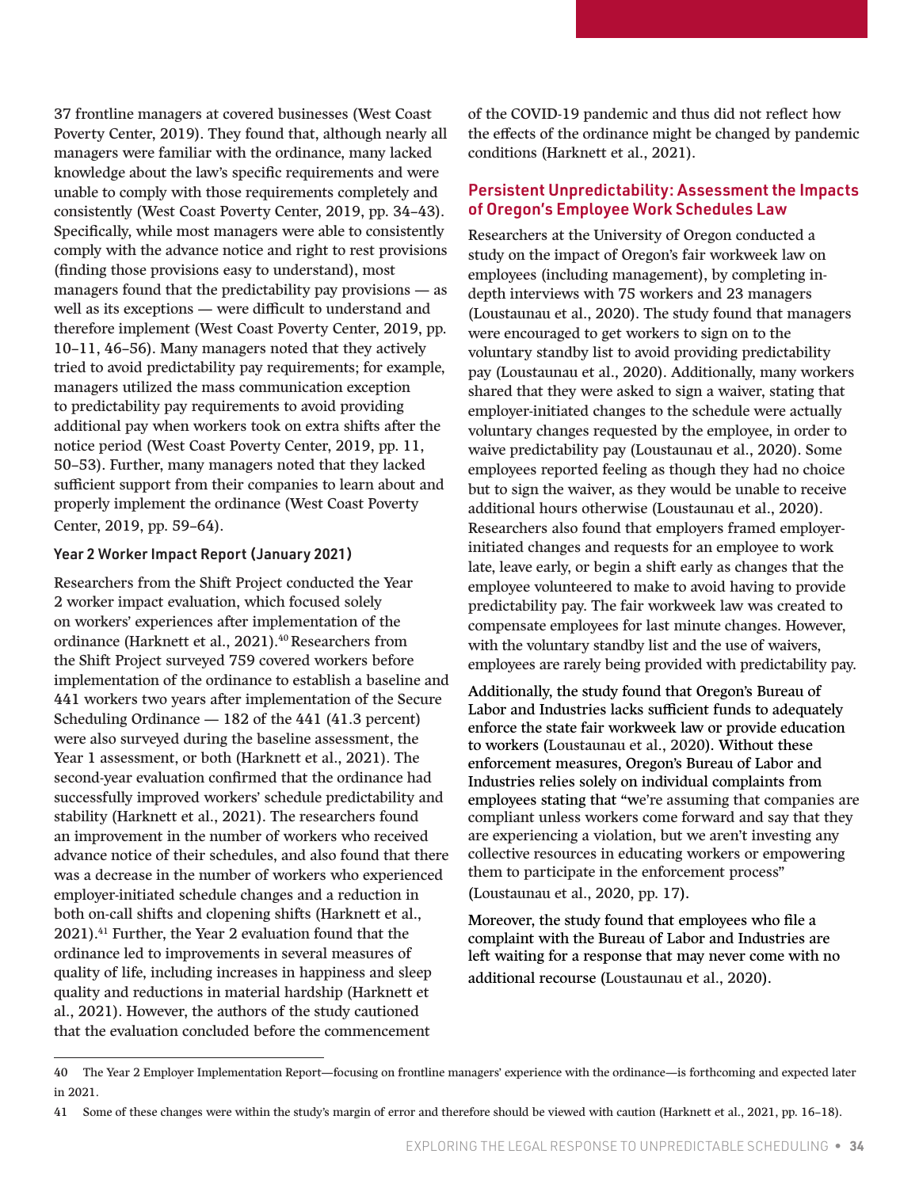37 frontline managers at covered businesses (West Coast Poverty Center, 2019). They found that, although nearly all managers were familiar with the ordinance, many lacked knowledge about the law's specific requirements and were unable to comply with those requirements completely and consistently (West Coast Poverty Center, 2019, pp. 34–43). Specifically, while most managers were able to consistently comply with the advance notice and right to rest provisions (finding those provisions easy to understand), most managers found that the predictability pay provisions — as well as its exceptions — were difficult to understand and therefore implement (West Coast Poverty Center, 2019, pp. 10–11, 46–56). Many managers noted that they actively tried to avoid predictability pay requirements; for example, managers utilized the mass communication exception to predictability pay requirements to avoid providing additional pay when workers took on extra shifts after the notice period (West Coast Poverty Center, 2019, pp. 11, 50–53). Further, many managers noted that they lacked sufficient support from their companies to learn about and properly implement the ordinance (West Coast Poverty Center, 2019, pp. 59–64).

### Year 2 Worker Impact Report (January 2021)

Researchers from the Shift Project conducted the Year 2 worker impact evaluation, which focused solely on workers' experiences after implementation of the ordinance (Harknett et al., 2021).[40] Researchers from the Shift Project surveyed 759 covered workers before implementation of the ordinance to establish a baseline and 441 workers two years after implementation of the Secure Scheduling Ordinance — 182 of the 441 (41.3 percent) were also surveyed during the baseline assessment, the Year 1 assessment, or both (Harknett et al., 2021). The second-year evaluation confirmed that the ordinance had successfully improved workers' schedule predictability and stability (Harknett et al., 2021). The researchers found an improvement in the number of workers who received advance notice of their schedules, and also found that there was a decrease in the number of workers who experienced employer-initiated schedule changes and a reduction in both on-call shifts and clopening shifts (Harknett et al., 2021).[41] Further, the Year 2 evaluation found that the ordinance led to improvements in several measures of quality of life, including increases in happiness and sleep quality and reductions in material hardship (Harknett et al., 2021). However, the authors of the study cautioned that the evaluation concluded before the commencement of the COVID-19 pandemic and thus did not reflect how the effects of the ordinance might be changed by pandemic conditions (Harknett et al., 2021).

## Persistent Unpredictability: Assessment the Impacts of Oregon's Employee Work Schedules Law

Researchers at the University of Oregon conducted a study on the impact of Oregon's fair workweek law on employees (including management), by completing in-depth interviews with 75 workers and 23 managers (Loustaunau et al., 2020). The study found that managers were encouraged to get workers to sign on to the voluntary standby list to avoid providing predictability pay (Loustaunau et al., 2020). Additionally, many workers shared that they were asked to sign a waiver, stating that employer-initiated changes to the schedule were actually voluntary changes requested by the employee, in order to waive predictability pay (Loustaunau et al., 2020). Some employees reported feeling as though they had no choice but to sign the waiver, as they would be unable to receive additional hours otherwise (Loustaunau et al., 2020). Researchers also found that employers framed employer-initiated changes and requests for an employee to work late, leave early, or begin a shift early as changes that the employee volunteered to make to avoid having to provide predictability pay. The fair workweek law was created to compensate employees for last minute changes. However, with the voluntary standby list and the use of waivers, employees are rarely being provided with predictability pay.

Additionally, the study found that Oregon's Bureau of Labor and Industries lacks sufficient funds to adequately enforce the state fair workweek law or provide education to workers (Loustaunau et al., 2020). Without these enforcement measures, Oregon's Bureau of Labor and Industries relies solely on individual complaints from employees stating that "we're assuming that companies are compliant unless workers come forward and say that they are experiencing a violation, but we aren't investing any collective resources in educating workers or empowering them to participate in the enforcement process" (Loustaunau et al., 2020, pp. 17).

Moreover, the study found that employees who file a complaint with the Bureau of Labor and Industries are left waiting for a response that may never come with no additional recourse (Loustaunau et al., 2020).

---

40 The Year 2 Employer Implementation Report—focusing on frontline managers' experience with the ordinance—is forthcoming and expected later in 2021.

41 Some of these changes were within the study's margin of error and therefore should be viewed with caution (Harknett et al., 2021, pp. 16–18).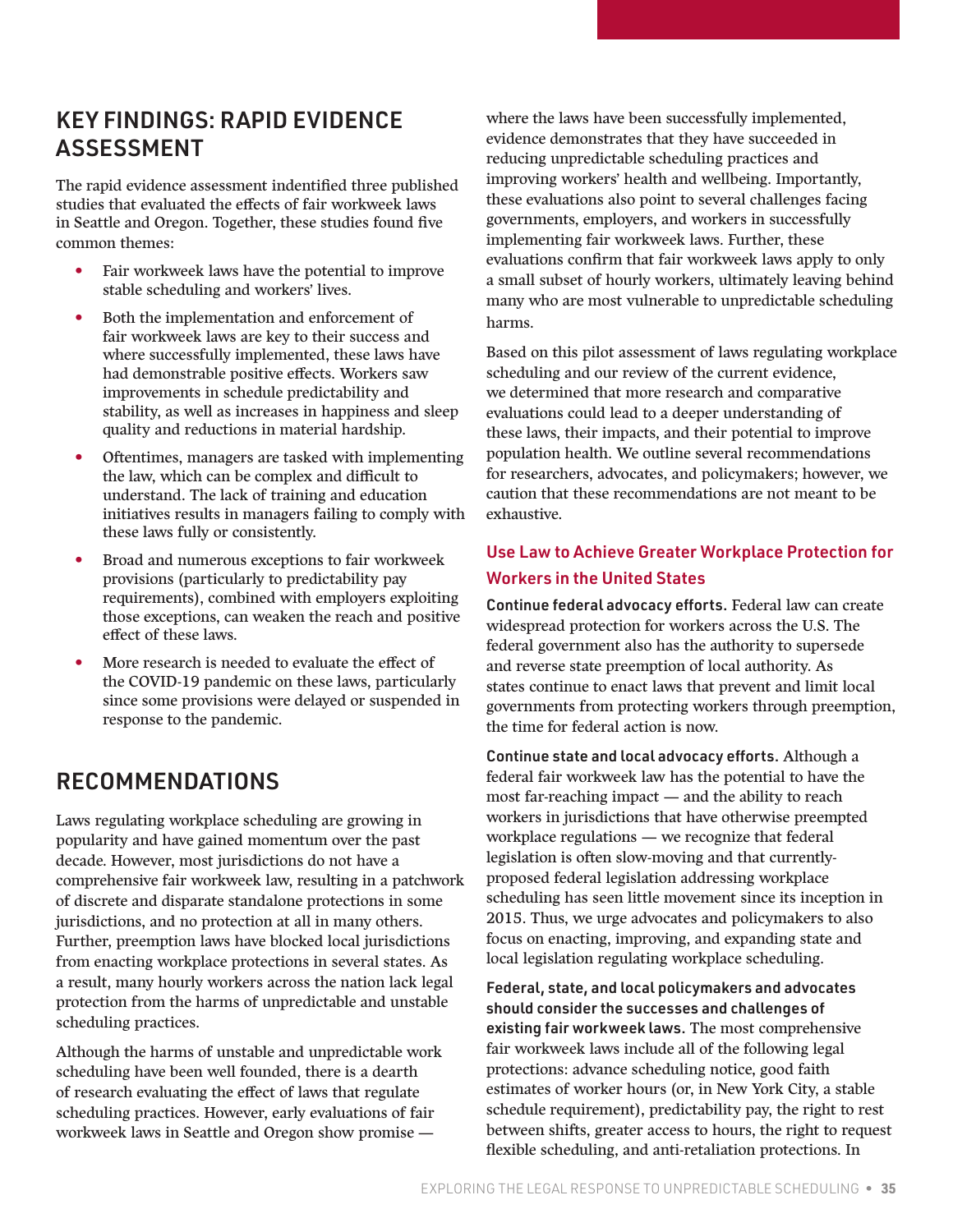## KEY FINDINGS: RAPID EVIDENCE ASSESSMENT

The rapid evidence assessment indentified three published studies that evaluated the effects of fair workweek laws in Seattle and Oregon. Together, these studies found five common themes:

- Fair workweek laws have the potential to improve stable scheduling and workers' lives.
- Both the implementation and enforcement of fair workweek laws are key to their success and where successfully implemented, these laws have had demonstrable positive effects. Workers saw improvements in schedule predictability and stability, as well as increases in happiness and sleep quality and reductions in material hardship.
- Oftentimes, managers are tasked with implementing the law, which can be complex and difficult to understand. The lack of training and education initiatives results in managers failing to comply with these laws fully or consistently.
- Broad and numerous exceptions to fair workweek provisions (particularly to predictability pay requirements), combined with employers exploiting those exceptions, can weaken the reach and positive effect of these laws.
- More research is needed to evaluate the effect of the COVID-19 pandemic on these laws, particularly since some provisions were delayed or suspended in response to the pandemic.

## RECOMMENDATIONS

Laws regulating workplace scheduling are growing in popularity and have gained momentum over the past decade. However, most jurisdictions do not have a comprehensive fair workweek law, resulting in a patchwork of discrete and disparate standalone protections in some jurisdictions, and no protection at all in many others. Further, preemption laws have blocked local jurisdictions from enacting workplace protections in several states. As a result, many hourly workers across the nation lack legal protection from the harms of unpredictable and unstable scheduling practices.

Although the harms of unstable and unpredictable work scheduling have been well founded, there is a dearth of research evaluating the effect of laws that regulate scheduling practices. However, early evaluations of fair workweek laws in Seattle and Oregon show promise — where the laws have been successfully implemented, evidence demonstrates that they have succeeded in reducing unpredictable scheduling practices and improving workers' health and wellbeing. Importantly, these evaluations also point to several challenges facing governments, employers, and workers in successfully implementing fair workweek laws. Further, these evaluations confirm that fair workweek laws apply to only a small subset of hourly workers, ultimately leaving behind many who are most vulnerable to unpredictable scheduling harms.

Based on this pilot assessment of laws regulating workplace scheduling and our review of the current evidence, we determined that more research and comparative evaluations could lead to a deeper understanding of these laws, their impacts, and their potential to improve population health. We outline several recommendations for researchers, advocates, and policymakers; however, we caution that these recommendations are not meant to be exhaustive.

### Use Law to Achieve Greater Workplace Protection for Workers in the United States

**Continue federal advocacy efforts.** Federal law can create widespread protection for workers across the U.S. The federal government also has the authority to supersede and reverse state preemption of local authority. As states continue to enact laws that prevent and limit local governments from protecting workers through preemption, the time for federal action is now.

**Continue state and local advocacy efforts.** Although a federal fair workweek law has the potential to have the most far-reaching impact — and the ability to reach workers in jurisdictions that have otherwise preempted workplace regulations — we recognize that federal legislation is often slow-moving and that currently-proposed federal legislation addressing workplace scheduling has seen little movement since its inception in 2015. Thus, we urge advocates and policymakers to also focus on enacting, improving, and expanding state and local legislation regulating workplace scheduling.

**Federal, state, and local policymakers and advocates should consider the successes and challenges of existing fair workweek laws.** The most comprehensive fair workweek laws include all of the following legal protections: advance scheduling notice, good faith estimates of worker hours (or, in New York City, a stable schedule requirement), predictability pay, the right to rest between shifts, greater access to hours, the right to request flexible scheduling, and anti-retaliation protections. In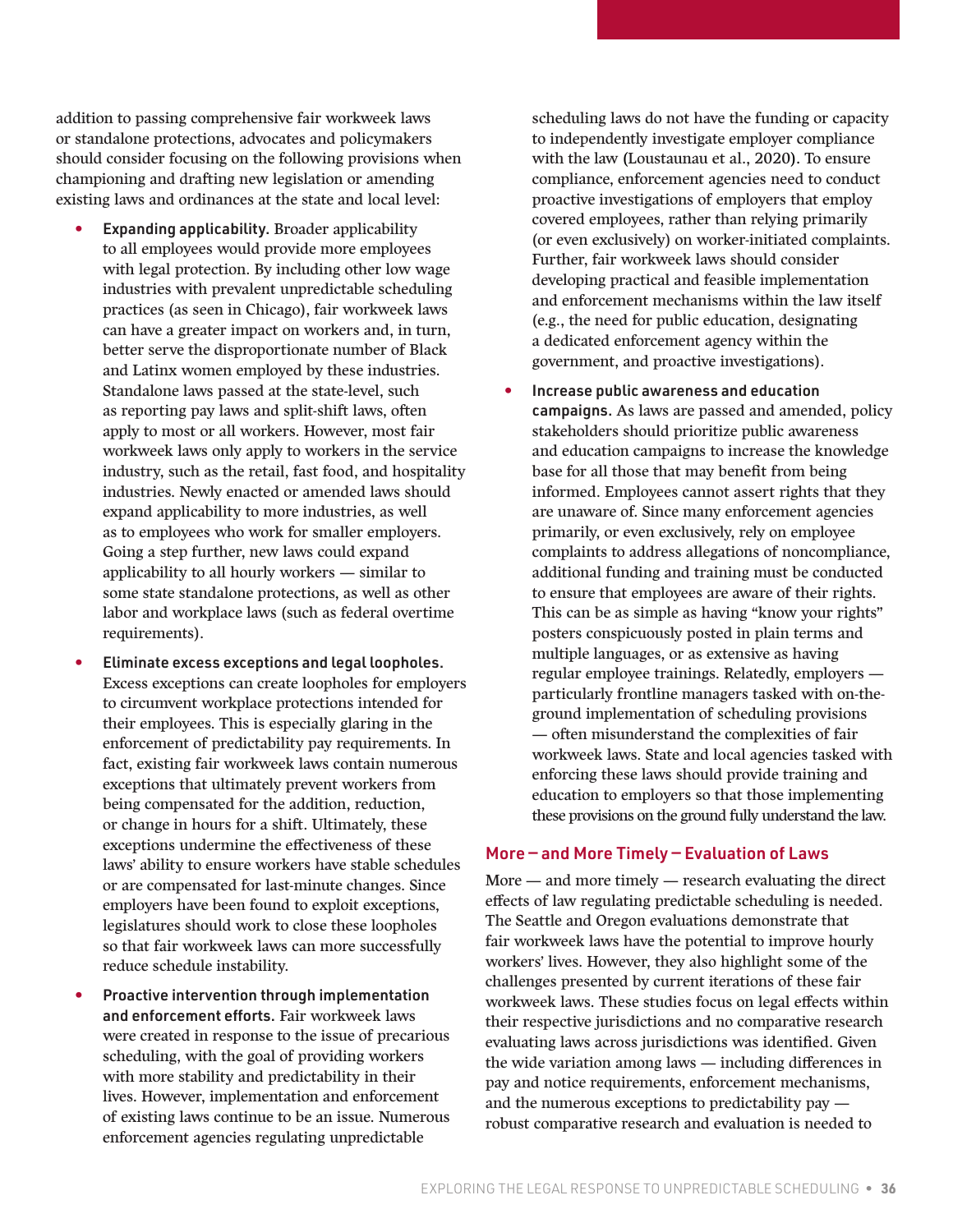addition to passing comprehensive fair workweek laws or standalone protections, advocates and policymakers should consider focusing on the following provisions when championing and drafting new legislation or amending existing laws and ordinances at the state and local level:

- **Expanding applicability.** Broader applicability to all employees would provide more employees with legal protection. By including other low wage industries with prevalent unpredictable scheduling practices (as seen in Chicago), fair workweek laws can have a greater impact on workers and, in turn, better serve the disproportionate number of Black and Latinx women employed by these industries. Standalone laws passed at the state-level, such as reporting pay laws and split-shift laws, often apply to most or all workers. However, most fair workweek laws only apply to workers in the service industry, such as the retail, fast food, and hospitality industries. Newly enacted or amended laws should expand applicability to more industries, as well as to employees who work for smaller employers. Going a step further, new laws could expand applicability to all hourly workers — similar to some state standalone protections, as well as other labor and workplace laws (such as federal overtime requirements).
- **Eliminate excess exceptions and legal loopholes.** Excess exceptions can create loopholes for employers to circumvent workplace protections intended for their employees. This is especially glaring in the enforcement of predictability pay requirements. In fact, existing fair workweek laws contain numerous exceptions that ultimately prevent workers from being compensated for the addition, reduction, or change in hours for a shift. Ultimately, these exceptions undermine the effectiveness of these laws' ability to ensure workers have stable schedules or are compensated for last-minute changes. Since employers have been found to exploit exceptions, legislatures should work to close these loopholes so that fair workweek laws can more successfully reduce schedule instability.
- **Proactive intervention through implementation and enforcement efforts.** Fair workweek laws were created in response to the issue of precarious scheduling, with the goal of providing workers with more stability and predictability in their lives. However, implementation and enforcement of existing laws continue to be an issue. Numerous enforcement agencies regulating unpredictable scheduling laws do not have the funding or capacity to independently investigate employer compliance with the law (Loustaunau et al., 2020). To ensure compliance, enforcement agencies need to conduct proactive investigations of employers that employ covered employees, rather than relying primarily (or even exclusively) on worker-initiated complaints. Further, fair workweek laws should consider developing practical and feasible implementation and enforcement mechanisms within the law itself (e.g., the need for public education, designating a dedicated enforcement agency within the government, and proactive investigations).
- **Increase public awareness and education campaigns.** As laws are passed and amended, policy stakeholders should prioritize public awareness and education campaigns to increase the knowledge base for all those that may benefit from being informed. Employees cannot assert rights that they are unaware of. Since many enforcement agencies primarily, or even exclusively, rely on employee complaints to address allegations of noncompliance, additional funding and training must be conducted to ensure that employees are aware of their rights. This can be as simple as having "know your rights" posters conspicuously posted in plain terms and multiple languages, or as extensive as having regular employee trainings. Relatedly, employers — particularly frontline managers tasked with on-the-ground implementation of scheduling provisions — often misunderstand the complexities of fair workweek laws. State and local agencies tasked with enforcing these laws should provide training and education to employers so that those implementing these provisions on the ground fully understand the law.

## More — and More Timely — Evaluation of Laws

More — and more timely — research evaluating the direct effects of law regulating predictable scheduling is needed. The Seattle and Oregon evaluations demonstrate that fair workweek laws have the potential to improve hourly workers' lives. However, they also highlight some of the challenges presented by current iterations of these fair workweek laws. These studies focus on legal effects within their respective jurisdictions and no comparative research evaluating laws across jurisdictions was identified. Given the wide variation among laws — including differences in pay and notice requirements, enforcement mechanisms, and the numerous exceptions to predictability pay — robust comparative research and evaluation is needed to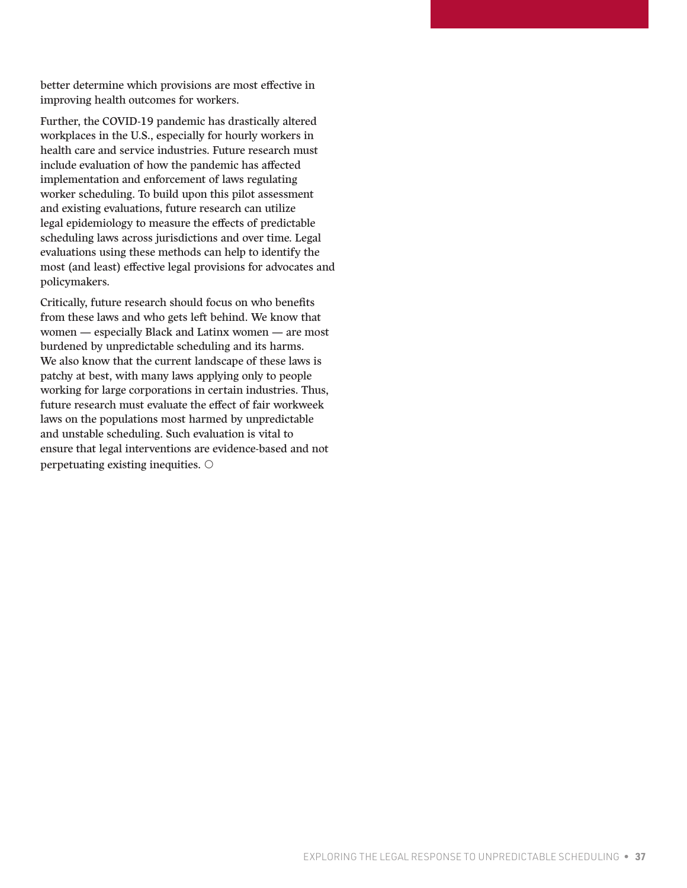better determine which provisions are most effective in improving health outcomes for workers.

Further, the COVID-19 pandemic has drastically altered workplaces in the U.S., especially for hourly workers in health care and service industries. Future research must include evaluation of how the pandemic has affected implementation and enforcement of laws regulating worker scheduling. To build upon this pilot assessment and existing evaluations, future research can utilize legal epidemiology to measure the effects of predictable scheduling laws across jurisdictions and over time. Legal evaluations using these methods can help to identify the most (and least) effective legal provisions for advocates and policymakers.

Critically, future research should focus on who benefits from these laws and who gets left behind. We know that women — especially Black and Latinx women — are most burdened by unpredictable scheduling and its harms. We also know that the current landscape of these laws is patchy at best, with many laws applying only to people working for large corporations in certain industries. Thus, future research must evaluate the effect of fair workweek laws on the populations most harmed by unpredictable and unstable scheduling. Such evaluation is vital to ensure that legal interventions are evidence-based and not perpetuating existing inequities. ○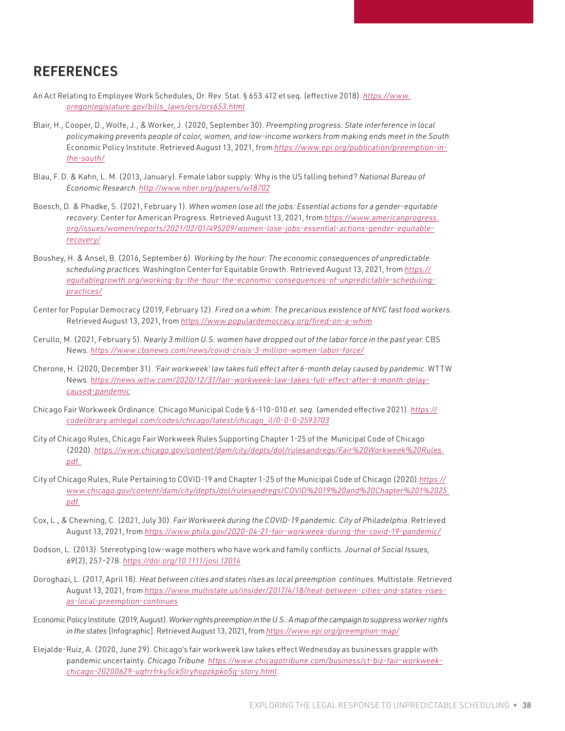## REFERENCES

An Act Relating to Employee Work Schedules, Or. Rev. Stat. § 653.412 et seq. (effective 2018). https://www.oregonlegislature.gov/bills_laws/ors/ors653.html

Blair, H., Cooper, D., Wolfe, J., & Worker, J. (2020, September 30). *Preempting progress: State interference in local policymaking prevents people of color, women, and low-income workers from making ends meet in the South.* Economic Policy Institute. Retrieved August 13, 2021, from https://www.epi.org/publication/preemption-in-the-south/

Blau, F. D. & Kahn, L. M. (2013, January). Female labor supply: Why is the US falling behind? *National Bureau of Economic Research*. http://www.nber.org/papers/w18702

Boesch, D. & Phadke, S. (2021, February 1). *When women lose all the jobs: Essential actions for a gender-equitable recovery.* Center for American Progress. Retrieved August 13, 2021, from https://www.americanprogress.org/issues/women/reports/2021/02/01/495209/women-lose-jobs-essential-actions-gender-equitable-recovery/

Boushey, H. & Ansel, B. (2016, September 6). *Working by the hour: The economic consequences of unpredictable scheduling practices.* Washington Center for Equitable Growth. Retrieved August 13, 2021, from https://equitablegrowth.org/working-by-the-hour-the-economic-consequences-of-unpredictable-scheduling-practices/

Center for Popular Democracy (2019, February 12). *Fired on a whim: The precarious existence of NYC fast food workers.* Retrieved August 13, 2021, from https://www.populardemocracy.org/fired-on-a-whim

Cerullo, M. (2021, February 5). *Nearly 3 million U.S. women have dropped out of the labor force in the past year.* CBS News. https://www.cbsnews.com/news/covid-crisis-3-million-women-labor-force/

Cherone, H. (2020, December 31). *'Fair workweek' law takes full effect after 6-month delay caused by pandemic.* WTTW News. https://news.wttw.com/2020/12/31/fair-workweek-law-takes-full-effect-after-6-month-delay-caused-pandemic

Chicago Fair Workweek Ordinance. Chicago Municipal Code § 6-110-010 *et. seq.* (amended effective 2021). https://codelibrary.amlegal.com/codes/chicago/latest/chicago_il/0-0-0-2593703

City of Chicago Rules, Chicago Fair Workweek Rules Supporting Chapter 1-25 of the Municipal Code of Chicago (2020). https://www.chicago.gov/content/dam/city/depts/dol/rulesandregs/Fair%20Workweek%20Rules.pdf.

City of Chicago Rules, Rule Pertaining to COVID-19 and Chapter 1-25 of the Municipal Code of Chicago (2020). https://www.chicago.gov/content/dam/city/depts/dol/rulesandregs/COVID%2019%20and%20Chapter%201%2025.pdf.

Cox, L., & Chewning, C. (2021, July 30). *Fair Workweek during the COVID-19 pandemic. City of Philadelphia.* Retrieved August 13, 2021, from https://www.phila.gov/2020-04-21-fair-workweek-during-the-covid-19-pandemic/

Dodson, L. (2013). Stereotyping low-wage mothers who have work and family conflicts. *Journal of Social Issues, 69*(2), 257–278. https://doi.org/10.1111/josi.12014

Doroghazi, L. (2017, April 18). *Heat between cities and states rises as local preemption continues.* Multistate. Retrieved August 13, 2021, from https://www.multistate.us/insider/2017/4/18/heat-between- cities-and-states-rises-as-local-preemption-continues

Economic Policy Institute. (2019, August). *Worker rights preemption in the U.S.: A map of the campaign to suppress worker rights in the states* [Infographic]. Retrieved August 13, 2021, from https://www.epi.org/preemption-map/

Elejalde-Ruiz, A. (2020, June 29). Chicago's fair workweek law takes effect Wednesday as businesses grapple with pandemic uncertainty. *Chicago Tribune.* https://www.chicagotribune.com/business/ct-biz-fair-workweek-chicago-20200629-uqfrrfrky5ck5lryhopzkpko5q-story.html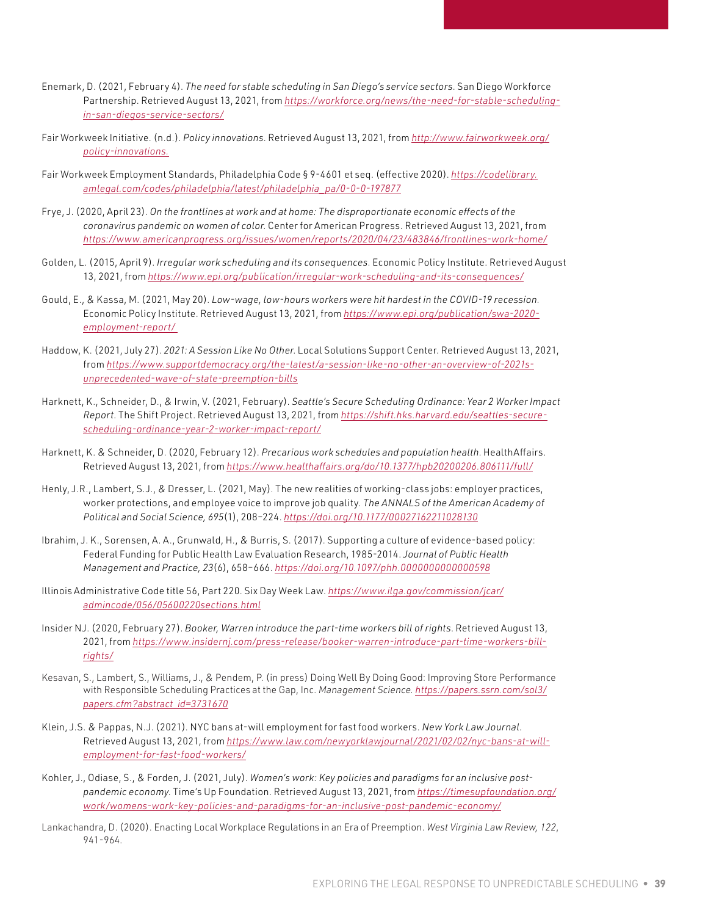Enemark, D. (2021, February 4). *The need for stable scheduling in San Diego's service sectors*. San Diego Workforce Partnership. Retrieved August 13, 2021, from *https://workforce.org/news/the-need-for-stable-scheduling-in-san-diegos-service-sectors/*

Fair Workweek Initiative. (n.d.). *Policy innovations*. Retrieved August 13, 2021, from *http://www.fairworkweek.org/policy-innovations.*

Fair Workweek Employment Standards, Philadelphia Code § 9-4601 et seq. (effective 2020). *https://codelibrary.amlegal.com/codes/philadelphia/latest/philadelphia_pa/0-0-0-197877*

Frye, J. (2020, April 23). *On the frontlines at work and at home: The disproportionate economic effects of the coronavirus pandemic on women of color.* Center for American Progress. Retrieved August 13, 2021, from *https://www.americanprogress.org/issues/women/reports/2020/04/23/483846/frontlines-work-home/*

Golden, L. (2015, April 9). *Irregular work scheduling and its consequences*. Economic Policy Institute. Retrieved August 13, 2021, from *https://www.epi.org/publication/irregular-work-scheduling-and-its-consequences/*

Gould, E., & Kassa, M. (2021, May 20). *Low-wage, low-hours workers were hit hardest in the COVID-19 recession.* Economic Policy Institute. Retrieved August 13, 2021, from *https://www.epi.org/publication/swa-2020-employment-report/*

Haddow, K. (2021, July 27). *2021: A Session Like No Other.* Local Solutions Support Center. Retrieved August 13, 2021, from *https://www.supportdemocracy.org/the-latest/a-session-like-no-other-an-overview-of-2021s-unprecedented-wave-of-state-preemption-bills*

Harknett, K., Schneider, D., & Irwin, V. (2021, February). *Seattle's Secure Scheduling Ordinance: Year 2 Worker Impact Report.* The Shift Project. Retrieved August 13, 2021, from *https://shift.hks.harvard.edu/seattles-secure-scheduling-ordinance-year-2-worker-impact-report/*

Harknett, K. & Schneider, D. (2020, February 12). *Precarious work schedules and population health*. HealthAffairs. Retrieved August 13, 2021, from *https://www.healthaffairs.org/do/10.1377/hpb20200206.806111/full/*

Henly, J.R., Lambert, S.J., & Dresser, L. (2021, May). The new realities of working-class jobs: employer practices, worker protections, and employee voice to improve job quality. *The ANNALS of the American Academy of Political and Social Science, 695*(1), 208–224. *https://doi.org/10.1177/00027162211028130*

Ibrahim, J. K., Sorensen, A. A., Grunwald, H., & Burris, S. (2017). Supporting a culture of evidence-based policy: Federal Funding for Public Health Law Evaluation Research, 1985-2014. *Journal of Public Health Management and Practice, 23*(6), 658–666. *https://doi.org/10.1097/phh.0000000000000598*

Illinois Administrative Code title 56, Part 220. Six Day Week Law. *https://www.ilga.gov/commission/jcar/admincode/056/05600220sections.html*

Insider NJ. (2020, February 27). *Booker, Warren introduce the part-time workers bill of rights*. Retrieved August 13, 2021, from *https://www.insidernj.com/press-release/booker-warren-introduce-part-time-workers-bill-rights/*

Kesavan, S., Lambert, S., Williams, J., & Pendem, P. (in press) Doing Well By Doing Good: Improving Store Performance with Responsible Scheduling Practices at the Gap, Inc. *Management Science. https://papers.ssrn.com/sol3/papers.cfm?abstract_id=3731670*

Klein, J.S. & Pappas, N.J. (2021). NYC bans at-will employment for fast food workers. *New York Law Journal*. Retrieved August 13, 2021, from *https://www.law.com/newyorklawjournal/2021/02/02/nyc-bans-at-will-employment-for-fast-food-workers/*

Kohler, J., Odiase, S., & Forden, J. (2021, July). *Women's work: Key policies and paradigms for an inclusive post-pandemic economy.* Time's Up Foundation. Retrieved August 13, 2021, from *https://timesupfoundation.org/work/womens-work-key-policies-and-paradigms-for-an-inclusive-post-pandemic-economy/*

Lankachandra, D. (2020). Enacting Local Workplace Regulations in an Era of Preemption. *West Virginia Law Review, 122*, 941-964.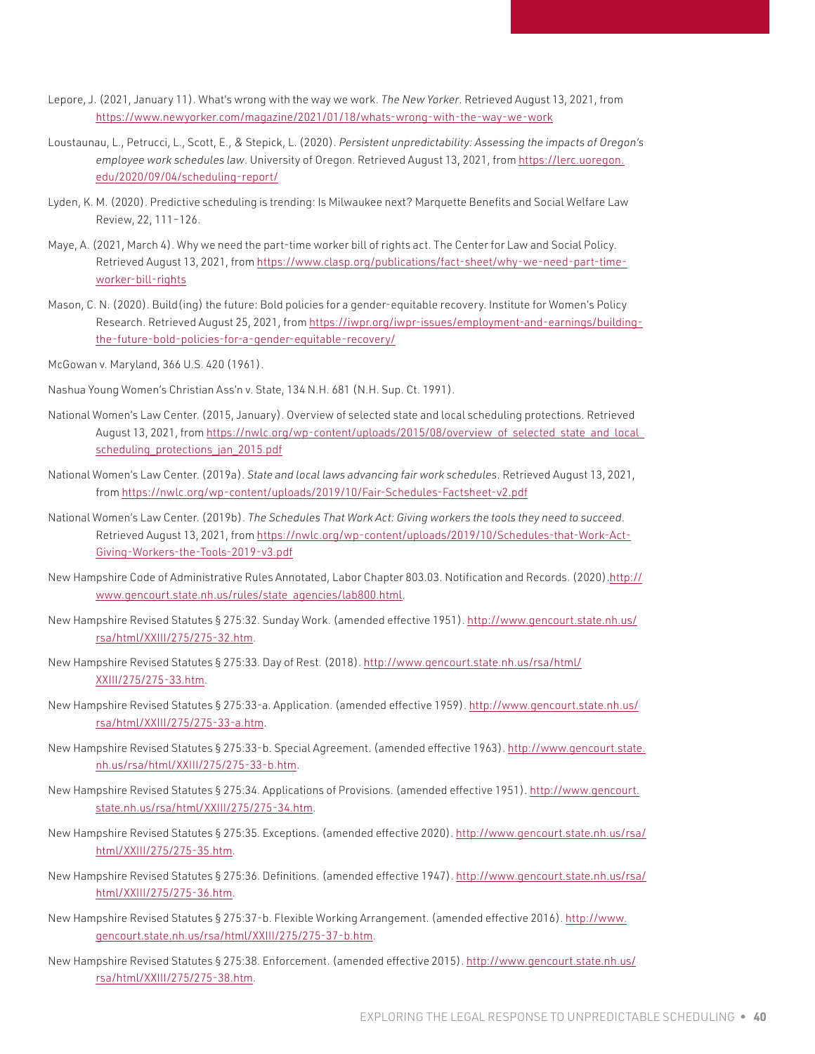Lepore, J. (2021, January 11). What's wrong with the way we work. *The New Yorker*. Retrieved August 13, 2021, from https://www.newyorker.com/magazine/2021/01/18/whats-wrong-with-the-way-we-work

Loustaunau, L., Petrucci, L., Scott, E., & Stepick, L. (2020). *Persistent unpredictability: Assessing the impacts of Oregon's employee work schedules law*. University of Oregon. Retrieved August 13, 2021, from https://lerc.uoregon.edu/2020/09/04/scheduling-report/

Lyden, K. M. (2020). Predictive scheduling is trending: Is Milwaukee next? Marquette Benefits and Social Welfare Law Review, 22, 111–126.

Maye, A. (2021, March 4). Why we need the part-time worker bill of rights act. The Center for Law and Social Policy. Retrieved August 13, 2021, from https://www.clasp.org/publications/fact-sheet/why-we-need-part-time-worker-bill-rights

Mason, C. N. (2020). Build(ing) the future: Bold policies for a gender-equitable recovery. Institute for Women's Policy Research. Retrieved August 25, 2021, from https://iwpr.org/iwpr-issues/employment-and-earnings/building-the-future-bold-policies-for-a-gender-equitable-recovery/

McGowan v. Maryland, 366 U.S. 420 (1961).

Nashua Young Women's Christian Ass'n v. State, 134 N.H. 681 (N.H. Sup. Ct. 1991).

National Women's Law Center. (2015, January). Overview of selected state and local scheduling protections. Retrieved August 13, 2021, from https://nwlc.org/wp-content/uploads/2015/08/overview_of_selected_state_and_local_scheduling_protections_jan_2015.pdf

National Women's Law Center. (2019a). *State and local laws advancing fair work schedules*. Retrieved August 13, 2021, from https://nwlc.org/wp-content/uploads/2019/10/Fair-Schedules-Factsheet-v2.pdf

National Women's Law Center. (2019b). *The Schedules That Work Act: Giving workers the tools they need to succeed*. Retrieved August 13, 2021, from https://nwlc.org/wp-content/uploads/2019/10/Schedules-that-Work-Act-Giving-Workers-the-Tools-2019-v3.pdf

New Hampshire Code of Administrative Rules Annotated, Labor Chapter 803.03. Notification and Records. (2020).http://www.gencourt.state.nh.us/rules/state_agencies/lab800.html.

New Hampshire Revised Statutes § 275:32. Sunday Work. (amended effective 1951). http://www.gencourt.state.nh.us/rsa/html/XXIII/275/275-32.htm.

New Hampshire Revised Statutes § 275:33. Day of Rest. (2018). http://www.gencourt.state.nh.us/rsa/html/XXIII/275/275-33.htm.

New Hampshire Revised Statutes § 275:33-a. Application. (amended effective 1959). http://www.gencourt.state.nh.us/rsa/html/XXIII/275/275-33-a.htm.

New Hampshire Revised Statutes § 275:33-b. Special Agreement. (amended effective 1963). http://www.gencourt.state.nh.us/rsa/html/XXIII/275/275-33-b.htm.

New Hampshire Revised Statutes § 275:34. Applications of Provisions. (amended effective 1951). http://www.gencourt.state.nh.us/rsa/html/XXIII/275/275-34.htm.

New Hampshire Revised Statutes § 275:35. Exceptions. (amended effective 2020). http://www.gencourt.state.nh.us/rsa/html/XXIII/275/275-35.htm.

New Hampshire Revised Statutes § 275:36. Definitions. (amended effective 1947). http://www.gencourt.state.nh.us/rsa/html/XXIII/275/275-36.htm.

New Hampshire Revised Statutes § 275:37-b. Flexible Working Arrangement. (amended effective 2016). http://www.gencourt.state.nh.us/rsa/html/XXIII/275/275-37-b.htm.

New Hampshire Revised Statutes § 275:38. Enforcement. (amended effective 2015). http://www.gencourt.state.nh.us/rsa/html/XXIII/275/275-38.htm.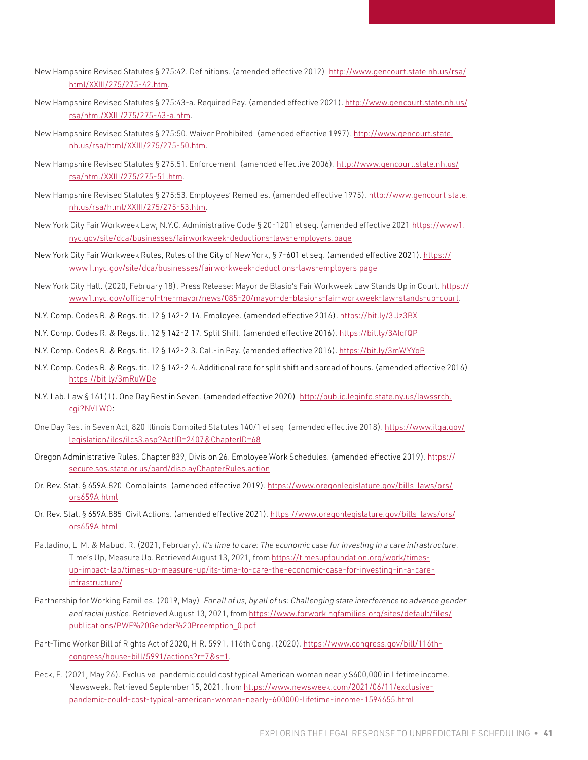New Hampshire Revised Statutes § 275:42. Definitions. (amended effective 2012). http://www.gencourt.state.nh.us/rsa/html/XXIII/275/275-42.htm.

New Hampshire Revised Statutes § 275:43-a. Required Pay. (amended effective 2021). http://www.gencourt.state.nh.us/rsa/html/XXIII/275/275-43-a.htm.

New Hampshire Revised Statutes § 275:50. Waiver Prohibited. (amended effective 1997). http://www.gencourt.state.nh.us/rsa/html/XXIII/275/275-50.htm.

New Hampshire Revised Statutes § 275.51. Enforcement. (amended effective 2006). http://www.gencourt.state.nh.us/rsa/html/XXIII/275/275-51.htm.

New Hampshire Revised Statutes § 275:53. Employees' Remedies. (amended effective 1975). http://www.gencourt.state.nh.us/rsa/html/XXIII/275/275-53.htm.

New York City Fair Workweek Law, N.Y.C. Administrative Code § 20-1201 et seq. (amended effective 2021.https://www1.nyc.gov/site/dca/businesses/fairworkweek-deductions-laws-employers.page

New York City Fair Workweek Rules, Rules of the City of New York, § 7-601 et seq. (amended effective 2021). https://www1.nyc.gov/site/dca/businesses/fairworkweek-deductions-laws-employers.page

New York City Hall. (2020, February 18). Press Release: Mayor de Blasio's Fair Workweek Law Stands Up in Court. https://www1.nyc.gov/office-of-the-mayor/news/085-20/mayor-de-blasio-s-fair-workweek-law-stands-up-court.

N.Y. Comp. Codes R. & Regs. tit. 12 § 142-2.14. Employee. (amended effective 2016). https://bit.ly/3lJz3BX

N.Y. Comp. Codes R. & Regs. tit. 12 § 142-2.17. Split Shift. (amended effective 2016). https://bit.ly/3AlqfQP

N.Y. Comp. Codes R. & Regs. tit. 12 § 142-2.3. Call-in Pay. (amended effective 2016). https://bit.ly/3mWYYoP

N.Y. Comp. Codes R. & Regs. tit. 12 § 142-2.4. Additional rate for split shift and spread of hours. (amended effective 2016). https://bit.ly/3mRuWDe

N.Y. Lab. Law § 161(1). One Day Rest in Seven. (amended effective 2020). http://public.leginfo.state.ny.us/lawssrch.cgi?NVLWO:

One Day Rest in Seven Act, 820 Illinois Compiled Statutes 140/1 et seq. (amended effective 2018). https://www.ilga.gov/legislation/ilcs/ilcs3.asp?ActID=2407&ChapterID=68

Oregon Administrative Rules, Chapter 839, Division 26. Employee Work Schedules. (amended effective 2019). https://secure.sos.state.or.us/oard/displayChapterRules.action

Or. Rev. Stat. § 659A.820. Complaints. (amended effective 2019). https://www.oregonlegislature.gov/bills_laws/ors/ors659A.html

Or. Rev. Stat. § 659A.885. Civil Actions. (amended effective 2021). https://www.oregonlegislature.gov/bills_laws/ors/ors659A.html

Palladino, L. M. & Mabud, R. (2021, February). *It's time to care: The economic case for investing in a care infrastructure*. Time's Up, Measure Up. Retrieved August 13, 2021, from https://timesupfoundation.org/work/times-up-impact-lab/times-up-measure-up/its-time-to-care-the-economic-case-for-investing-in-a-care-infrastructure/

Partnership for Working Families. (2019, May). *For all of us, by all of us: Challenging state interference to advance gender and racial justice*. Retrieved August 13, 2021, from https://www.forworkingfamilies.org/sites/default/files/publications/PWF%20Gender%20Preemption_0.pdf

Part-Time Worker Bill of Rights Act of 2020, H.R. 5991, 116th Cong. (2020). https://www.congress.gov/bill/116th-congress/house-bill/5991/actions?r=7&s=1.

Peck, E. (2021, May 26). Exclusive: pandemic could cost typical American woman nearly $600,000 in lifetime income. Newsweek. Retrieved September 15, 2021, from https://www.newsweek.com/2021/06/11/exclusive-pandemic-could-cost-typical-american-woman-nearly-600000-lifetime-income-1594655.html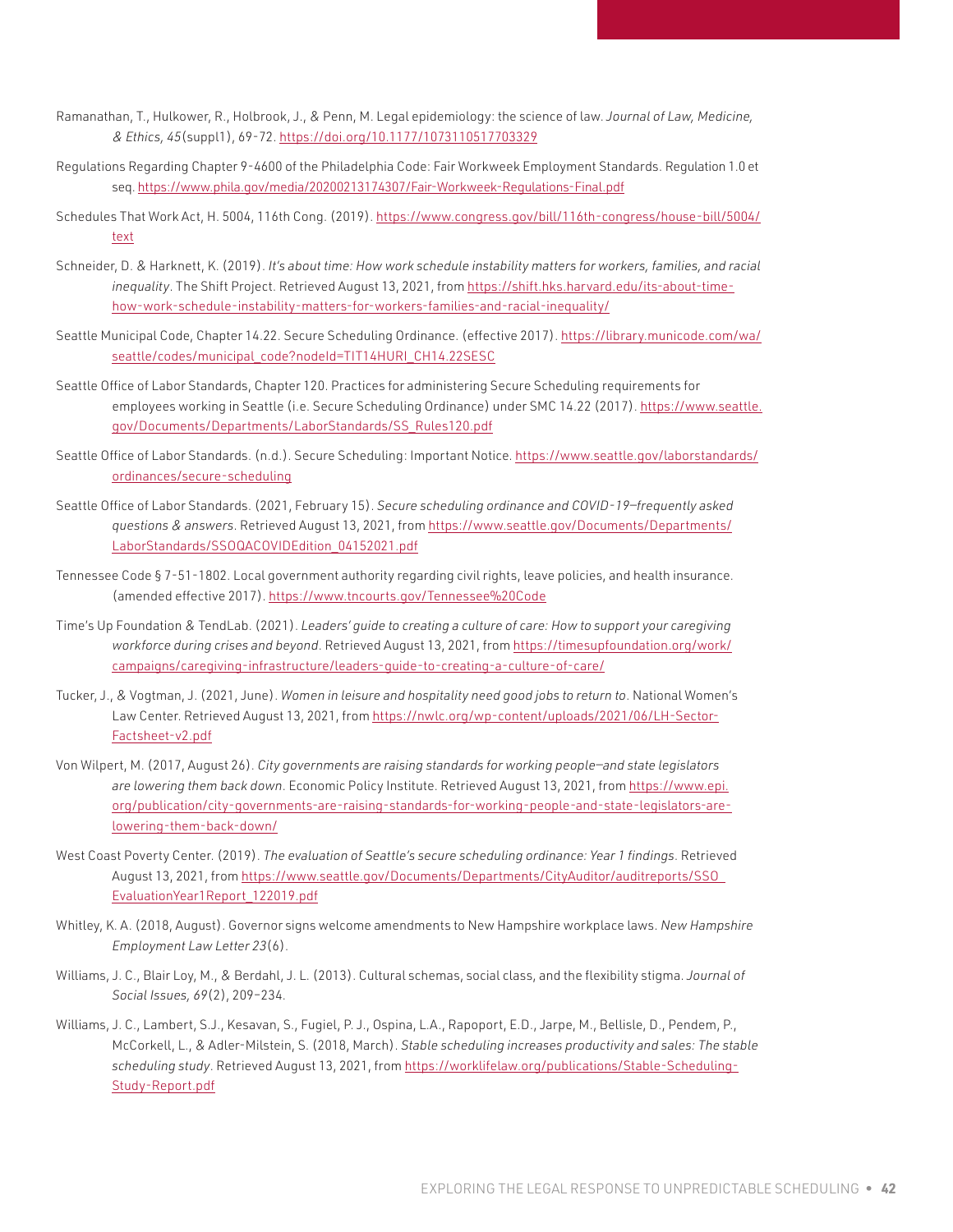Ramanathan, T., Hulkower, R., Holbrook, J., & Penn, M. Legal epidemiology: the science of law. *Journal of Law, Medicine, & Ethics, 45*(suppl1), 69-72. https://doi.org/10.1177/1073110517703329

Regulations Regarding Chapter 9-4600 of the Philadelphia Code: Fair Workweek Employment Standards. Regulation 1.0 et seq. https://www.phila.gov/media/20200213174307/Fair-Workweek-Regulations-Final.pdf

Schedules That Work Act, H. 5004, 116th Cong. (2019). https://www.congress.gov/bill/116th-congress/house-bill/5004/text

Schneider, D. & Harknett, K. (2019). *It's about time: How work schedule instability matters for workers, families, and racial inequality*. The Shift Project. Retrieved August 13, 2021, from https://shift.hks.harvard.edu/its-about-time-how-work-schedule-instability-matters-for-workers-families-and-racial-inequality/

Seattle Municipal Code, Chapter 14.22. Secure Scheduling Ordinance. (effective 2017). https://library.municode.com/wa/seattle/codes/municipal_code?nodeId=TIT14HURI_CH14.22SESC

Seattle Office of Labor Standards, Chapter 120. Practices for administering Secure Scheduling requirements for employees working in Seattle (i.e. Secure Scheduling Ordinance) under SMC 14.22 (2017). https://www.seattle.gov/Documents/Departments/LaborStandards/SS_Rules120.pdf

Seattle Office of Labor Standards. (n.d.). Secure Scheduling: Important Notice. https://www.seattle.gov/laborstandards/ordinances/secure-scheduling

Seattle Office of Labor Standards. (2021, February 15). *Secure scheduling ordinance and COVID-19—frequently asked questions & answers*. Retrieved August 13, 2021, from https://www.seattle.gov/Documents/Departments/LaborStandards/SSOQACOVIDEdition_04152021.pdf

Tennessee Code § 7-51-1802. Local government authority regarding civil rights, leave policies, and health insurance. (amended effective 2017). https://www.tncourts.gov/Tennessee%20Code

Time's Up Foundation & TendLab. (2021). *Leaders' guide to creating a culture of care: How to support your caregiving workforce during crises and beyond*. Retrieved August 13, 2021, from https://timesupfoundation.org/work/campaigns/caregiving-infrastructure/leaders-guide-to-creating-a-culture-of-care/

Tucker, J., & Vogtman, J. (2021, June). *Women in leisure and hospitality need good jobs to return to*. National Women's Law Center. Retrieved August 13, 2021, from https://nwlc.org/wp-content/uploads/2021/06/LH-Sector-Factsheet-v2.pdf

Von Wilpert, M. (2017, August 26). *City governments are raising standards for working people—and state legislators are lowering them back down*. Economic Policy Institute. Retrieved August 13, 2021, from https://www.epi.org/publication/city-governments-are-raising-standards-for-working-people-and-state-legislators-are-lowering-them-back-down/

West Coast Poverty Center. (2019). *The evaluation of Seattle's secure scheduling ordinance: Year 1 findings*. Retrieved August 13, 2021, from https://www.seattle.gov/Documents/Departments/CityAuditor/auditreports/SSO_EvaluationYear1Report_122019.pdf

Whitley, K. A. (2018, August). Governor signs welcome amendments to New Hampshire workplace laws. *New Hampshire Employment Law Letter 23*(6).

Williams, J. C., Blair Loy, M., & Berdahl, J. L. (2013). Cultural schemas, social class, and the flexibility stigma. *Journal of Social Issues, 69*(2), 209–234.

Williams, J. C., Lambert, S.J., Kesavan, S., Fugiel, P. J., Ospina, L.A., Rapoport, E.D., Jarpe, M., Bellisle, D., Pendem, P., McCorkell, L., & Adler-Milstein, S. (2018, March). *Stable scheduling increases productivity and sales: The stable scheduling study*. Retrieved August 13, 2021, from https://worklifelaw.org/publications/Stable-Scheduling-Study-Report.pdf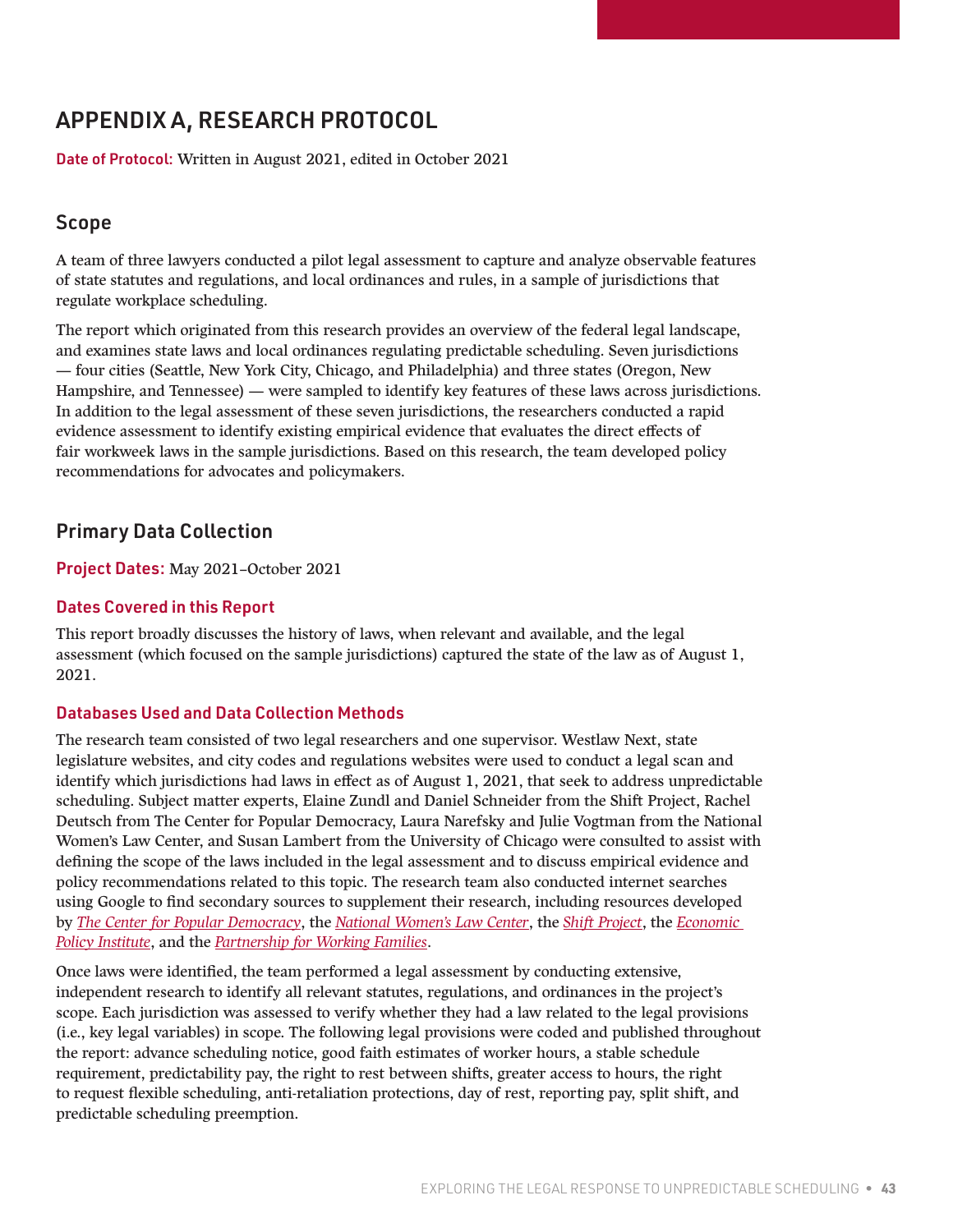# APPENDIX A, RESEARCH PROTOCOL

**Date of Protocol:** Written in August 2021, edited in October 2021

## Scope

A team of three lawyers conducted a pilot legal assessment to capture and analyze observable features of state statutes and regulations, and local ordinances and rules, in a sample of jurisdictions that regulate workplace scheduling.

The report which originated from this research provides an overview of the federal legal landscape, and examines state laws and local ordinances regulating predictable scheduling. Seven jurisdictions — four cities (Seattle, New York City, Chicago, and Philadelphia) and three states (Oregon, New Hampshire, and Tennessee) — were sampled to identify key features of these laws across jurisdictions. In addition to the legal assessment of these seven jurisdictions, the researchers conducted a rapid evidence assessment to identify existing empirical evidence that evaluates the direct effects of fair workweek laws in the sample jurisdictions. Based on this research, the team developed policy recommendations for advocates and policymakers.

## Primary Data Collection

**Project Dates:** May 2021–October 2021

### Dates Covered in this Report

This report broadly discusses the history of laws, when relevant and available, and the legal assessment (which focused on the sample jurisdictions) captured the state of the law as of August 1, 2021.

### Databases Used and Data Collection Methods

The research team consisted of two legal researchers and one supervisor. Westlaw Next, state legislature websites, and city codes and regulations websites were used to conduct a legal scan and identify which jurisdictions had laws in effect as of August 1, 2021, that seek to address unpredictable scheduling. Subject matter experts, Elaine Zundl and Daniel Schneider from the Shift Project, Rachel Deutsch from The Center for Popular Democracy, Laura Narefsky and Julie Vogtman from the National Women's Law Center, and Susan Lambert from the University of Chicago were consulted to assist with defining the scope of the laws included in the legal assessment and to discuss empirical evidence and policy recommendations related to this topic. The research team also conducted internet searches using Google to find secondary sources to supplement their research, including resources developed by *The Center for Popular Democracy*, the *National Women's Law Center*, the *Shift Project*, the *Economic Policy Institute*, and the *Partnership for Working Families*.

Once laws were identified, the team performed a legal assessment by conducting extensive, independent research to identify all relevant statutes, regulations, and ordinances in the project's scope. Each jurisdiction was assessed to verify whether they had a law related to the legal provisions (i.e., key legal variables) in scope. The following legal provisions were coded and published throughout the report: advance scheduling notice, good faith estimates of worker hours, a stable schedule requirement, predictability pay, the right to rest between shifts, greater access to hours, the right to request flexible scheduling, anti-retaliation protections, day of rest, reporting pay, split shift, and predictable scheduling preemption.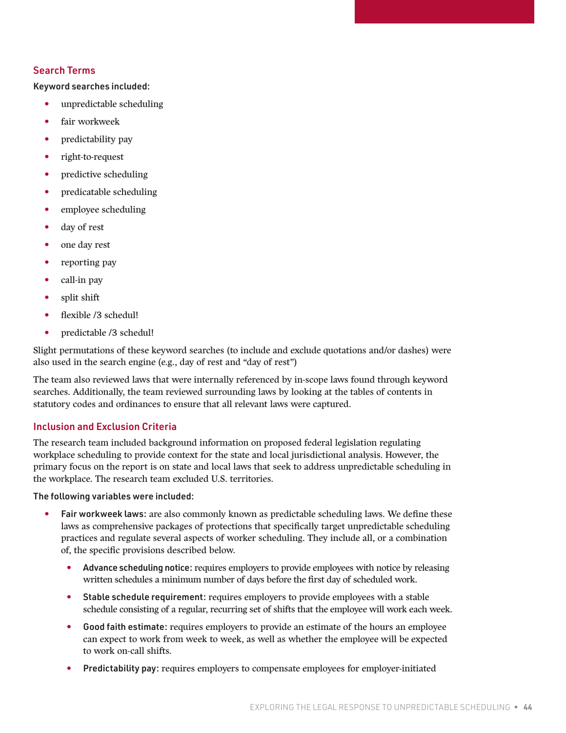## Search Terms

**Keyword searches included:**

- unpredictable scheduling
- fair workweek
- predictability pay
- right-to-request
- predictive scheduling
- predicatable scheduling
- employee scheduling
- day of rest
- one day rest
- reporting pay
- call-in pay
- split shift
- flexible /3 schedul!
- predictable /3 schedul!

Slight permutations of these keyword searches (to include and exclude quotations and/or dashes) were also used in the search engine (e.g., day of rest and "day of rest")

The team also reviewed laws that were internally referenced by in-scope laws found through keyword searches. Additionally, the team reviewed surrounding laws by looking at the tables of contents in statutory codes and ordinances to ensure that all relevant laws were captured.

## Inclusion and Exclusion Criteria

The research team included background information on proposed federal legislation regulating workplace scheduling to provide context for the state and local jurisdictional analysis. However, the primary focus on the report is on state and local laws that seek to address unpredictable scheduling in the workplace. The research team excluded U.S. territories.

**The following variables were included:**

- **Fair workweek laws:** are also commonly known as predictable scheduling laws. We define these laws as comprehensive packages of protections that specifically target unpredictable scheduling practices and regulate several aspects of worker scheduling. They include all, or a combination of, the specific provisions described below.
    - **Advance scheduling notice:** requires employers to provide employees with notice by releasing written schedules a minimum number of days before the first day of scheduled work.
    - **Stable schedule requirement:** requires employers to provide employees with a stable schedule consisting of a regular, recurring set of shifts that the employee will work each week.
    - **Good faith estimate:** requires employers to provide an estimate of the hours an employee can expect to work from week to week, as well as whether the employee will be expected to work on-call shifts.
    - **Predictability pay:** requires employers to compensate employees for employer-initiated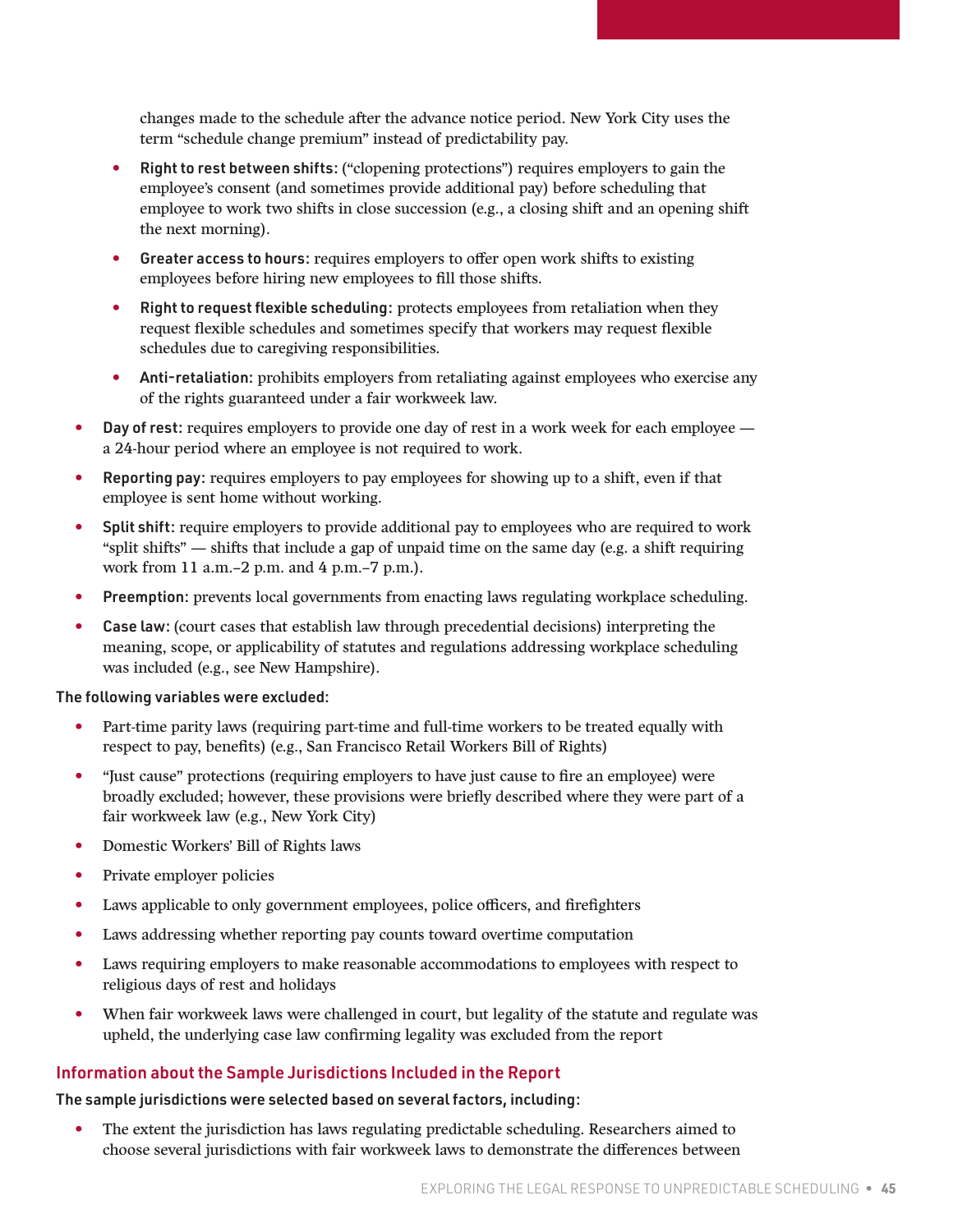changes made to the schedule after the advance notice period. New York City uses the term "schedule change premium" instead of predictability pay.

  - **Right to rest between shifts:** ("clopening protections") requires employers to gain the employee's consent (and sometimes provide additional pay) before scheduling that employee to work two shifts in close succession (e.g., a closing shift and an opening shift the next morning).
  - **Greater access to hours:** requires employers to offer open work shifts to existing employees before hiring new employees to fill those shifts.
  - **Right to request flexible scheduling:** protects employees from retaliation when they request flexible schedules and sometimes specify that workers may request flexible schedules due to caregiving responsibilities.
  - **Anti-retaliation:** prohibits employers from retaliating against employees who exercise any of the rights guaranteed under a fair workweek law.

- **Day of rest:** requires employers to provide one day of rest in a work week for each employee — a 24-hour period where an employee is not required to work.
- **Reporting pay:** requires employers to pay employees for showing up to a shift, even if that employee is sent home without working.
- **Split shift:** require employers to provide additional pay to employees who are required to work "split shifts" — shifts that include a gap of unpaid time on the same day (e.g. a shift requiring work from 11 a.m.–2 p.m. and 4 p.m.–7 p.m.).
- **Preemption:** prevents local governments from enacting laws regulating workplace scheduling.
- **Case law:** (court cases that establish law through precedential decisions) interpreting the meaning, scope, or applicability of statutes and regulations addressing workplace scheduling was included (e.g., see New Hampshire).

**The following variables were excluded:**

- Part-time parity laws (requiring part-time and full-time workers to be treated equally with respect to pay, benefits) (e.g., San Francisco Retail Workers Bill of Rights)
- "Just cause" protections (requiring employers to have just cause to fire an employee) were broadly excluded; however, these provisions were briefly described where they were part of a fair workweek law (e.g., New York City)
- Domestic Workers' Bill of Rights laws
- Private employer policies
- Laws applicable to only government employees, police officers, and firefighters
- Laws addressing whether reporting pay counts toward overtime computation
- Laws requiring employers to make reasonable accommodations to employees with respect to religious days of rest and holidays
- When fair workweek laws were challenged in court, but legality of the statute and regulate was upheld, the underlying case law confirming legality was excluded from the report

## Information about the Sample Jurisdictions Included in the Report

**The sample jurisdictions were selected based on several factors, including:**

- The extent the jurisdiction has laws regulating predictable scheduling. Researchers aimed to choose several jurisdictions with fair workweek laws to demonstrate the differences between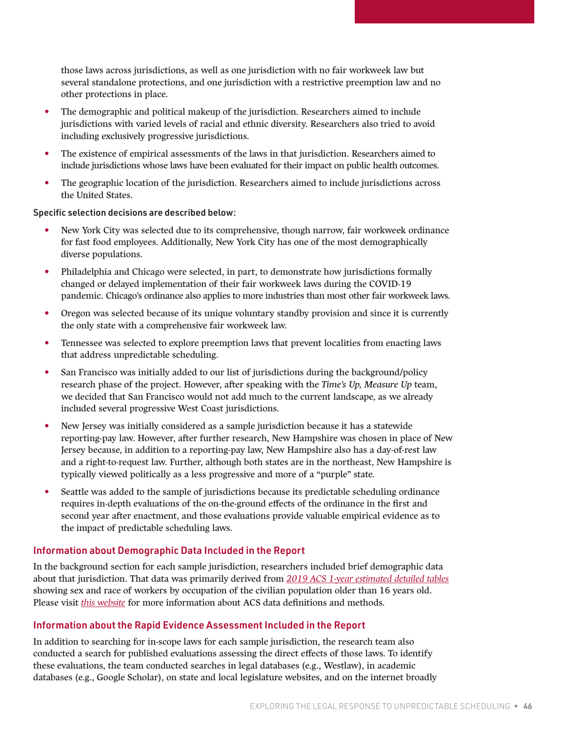those laws across jurisdictions, as well as one jurisdiction with no fair workweek law but several standalone protections, and one jurisdiction with a restrictive preemption law and no other protections in place.

- The demographic and political makeup of the jurisdiction. Researchers aimed to include jurisdictions with varied levels of racial and ethnic diversity. Researchers also tried to avoid including exclusively progressive jurisdictions.
- The existence of empirical assessments of the laws in that jurisdiction. Researchers aimed to include jurisdictions whose laws have been evaluated for their impact on public health outcomes.
- The geographic location of the jurisdiction. Researchers aimed to include jurisdictions across the United States.

Specific selection decisions are described below:

- New York City was selected due to its comprehensive, though narrow, fair workweek ordinance for fast food employees. Additionally, New York City has one of the most demographically diverse populations.
- Philadelphia and Chicago were selected, in part, to demonstrate how jurisdictions formally changed or delayed implementation of their fair workweek laws during the COVID-19 pandemic. Chicago's ordinance also applies to more industries than most other fair workweek laws.
- Oregon was selected because of its unique voluntary standby provision and since it is currently the only state with a comprehensive fair workweek law.
- Tennessee was selected to explore preemption laws that prevent localities from enacting laws that address unpredictable scheduling.
- San Francisco was initially added to our list of jurisdictions during the background/policy research phase of the project. However, after speaking with the *Time's Up, Measure Up* team, we decided that San Francisco would not add much to the current landscape, as we already included several progressive West Coast jurisdictions.
- New Jersey was initially considered as a sample jurisdiction because it has a statewide reporting-pay law. However, after further research, New Hampshire was chosen in place of New Jersey because, in addition to a reporting-pay law, New Hampshire also has a day-of-rest law and a right-to-request law. Further, although both states are in the northeast, New Hampshire is typically viewed politically as a less progressive and more of a "purple" state.
- Seattle was added to the sample of jurisdictions because its predictable scheduling ordinance requires in-depth evaluations of the on-the-ground effects of the ordinance in the first and second year after enactment, and those evaluations provide valuable empirical evidence as to the impact of predictable scheduling laws.

## Information about Demographic Data Included in the Report

In the background section for each sample jurisdiction, researchers included brief demographic data about that jurisdiction. That data was primarily derived from *2019 ACS 1-year estimated detailed tables* showing sex and race of workers by occupation of the civilian population older than 16 years old. Please visit *this website* for more information about ACS data definitions and methods.

## Information about the Rapid Evidence Assessment Included in the Report

In addition to searching for in-scope laws for each sample jurisdiction, the research team also conducted a search for published evaluations assessing the direct effects of those laws. To identify these evaluations, the team conducted searches in legal databases (e.g., Westlaw), in academic databases (e.g., Google Scholar), on state and local legislature websites, and on the internet broadly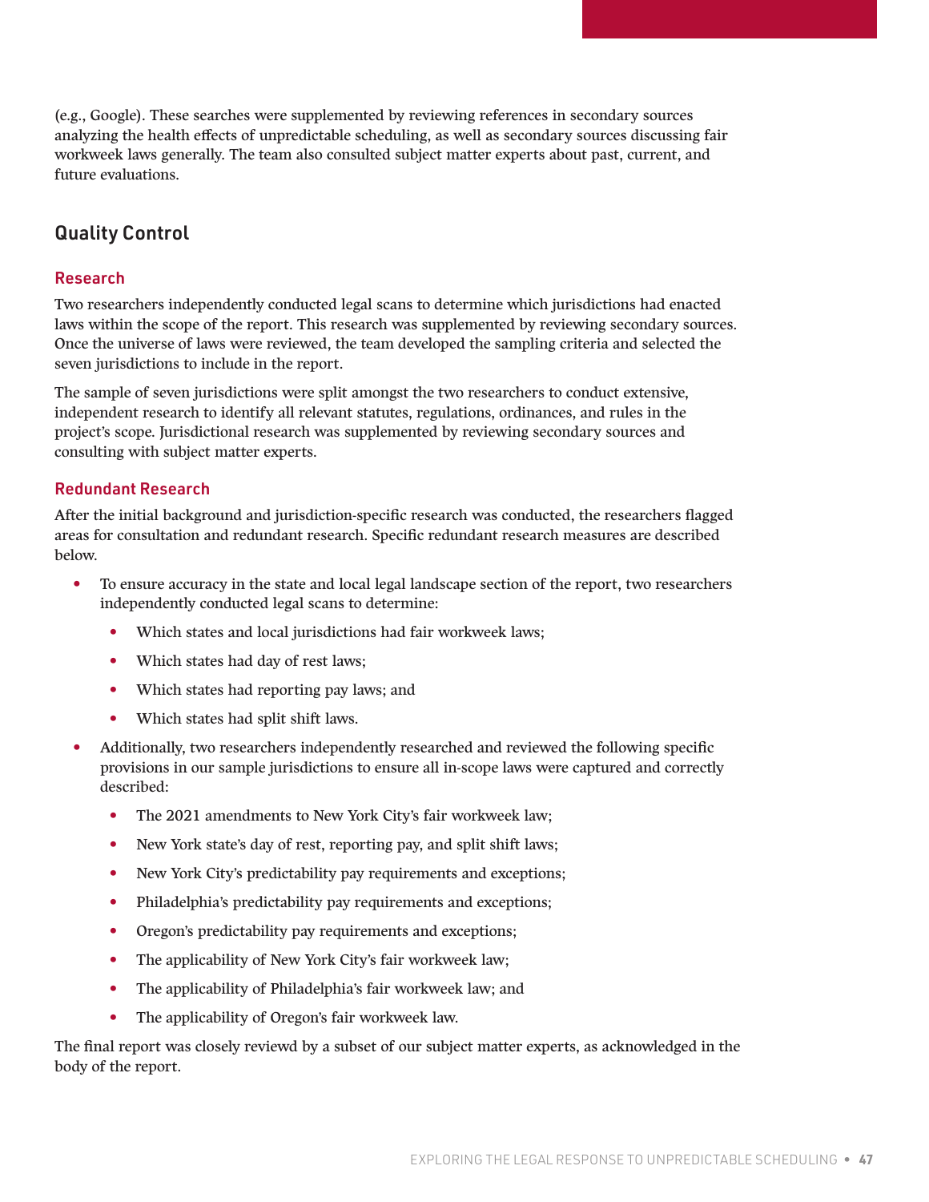(e.g., Google). These searches were supplemented by reviewing references in secondary sources analyzing the health effects of unpredictable scheduling, as well as secondary sources discussing fair workweek laws generally. The team also consulted subject matter experts about past, current, and future evaluations.

## Quality Control

### Research

Two researchers independently conducted legal scans to determine which jurisdictions had enacted laws within the scope of the report. This research was supplemented by reviewing secondary sources. Once the universe of laws were reviewed, the team developed the sampling criteria and selected the seven jurisdictions to include in the report.

The sample of seven jurisdictions were split amongst the two researchers to conduct extensive, independent research to identify all relevant statutes, regulations, ordinances, and rules in the project's scope. Jurisdictional research was supplemented by reviewing secondary sources and consulting with subject matter experts.

### Redundant Research

After the initial background and jurisdiction-specific research was conducted, the researchers flagged areas for consultation and redundant research. Specific redundant research measures are described below.

- To ensure accuracy in the state and local legal landscape section of the report, two researchers independently conducted legal scans to determine:
    - Which states and local jurisdictions had fair workweek laws;
    - Which states had day of rest laws;
    - Which states had reporting pay laws; and
    - Which states had split shift laws.
- Additionally, two researchers independently researched and reviewed the following specific provisions in our sample jurisdictions to ensure all in-scope laws were captured and correctly described:
    - The 2021 amendments to New York City's fair workweek law;
    - New York state's day of rest, reporting pay, and split shift laws;
    - New York City's predictability pay requirements and exceptions;
    - Philadelphia's predictability pay requirements and exceptions;
    - Oregon's predictability pay requirements and exceptions;
    - The applicability of New York City's fair workweek law;
    - The applicability of Philadelphia's fair workweek law; and
    - The applicability of Oregon's fair workweek law.

The final report was closely reviewd by a subset of our subject matter experts, as acknowledged in the body of the report.